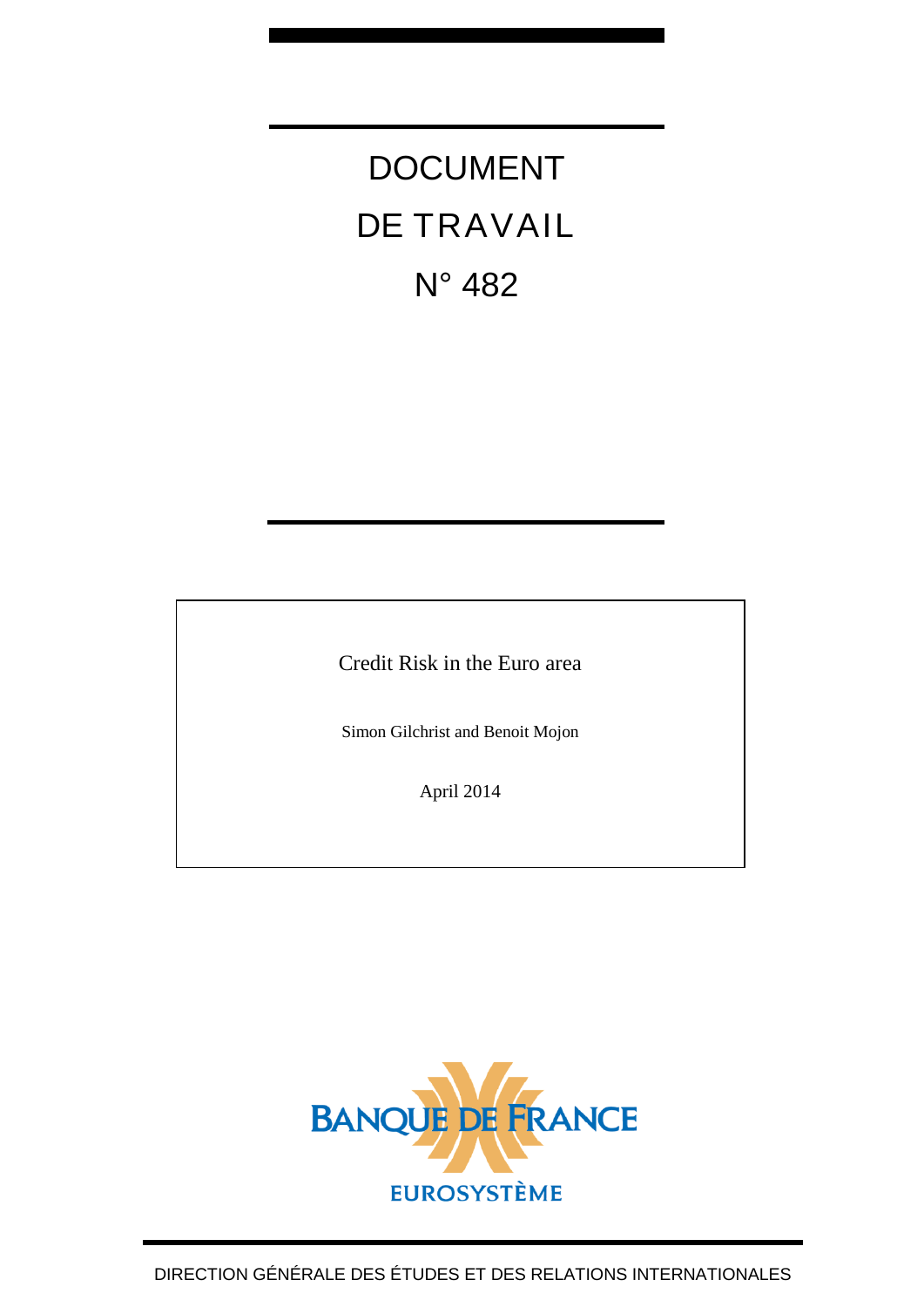# DOCUMENT DE TRAVAIL N° 482

Credit Risk in the Euro area

Simon Gilchrist and Benoit Mojon

April 2014

BANQUE DE FRANCE

EUROSYSTÈME

DIRECTION GÉNÉRALE DES ÉTUDES ET DES RELATIONS INTERNATIONALES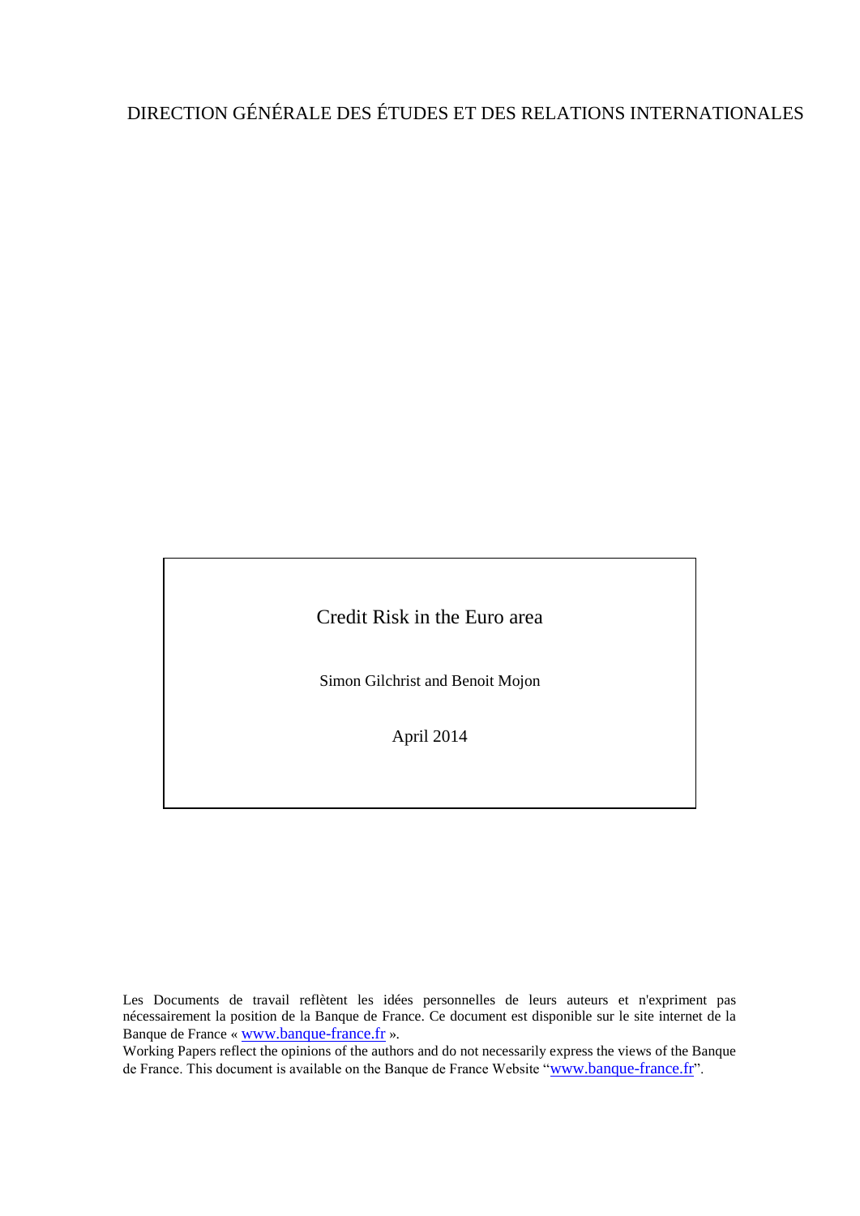DIRECTION GÉNÉRALE DES ÉTUDES ET DES RELATIONS INTERNATIONALES

# Credit Risk in the Euro area

Simon Gilchrist and Benoit Mojon

April 2014

Les Documents de travail reflètent les idées personnelles de leurs auteurs et n'expriment pas nécessairement la position de la Banque de France. Ce document est disponible sur le site internet de la Banque de France « www.banque-france.fr ».

Working Papers reflect the opinions of the authors and do not necessarily express the views of the Banque de France. This document is available on the Banque de France Website "www.banque-france.fr".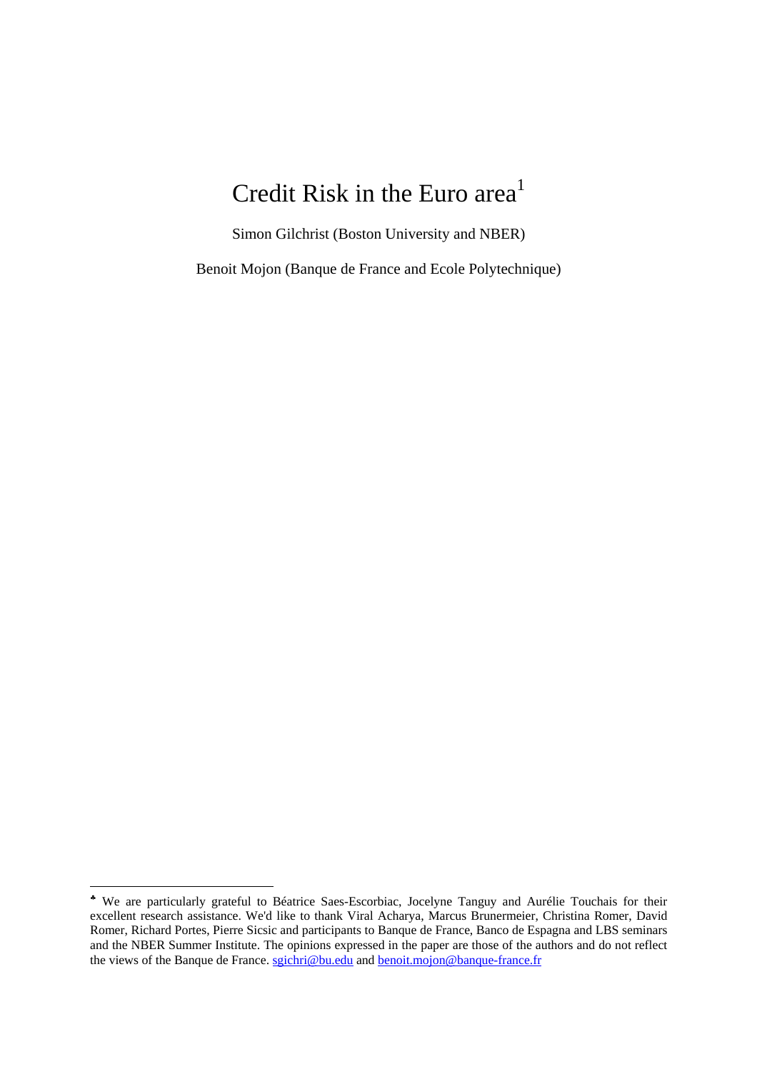# Credit Risk in the Euro area[1]

Simon Gilchrist (Boston University and NBER)

Benoit Mojon (Banque de France and Ecole Polytechnique)

---

[♣] We are particularly grateful to Béatrice Saes-Escorbiac, Jocelyne Tanguy and Aurélie Touchais for their excellent research assistance. We'd like to thank Viral Acharya, Marcus Brunermeier, Christina Romer, David Romer, Richard Portes, Pierre Sicsic and participants to Banque de France, Banco de Espagna and LBS seminars and the NBER Summer Institute. The opinions expressed in the paper are those of the authors and do not reflect the views of the Banque de France. sgichri@bu.edu and benoit.mojon@banque-france.fr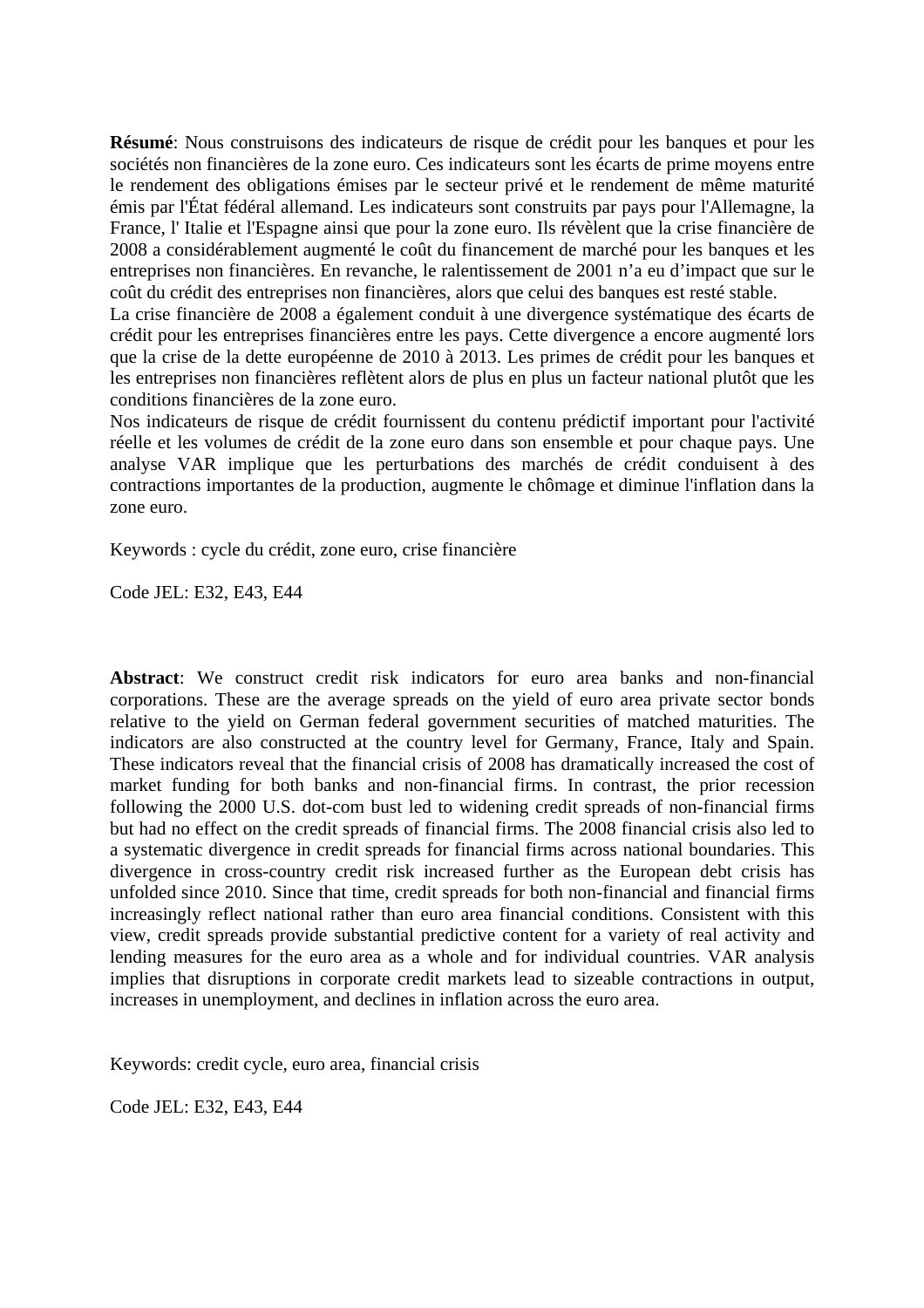**Résumé**: Nous construisons des indicateurs de risque de crédit pour les banques et pour les sociétés non financières de la zone euro. Ces indicateurs sont les écarts de prime moyens entre le rendement des obligations émises par le secteur privé et le rendement de même maturité émis par l'État fédéral allemand. Les indicateurs sont construits par pays pour l'Allemagne, la France, l' Italie et l'Espagne ainsi que pour la zone euro. Ils révèlent que la crise financière de 2008 a considérablement augmenté le coût du financement de marché pour les banques et les entreprises non financières. En revanche, le ralentissement de 2001 n'a eu d'impact que sur le coût du crédit des entreprises non financières, alors que celui des banques est resté stable.
La crise financière de 2008 a également conduit à une divergence systématique des écarts de crédit pour les entreprises financières entre les pays. Cette divergence a encore augmenté lors que la crise de la dette européenne de 2010 à 2013. Les primes de crédit pour les banques et les entreprises non financières reflètent alors de plus en plus un facteur national plutôt que les conditions financières de la zone euro.
Nos indicateurs de risque de crédit fournissent du contenu prédictif important pour l'activité réelle et les volumes de crédit de la zone euro dans son ensemble et pour chaque pays. Une analyse VAR implique que les perturbations des marchés de crédit conduisent à des contractions importantes de la production, augmente le chômage et diminue l'inflation dans la zone euro.

Keywords : cycle du crédit, zone euro, crise financière

Code JEL: E32, E43, E44

**Abstract**: We construct credit risk indicators for euro area banks and non-financial corporations. These are the average spreads on the yield of euro area private sector bonds relative to the yield on German federal government securities of matched maturities. The indicators are also constructed at the country level for Germany, France, Italy and Spain. These indicators reveal that the financial crisis of 2008 has dramatically increased the cost of market funding for both banks and non-financial firms. In contrast, the prior recession following the 2000 U.S. dot-com bust led to widening credit spreads of non-financial firms but had no effect on the credit spreads of financial firms. The 2008 financial crisis also led to a systematic divergence in credit spreads for financial firms across national boundaries. This divergence in cross-country credit risk increased further as the European debt crisis has unfolded since 2010. Since that time, credit spreads for both non-financial and financial firms increasingly reflect national rather than euro area financial conditions. Consistent with this view, credit spreads provide substantial predictive content for a variety of real activity and lending measures for the euro area as a whole and for individual countries. VAR analysis implies that disruptions in corporate credit markets lead to sizeable contractions in output, increases in unemployment, and declines in inflation across the euro area.

Keywords: credit cycle, euro area, financial crisis

Code JEL: E32, E43, E44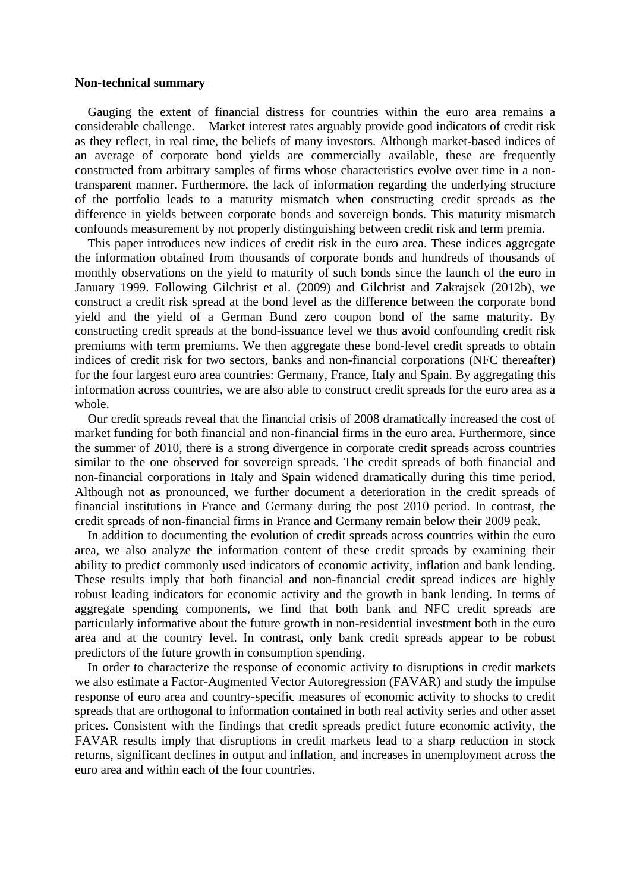**Non-technical summary**

Gauging the extent of financial distress for countries within the euro area remains a considerable challenge. Market interest rates arguably provide good indicators of credit risk as they reflect, in real time, the beliefs of many investors. Although market-based indices of an average of corporate bond yields are commercially available, these are frequently constructed from arbitrary samples of firms whose characteristics evolve over time in a non-transparent manner. Furthermore, the lack of information regarding the underlying structure of the portfolio leads to a maturity mismatch when constructing credit spreads as the difference in yields between corporate bonds and sovereign bonds. This maturity mismatch confounds measurement by not properly distinguishing between credit risk and term premia.

This paper introduces new indices of credit risk in the euro area. These indices aggregate the information obtained from thousands of corporate bonds and hundreds of thousands of monthly observations on the yield to maturity of such bonds since the launch of the euro in January 1999. Following Gilchrist et al. (2009) and Gilchrist and Zakrajsek (2012b), we construct a credit risk spread at the bond level as the difference between the corporate bond yield and the yield of a German Bund zero coupon bond of the same maturity. By constructing credit spreads at the bond-issuance level we thus avoid confounding credit risk premiums with term premiums. We then aggregate these bond-level credit spreads to obtain indices of credit risk for two sectors, banks and non-financial corporations (NFC thereafter) for the four largest euro area countries: Germany, France, Italy and Spain. By aggregating this information across countries, we are also able to construct credit spreads for the euro area as a whole.

Our credit spreads reveal that the financial crisis of 2008 dramatically increased the cost of market funding for both financial and non-financial firms in the euro area. Furthermore, since the summer of 2010, there is a strong divergence in corporate credit spreads across countries similar to the one observed for sovereign spreads. The credit spreads of both financial and non-financial corporations in Italy and Spain widened dramatically during this time period. Although not as pronounced, we further document a deterioration in the credit spreads of financial institutions in France and Germany during the post 2010 period. In contrast, the credit spreads of non-financial firms in France and Germany remain below their 2009 peak.

In addition to documenting the evolution of credit spreads across countries within the euro area, we also analyze the information content of these credit spreads by examining their ability to predict commonly used indicators of economic activity, inflation and bank lending. These results imply that both financial and non-financial credit spread indices are highly robust leading indicators for economic activity and the growth in bank lending. In terms of aggregate spending components, we find that both bank and NFC credit spreads are particularly informative about the future growth in non-residential investment both in the euro area and at the country level. In contrast, only bank credit spreads appear to be robust predictors of the future growth in consumption spending.

In order to characterize the response of economic activity to disruptions in credit markets we also estimate a Factor-Augmented Vector Autoregression (FAVAR) and study the impulse response of euro area and country-specific measures of economic activity to shocks to credit spreads that are orthogonal to information contained in both real activity series and other asset prices. Consistent with the findings that credit spreads predict future economic activity, the FAVAR results imply that disruptions in credit markets lead to a sharp reduction in stock returns, significant declines in output and inflation, and increases in unemployment across the euro area and within each of the four countries.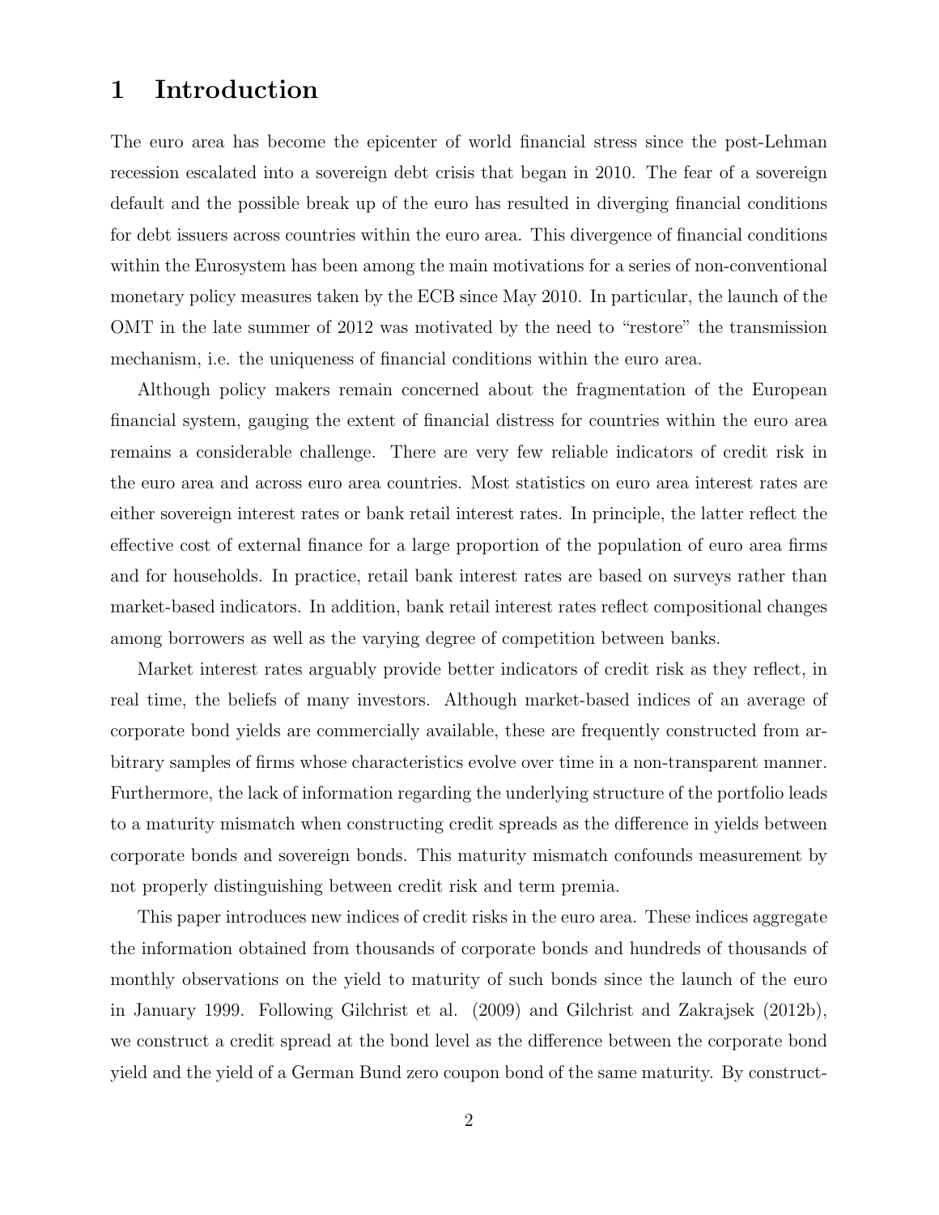# 1 Introduction

The euro area has become the epicenter of world financial stress since the post-Lehman recession escalated into a sovereign debt crisis that began in 2010. The fear of a sovereign default and the possible break up of the euro has resulted in diverging financial conditions for debt issuers across countries within the euro area. This divergence of financial conditions within the Eurosystem has been among the main motivations for a series of non-conventional monetary policy measures taken by the ECB since May 2010. In particular, the launch of the OMT in the late summer of 2012 was motivated by the need to "restore" the transmission mechanism, i.e. the uniqueness of financial conditions within the euro area.

Although policy makers remain concerned about the fragmentation of the European financial system, gauging the extent of financial distress for countries within the euro area remains a considerable challenge. There are very few reliable indicators of credit risk in the euro area and across euro area countries. Most statistics on euro area interest rates are either sovereign interest rates or bank retail interest rates. In principle, the latter reflect the effective cost of external finance for a large proportion of the population of euro area firms and for households. In practice, retail bank interest rates are based on surveys rather than market-based indicators. In addition, bank retail interest rates reflect compositional changes among borrowers as well as the varying degree of competition between banks.

Market interest rates arguably provide better indicators of credit risk as they reflect, in real time, the beliefs of many investors. Although market-based indices of an average of corporate bond yields are commercially available, these are frequently constructed from arbitrary samples of firms whose characteristics evolve over time in a non-transparent manner. Furthermore, the lack of information regarding the underlying structure of the portfolio leads to a maturity mismatch when constructing credit spreads as the difference in yields between corporate bonds and sovereign bonds. This maturity mismatch confounds measurement by not properly distinguishing between credit risk and term premia.

This paper introduces new indices of credit risks in the euro area. These indices aggregate the information obtained from thousands of corporate bonds and hundreds of thousands of monthly observations on the yield to maturity of such bonds since the launch of the euro in January 1999. Following Gilchrist et al. (2009) and Gilchrist and Zakrajsek (2012b), we construct a credit spread at the bond level as the difference between the corporate bond yield and the yield of a German Bund zero coupon bond of the same maturity. By construct-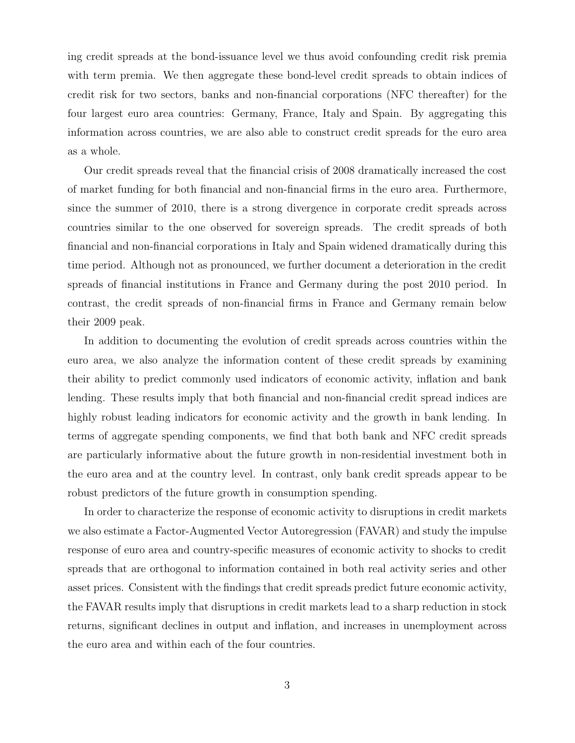ing credit spreads at the bond-issuance level we thus avoid confounding credit risk premia with term premia. We then aggregate these bond-level credit spreads to obtain indices of credit risk for two sectors, banks and non-financial corporations (NFC thereafter) for the four largest euro area countries: Germany, France, Italy and Spain. By aggregating this information across countries, we are also able to construct credit spreads for the euro area as a whole.

Our credit spreads reveal that the financial crisis of 2008 dramatically increased the cost of market funding for both financial and non-financial firms in the euro area. Furthermore, since the summer of 2010, there is a strong divergence in corporate credit spreads across countries similar to the one observed for sovereign spreads. The credit spreads of both financial and non-financial corporations in Italy and Spain widened dramatically during this time period. Although not as pronounced, we further document a deterioration in the credit spreads of financial institutions in France and Germany during the post 2010 period. In contrast, the credit spreads of non-financial firms in France and Germany remain below their 2009 peak.

In addition to documenting the evolution of credit spreads across countries within the euro area, we also analyze the information content of these credit spreads by examining their ability to predict commonly used indicators of economic activity, inflation and bank lending. These results imply that both financial and non-financial credit spread indices are highly robust leading indicators for economic activity and the growth in bank lending. In terms of aggregate spending components, we find that both bank and NFC credit spreads are particularly informative about the future growth in non-residential investment both in the euro area and at the country level. In contrast, only bank credit spreads appear to be robust predictors of the future growth in consumption spending.

In order to characterize the response of economic activity to disruptions in credit markets we also estimate a Factor-Augmented Vector Autoregression (FAVAR) and study the impulse response of euro area and country-specific measures of economic activity to shocks to credit spreads that are orthogonal to information contained in both real activity series and other asset prices. Consistent with the findings that credit spreads predict future economic activity, the FAVAR results imply that disruptions in credit markets lead to a sharp reduction in stock returns, significant declines in output and inflation, and increases in unemployment across the euro area and within each of the four countries.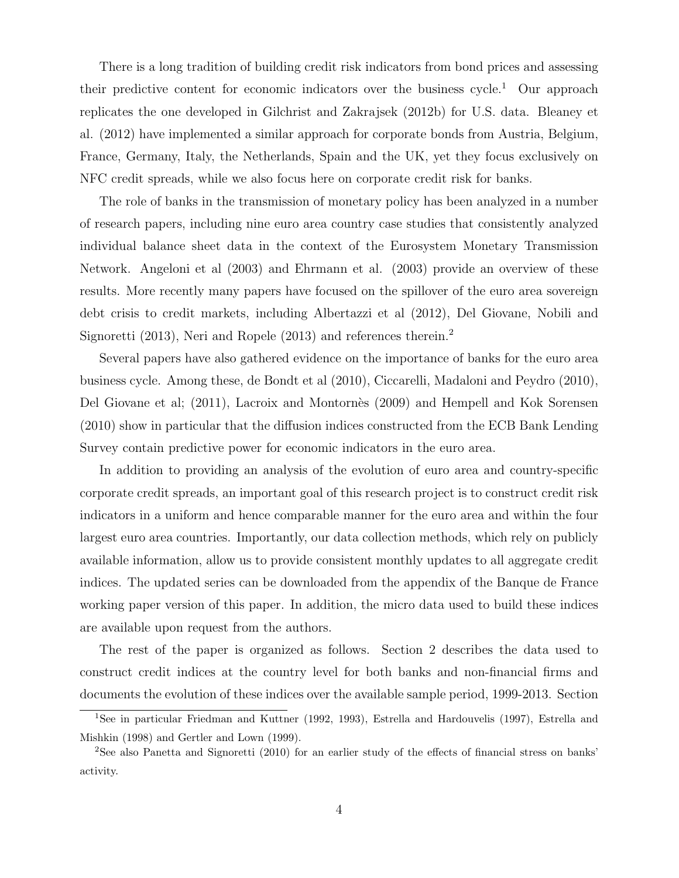There is a long tradition of building credit risk indicators from bond prices and assessing their predictive content for economic indicators over the business cycle.[1] Our approach replicates the one developed in Gilchrist and Zakrajsek (2012b) for U.S. data. Bleaney et al. (2012) have implemented a similar approach for corporate bonds from Austria, Belgium, France, Germany, Italy, the Netherlands, Spain and the UK, yet they focus exclusively on NFC credit spreads, while we also focus here on corporate credit risk for banks.

The role of banks in the transmission of monetary policy has been analyzed in a number of research papers, including nine euro area country case studies that consistently analyzed individual balance sheet data in the context of the Eurosystem Monetary Transmission Network. Angeloni et al (2003) and Ehrmann et al. (2003) provide an overview of these results. More recently many papers have focused on the spillover of the euro area sovereign debt crisis to credit markets, including Albertazzi et al (2012), Del Giovane, Nobili and Signoretti (2013), Neri and Ropele (2013) and references therein.[2]

Several papers have also gathered evidence on the importance of banks for the euro area business cycle. Among these, de Bondt et al (2010), Ciccarelli, Madaloni and Peydro (2010), Del Giovane et al; (2011), Lacroix and Montornès (2009) and Hempell and Kok Sorensen (2010) show in particular that the diffusion indices constructed from the ECB Bank Lending Survey contain predictive power for economic indicators in the euro area.

In addition to providing an analysis of the evolution of euro area and country-specific corporate credit spreads, an important goal of this research project is to construct credit risk indicators in a uniform and hence comparable manner for the euro area and within the four largest euro area countries. Importantly, our data collection methods, which rely on publicly available information, allow us to provide consistent monthly updates to all aggregate credit indices. The updated series can be downloaded from the appendix of the Banque de France working paper version of this paper. In addition, the micro data used to build these indices are available upon request from the authors.

The rest of the paper is organized as follows. Section 2 describes the data used to construct credit indices at the country level for both banks and non-financial firms and documents the evolution of these indices over the available sample period, 1999-2013. Section

[1] See in particular Friedman and Kuttner (1992, 1993), Estrella and Hardouvelis (1997), Estrella and Mishkin (1998) and Gertler and Lown (1999).

[2] See also Panetta and Signoretti (2010) for an earlier study of the effects of financial stress on banks' activity.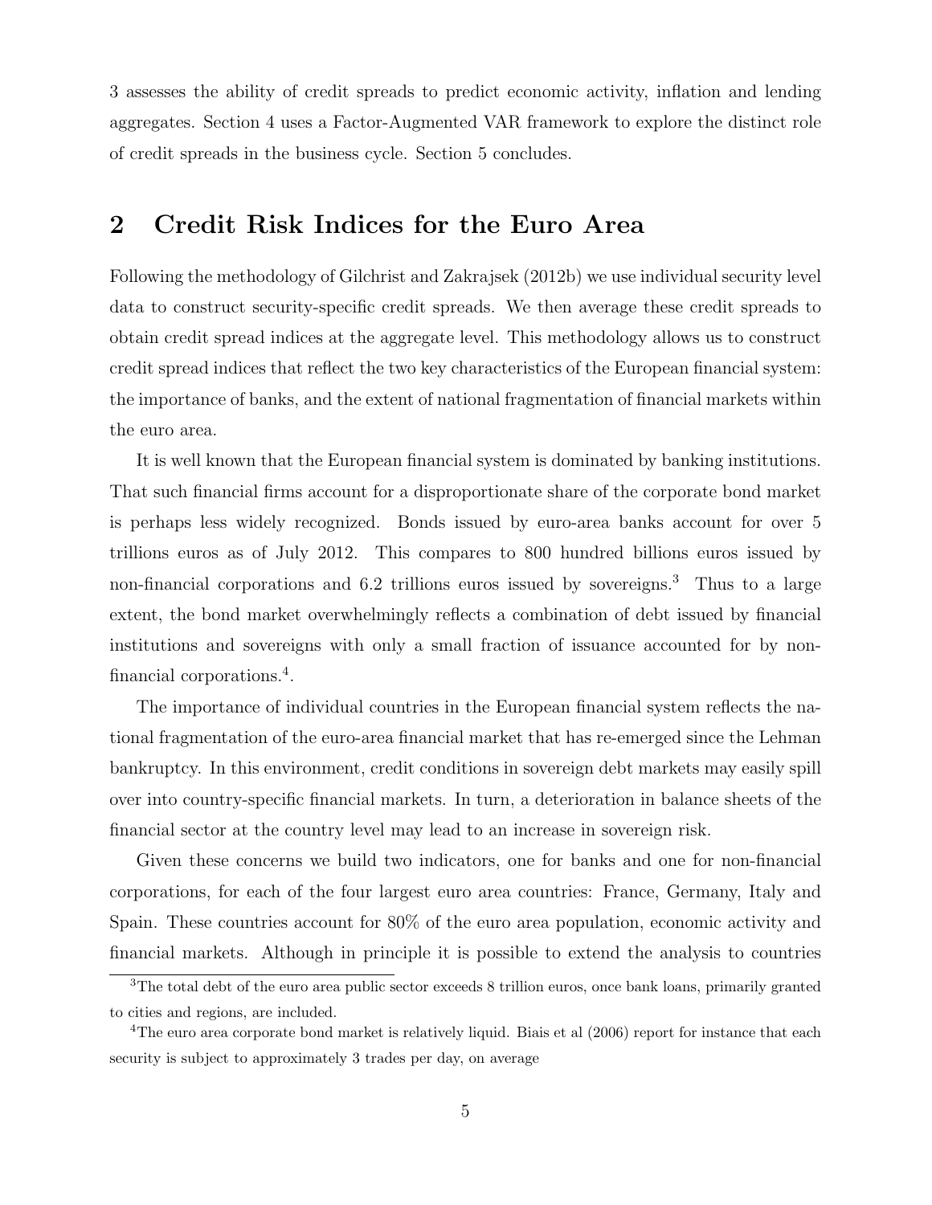3 assesses the ability of credit spreads to predict economic activity, inflation and lending aggregates. Section 4 uses a Factor-Augmented VAR framework to explore the distinct role of credit spreads in the business cycle. Section 5 concludes.

## 2 Credit Risk Indices for the Euro Area

Following the methodology of Gilchrist and Zakrajsek (2012b) we use individual security level data to construct security-specific credit spreads. We then average these credit spreads to obtain credit spread indices at the aggregate level. This methodology allows us to construct credit spread indices that reflect the two key characteristics of the European financial system: the importance of banks, and the extent of national fragmentation of financial markets within the euro area.

It is well known that the European financial system is dominated by banking institutions. That such financial firms account for a disproportionate share of the corporate bond market is perhaps less widely recognized. Bonds issued by euro-area banks account for over 5 trillions euros as of July 2012. This compares to 800 hundred billions euros issued by non-financial corporations and 6.2 trillions euros issued by sovereigns.[3] Thus to a large extent, the bond market overwhelmingly reflects a combination of debt issued by financial institutions and sovereigns with only a small fraction of issuance accounted for by non-financial corporations.[4].

The importance of individual countries in the European financial system reflects the national fragmentation of the euro-area financial market that has re-emerged since the Lehman bankruptcy. In this environment, credit conditions in sovereign debt markets may easily spill over into country-specific financial markets. In turn, a deterioration in balance sheets of the financial sector at the country level may lead to an increase in sovereign risk.

Given these concerns we build two indicators, one for banks and one for non-financial corporations, for each of the four largest euro area countries: France, Germany, Italy and Spain. These countries account for 80% of the euro area population, economic activity and financial markets. Although in principle it is possible to extend the analysis to countries

[3] The total debt of the euro area public sector exceeds 8 trillion euros, once bank loans, primarily granted to cities and regions, are included.

[4] The euro area corporate bond market is relatively liquid. Biais et al (2006) report for instance that each security is subject to approximately 3 trades per day, on average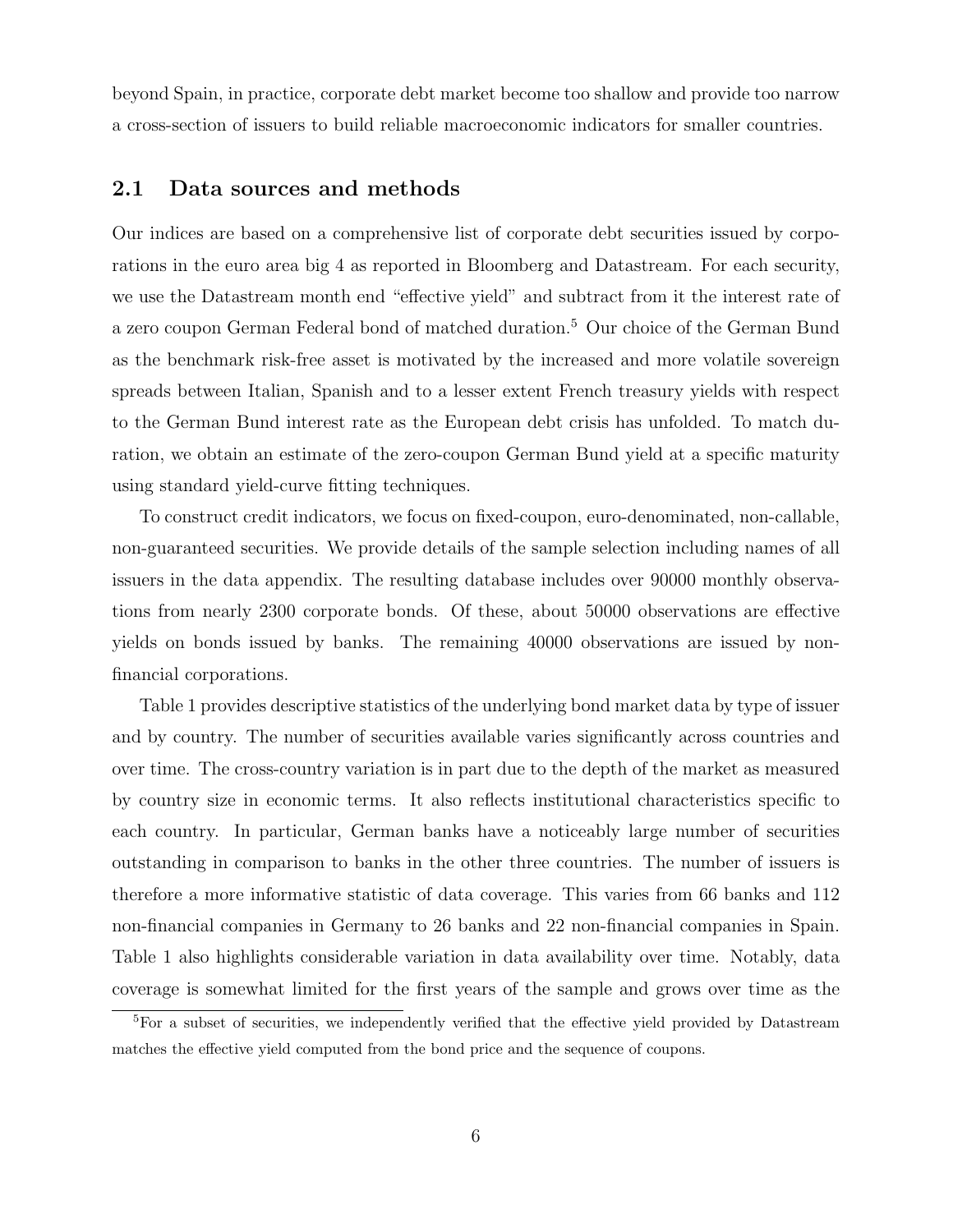beyond Spain, in practice, corporate debt market become too shallow and provide too narrow a cross-section of issuers to build reliable macroeconomic indicators for smaller countries.

## 2.1 Data sources and methods

Our indices are based on a comprehensive list of corporate debt securities issued by corporations in the euro area big 4 as reported in Bloomberg and Datastream. For each security, we use the Datastream month end "effective yield" and subtract from it the interest rate of a zero coupon German Federal bond of matched duration.[5] Our choice of the German Bund as the benchmark risk-free asset is motivated by the increased and more volatile sovereign spreads between Italian, Spanish and to a lesser extent French treasury yields with respect to the German Bund interest rate as the European debt crisis has unfolded. To match duration, we obtain an estimate of the zero-coupon German Bund yield at a specific maturity using standard yield-curve fitting techniques.

To construct credit indicators, we focus on fixed-coupon, euro-denominated, non-callable, non-guaranteed securities. We provide details of the sample selection including names of all issuers in the data appendix. The resulting database includes over 90000 monthly observations from nearly 2300 corporate bonds. Of these, about 50000 observations are effective yields on bonds issued by banks. The remaining 40000 observations are issued by non-financial corporations.

Table 1 provides descriptive statistics of the underlying bond market data by type of issuer and by country. The number of securities available varies significantly across countries and over time. The cross-country variation is in part due to the depth of the market as measured by country size in economic terms. It also reflects institutional characteristics specific to each country. In particular, German banks have a noticeably large number of securities outstanding in comparison to banks in the other three countries. The number of issuers is therefore a more informative statistic of data coverage. This varies from 66 banks and 112 non-financial companies in Germany to 26 banks and 22 non-financial companies in Spain. Table 1 also highlights considerable variation in data availability over time. Notably, data coverage is somewhat limited for the first years of the sample and grows over time as the

[5] For a subset of securities, we independently verified that the effective yield provided by Datastream matches the effective yield computed from the bond price and the sequence of coupons.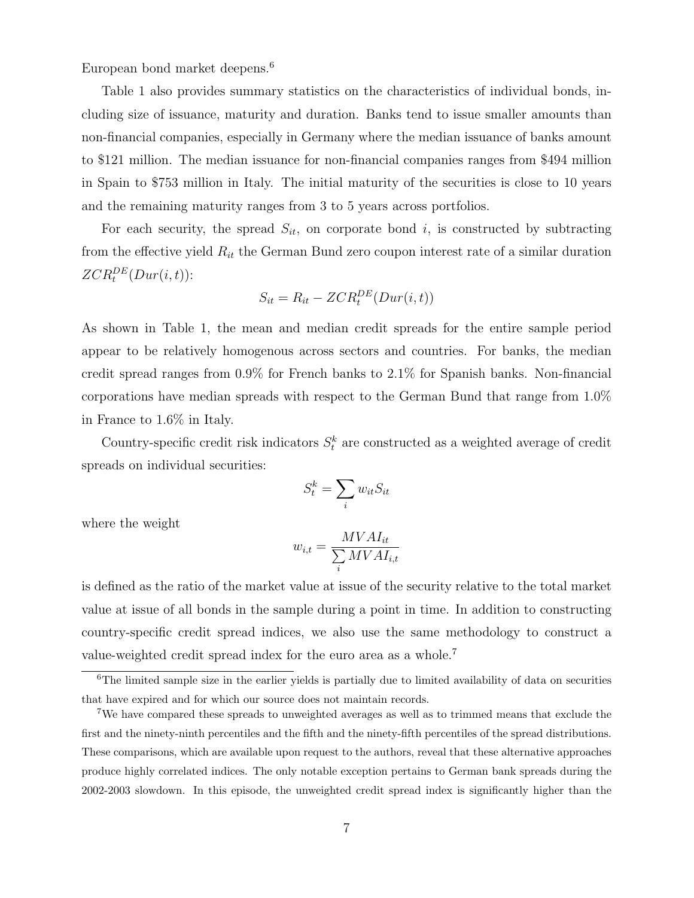European bond market deepens.[6]

Table 1 also provides summary statistics on the characteristics of individual bonds, including size of issuance, maturity and duration. Banks tend to issue smaller amounts than non-financial companies, especially in Germany where the median issuance of banks amount to \$121 million. The median issuance for non-financial companies ranges from \$494 million in Spain to \$753 million in Italy. The initial maturity of the securities is close to 10 years and the remaining maturity ranges from 3 to 5 years across portfolios.

For each security, the spread $S_{it}$, on corporate bond $i$, is constructed by subtracting from the effective yield $R_{it}$ the German Bund zero coupon interest rate of a similar duration $ZCR_t^{DE}(Dur(i,t))$:

$$S_{it} = R_{it} - ZCR_t^{DE}(Dur(i,t))$$

As shown in Table 1, the mean and median credit spreads for the entire sample period appear to be relatively homogenous across sectors and countries. For banks, the median credit spread ranges from 0.9% for French banks to 2.1% for Spanish banks. Non-financial corporations have median spreads with respect to the German Bund that range from 1.0% in France to 1.6% in Italy.

Country-specific credit risk indicators $S_t^k$ are constructed as a weighted average of credit spreads on individual securities:

$$S_t^k = \sum_i w_{it} S_{it}$$

where the weight

$$w_{i,t} = \frac{MVAI_{it}}{\sum_i MVAI_{i,t}}$$

is defined as the ratio of the market value at issue of the security relative to the total market value at issue of all bonds in the sample during a point in time. In addition to constructing country-specific credit spread indices, we also use the same methodology to construct a value-weighted credit spread index for the euro area as a whole.[7]

[6] The limited sample size in the earlier yields is partially due to limited availability of data on securities that have expired and for which our source does not maintain records.

[7] We have compared these spreads to unweighted averages as well as to trimmed means that exclude the first and the ninety-ninth percentiles and the fifth and the ninety-fifth percentiles of the spread distributions. These comparisons, which are available upon request to the authors, reveal that these alternative approaches produce highly correlated indices. The only notable exception pertains to German bank spreads during the 2002-2003 slowdown. In this episode, the unweighted credit spread index is significantly higher than the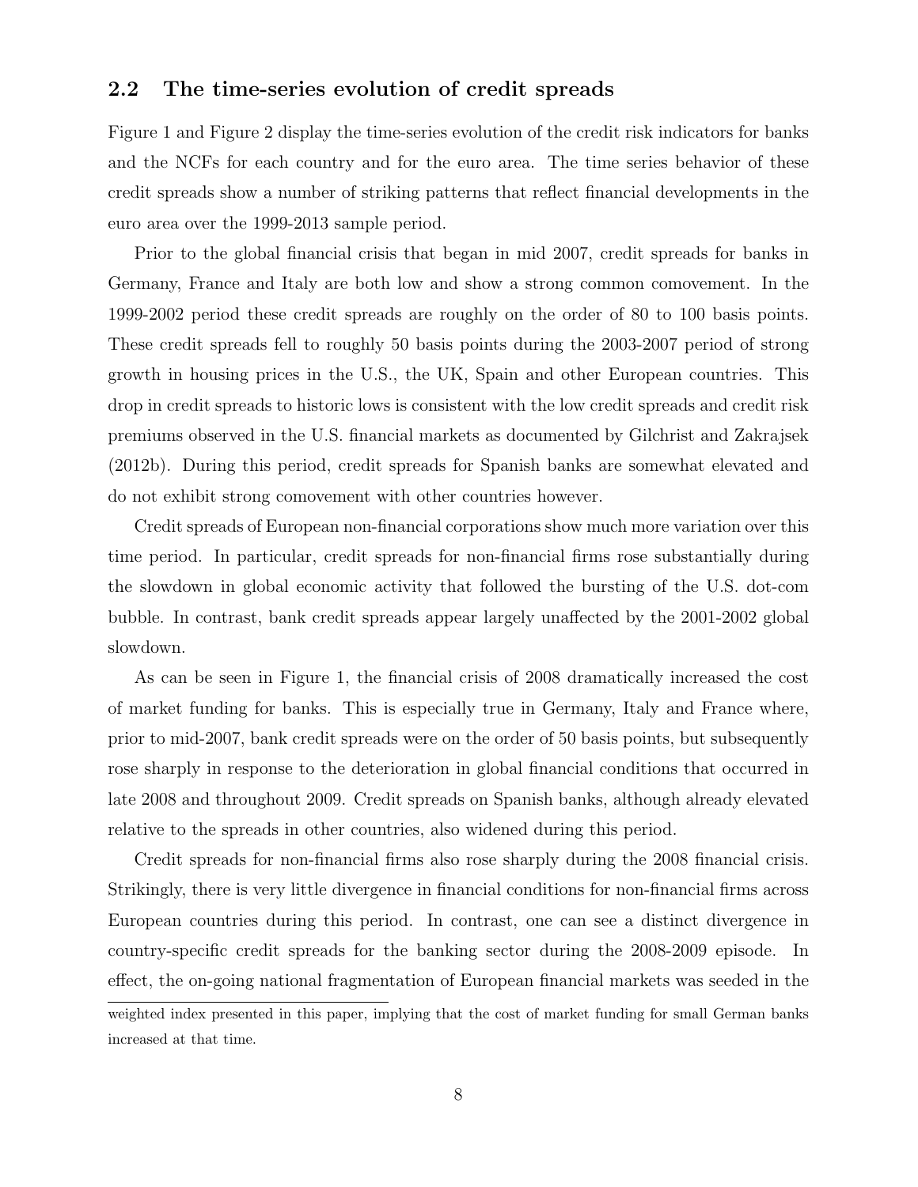## 2.2 The time-series evolution of credit spreads

Figure 1 and Figure 2 display the time-series evolution of the credit risk indicators for banks and the NCFs for each country and for the euro area. The time series behavior of these credit spreads show a number of striking patterns that reflect financial developments in the euro area over the 1999-2013 sample period.

Prior to the global financial crisis that began in mid 2007, credit spreads for banks in Germany, France and Italy are both low and show a strong common comovement. In the 1999-2002 period these credit spreads are roughly on the order of 80 to 100 basis points. These credit spreads fell to roughly 50 basis points during the 2003-2007 period of strong growth in housing prices in the U.S., the UK, Spain and other European countries. This drop in credit spreads to historic lows is consistent with the low credit spreads and credit risk premiums observed in the U.S. financial markets as documented by Gilchrist and Zakrajsek (2012b). During this period, credit spreads for Spanish banks are somewhat elevated and do not exhibit strong comovement with other countries however.

Credit spreads of European non-financial corporations show much more variation over this time period. In particular, credit spreads for non-financial firms rose substantially during the slowdown in global economic activity that followed the bursting of the U.S. dot-com bubble. In contrast, bank credit spreads appear largely unaffected by the 2001-2002 global slowdown.

As can be seen in Figure 1, the financial crisis of 2008 dramatically increased the cost of market funding for banks. This is especially true in Germany, Italy and France where, prior to mid-2007, bank credit spreads were on the order of 50 basis points, but subsequently rose sharply in response to the deterioration in global financial conditions that occurred in late 2008 and throughout 2009. Credit spreads on Spanish banks, although already elevated relative to the spreads in other countries, also widened during this period.

Credit spreads for non-financial firms also rose sharply during the 2008 financial crisis. Strikingly, there is very little divergence in financial conditions for non-financial firms across European countries during this period. In contrast, one can see a distinct divergence in country-specific credit spreads for the banking sector during the 2008-2009 episode. In effect, the on-going national fragmentation of European financial markets was seeded in the

weighted index presented in this paper, implying that the cost of market funding for small German banks increased at that time.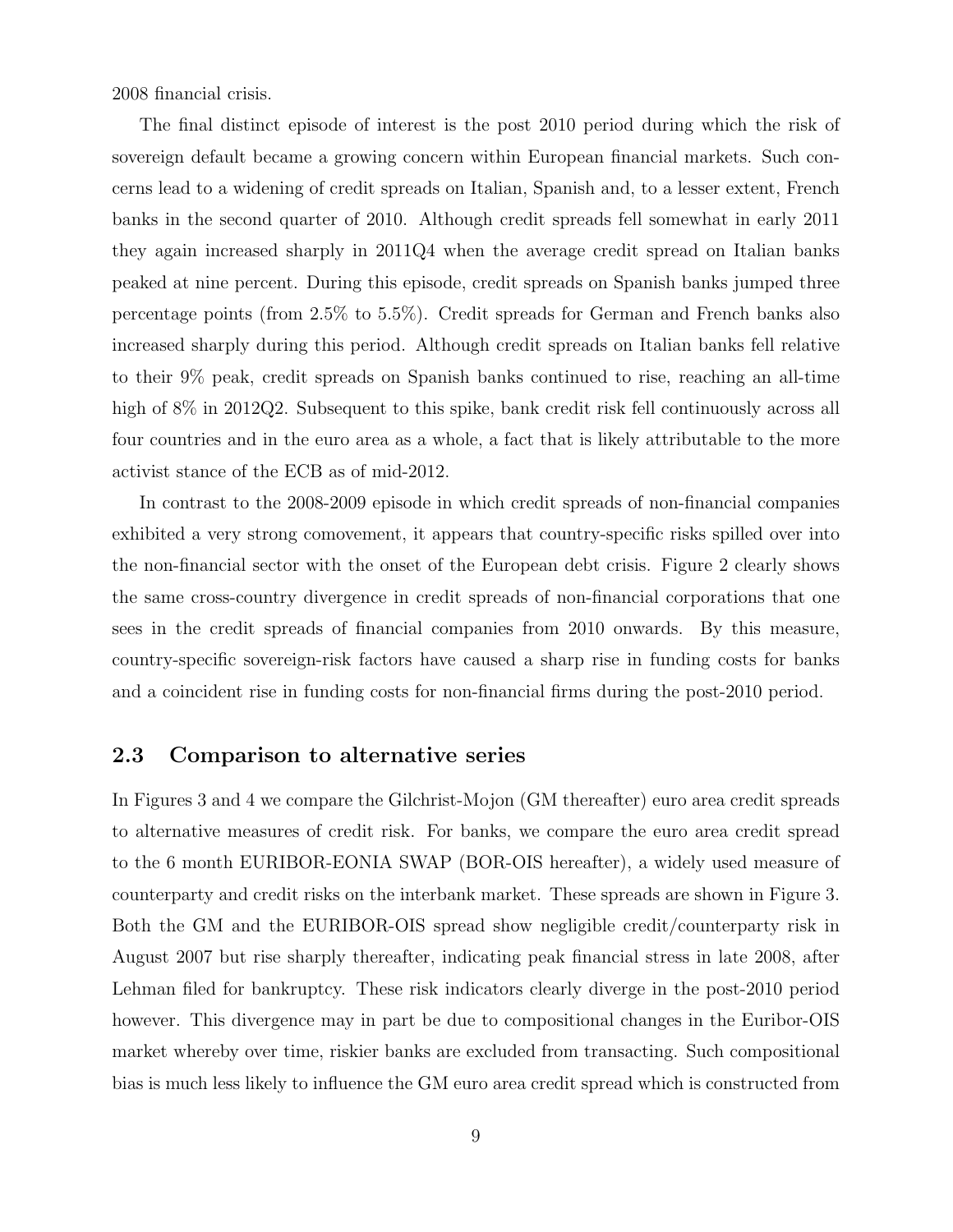2008 financial crisis.

The final distinct episode of interest is the post 2010 period during which the risk of sovereign default became a growing concern within European financial markets. Such concerns lead to a widening of credit spreads on Italian, Spanish and, to a lesser extent, French banks in the second quarter of 2010. Although credit spreads fell somewhat in early 2011 they again increased sharply in 2011Q4 when the average credit spread on Italian banks peaked at nine percent. During this episode, credit spreads on Spanish banks jumped three percentage points (from 2.5% to 5.5%). Credit spreads for German and French banks also increased sharply during this period. Although credit spreads on Italian banks fell relative to their 9% peak, credit spreads on Spanish banks continued to rise, reaching an all-time high of 8% in 2012Q2. Subsequent to this spike, bank credit risk fell continuously across all four countries and in the euro area as a whole, a fact that is likely attributable to the more activist stance of the ECB as of mid-2012.

In contrast to the 2008-2009 episode in which credit spreads of non-financial companies exhibited a very strong comovement, it appears that country-specific risks spilled over into the non-financial sector with the onset of the European debt crisis. Figure 2 clearly shows the same cross-country divergence in credit spreads of non-financial corporations that one sees in the credit spreads of financial companies from 2010 onwards. By this measure, country-specific sovereign-risk factors have caused a sharp rise in funding costs for banks and a coincident rise in funding costs for non-financial firms during the post-2010 period.

## 2.3 Comparison to alternative series

In Figures 3 and 4 we compare the Gilchrist-Mojon (GM thereafter) euro area credit spreads to alternative measures of credit risk. For banks, we compare the euro area credit spread to the 6 month EURIBOR-EONIA SWAP (BOR-OIS hereafter), a widely used measure of counterparty and credit risks on the interbank market. These spreads are shown in Figure 3. Both the GM and the EURIBOR-OIS spread show negligible credit/counterparty risk in August 2007 but rise sharply thereafter, indicating peak financial stress in late 2008, after Lehman filed for bankruptcy. These risk indicators clearly diverge in the post-2010 period however. This divergence may in part be due to compositional changes in the Euribor-OIS market whereby over time, riskier banks are excluded from transacting. Such compositional bias is much less likely to influence the GM euro area credit spread which is constructed from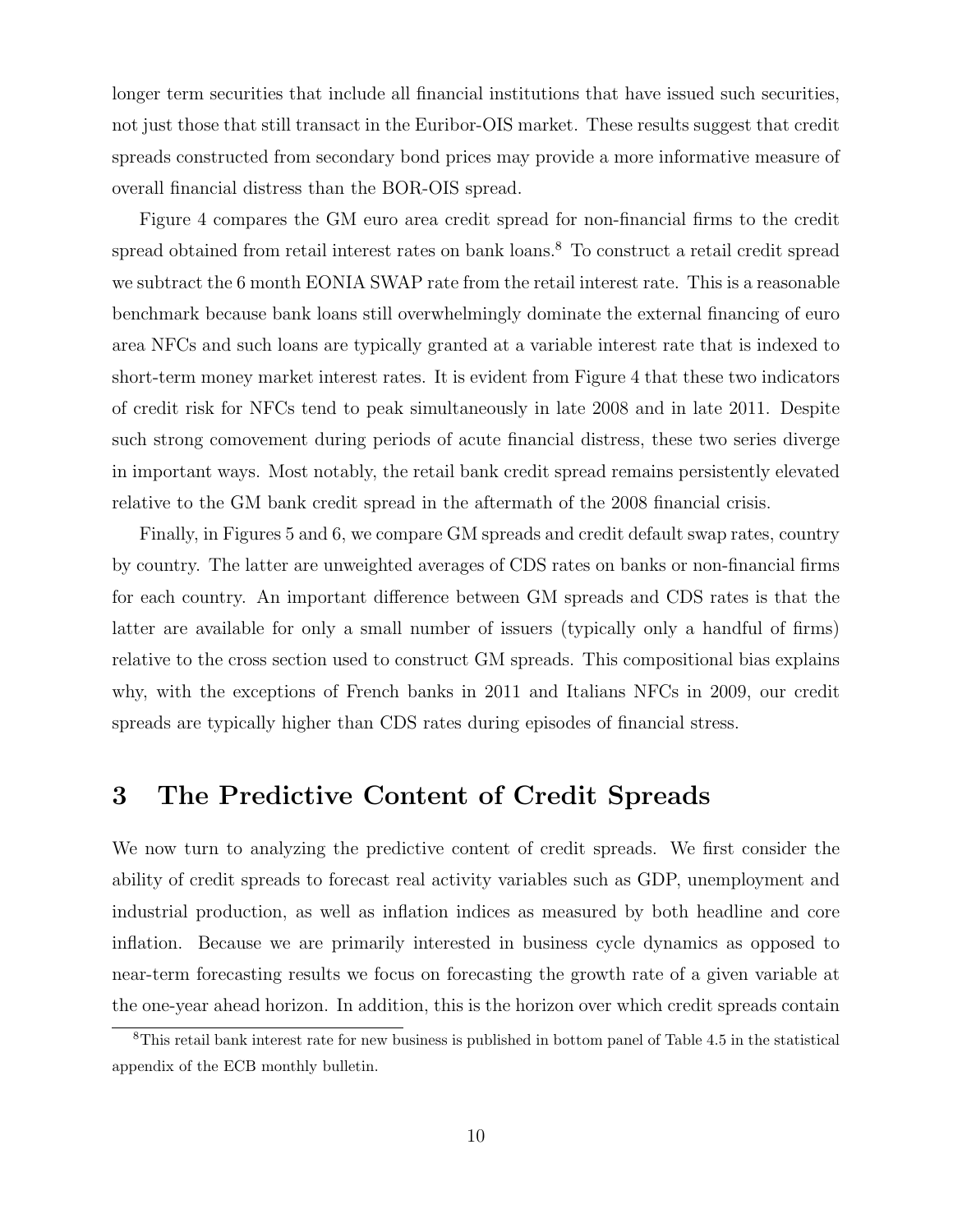longer term securities that include all financial institutions that have issued such securities, not just those that still transact in the Euribor-OIS market. These results suggest that credit spreads constructed from secondary bond prices may provide a more informative measure of overall financial distress than the BOR-OIS spread.

Figure 4 compares the GM euro area credit spread for non-financial firms to the credit spread obtained from retail interest rates on bank loans.[8] To construct a retail credit spread we subtract the 6 month EONIA SWAP rate from the retail interest rate. This is a reasonable benchmark because bank loans still overwhelmingly dominate the external financing of euro area NFCs and such loans are typically granted at a variable interest rate that is indexed to short-term money market interest rates. It is evident from Figure 4 that these two indicators of credit risk for NFCs tend to peak simultaneously in late 2008 and in late 2011. Despite such strong comovement during periods of acute financial distress, these two series diverge in important ways. Most notably, the retail bank credit spread remains persistently elevated relative to the GM bank credit spread in the aftermath of the 2008 financial crisis.

Finally, in Figures 5 and 6, we compare GM spreads and credit default swap rates, country by country. The latter are unweighted averages of CDS rates on banks or non-financial firms for each country. An important difference between GM spreads and CDS rates is that the latter are available for only a small number of issuers (typically only a handful of firms) relative to the cross section used to construct GM spreads. This compositional bias explains why, with the exceptions of French banks in 2011 and Italians NFCs in 2009, our credit spreads are typically higher than CDS rates during episodes of financial stress.

# 3 The Predictive Content of Credit Spreads

We now turn to analyzing the predictive content of credit spreads. We first consider the ability of credit spreads to forecast real activity variables such as GDP, unemployment and industrial production, as well as inflation indices as measured by both headline and core inflation. Because we are primarily interested in business cycle dynamics as opposed to near-term forecasting results we focus on forecasting the growth rate of a given variable at the one-year ahead horizon. In addition, this is the horizon over which credit spreads contain

[8] This retail bank interest rate for new business is published in bottom panel of Table 4.5 in the statistical appendix of the ECB monthly bulletin.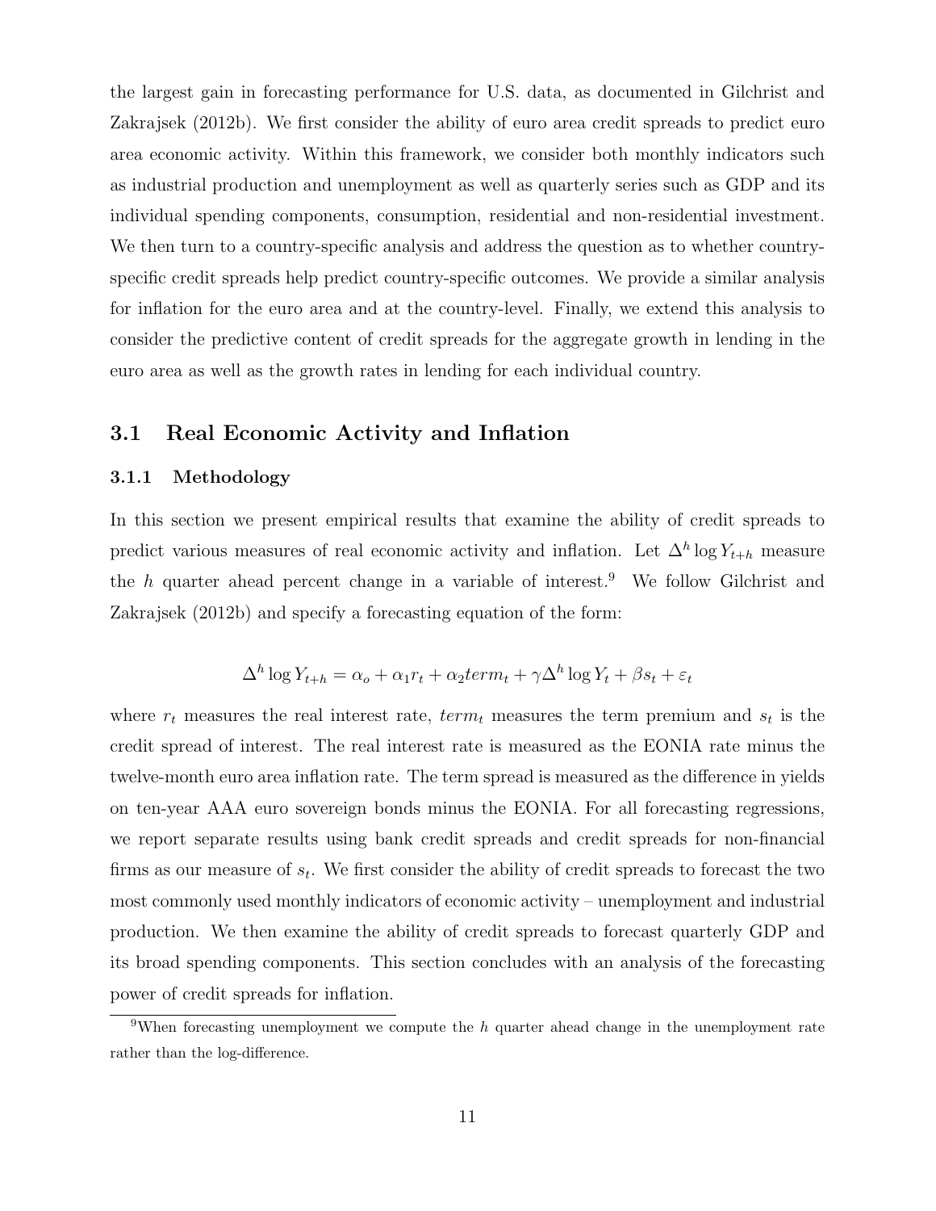the largest gain in forecasting performance for U.S. data, as documented in Gilchrist and Zakrajsek (2012b). We first consider the ability of euro area credit spreads to predict euro area economic activity. Within this framework, we consider both monthly indicators such as industrial production and unemployment as well as quarterly series such as GDP and its individual spending components, consumption, residential and non-residential investment. We then turn to a country-specific analysis and address the question as to whether country-specific credit spreads help predict country-specific outcomes. We provide a similar analysis for inflation for the euro area and at the country-level. Finally, we extend this analysis to consider the predictive content of credit spreads for the aggregate growth in lending in the euro area as well as the growth rates in lending for each individual country.

## 3.1 Real Economic Activity and Inflation

### 3.1.1 Methodology

In this section we present empirical results that examine the ability of credit spreads to predict various measures of real economic activity and inflation. Let $\Delta^h \log Y_{t+h}$ measure the $h$ quarter ahead percent change in a variable of interest.[9] We follow Gilchrist and Zakrajsek (2012b) and specify a forecasting equation of the form:

$$\Delta^h \log Y_{t+h} = \alpha_o + \alpha_1 r_t + \alpha_2 term_t + \gamma \Delta^h \log Y_t + \beta s_t + \varepsilon_t$$

where $r_t$ measures the real interest rate, $term_t$ measures the term premium and $s_t$ is the credit spread of interest. The real interest rate is measured as the EONIA rate minus the twelve-month euro area inflation rate. The term spread is measured as the difference in yields on ten-year AAA euro sovereign bonds minus the EONIA. For all forecasting regressions, we report separate results using bank credit spreads and credit spreads for non-financial firms as our measure of $s_t$. We first consider the ability of credit spreads to forecast the two most commonly used monthly indicators of economic activity – unemployment and industrial production. We then examine the ability of credit spreads to forecast quarterly GDP and its broad spending components. This section concludes with an analysis of the forecasting power of credit spreads for inflation.

[9] When forecasting unemployment we compute the $h$ quarter ahead change in the unemployment rate rather than the log-difference.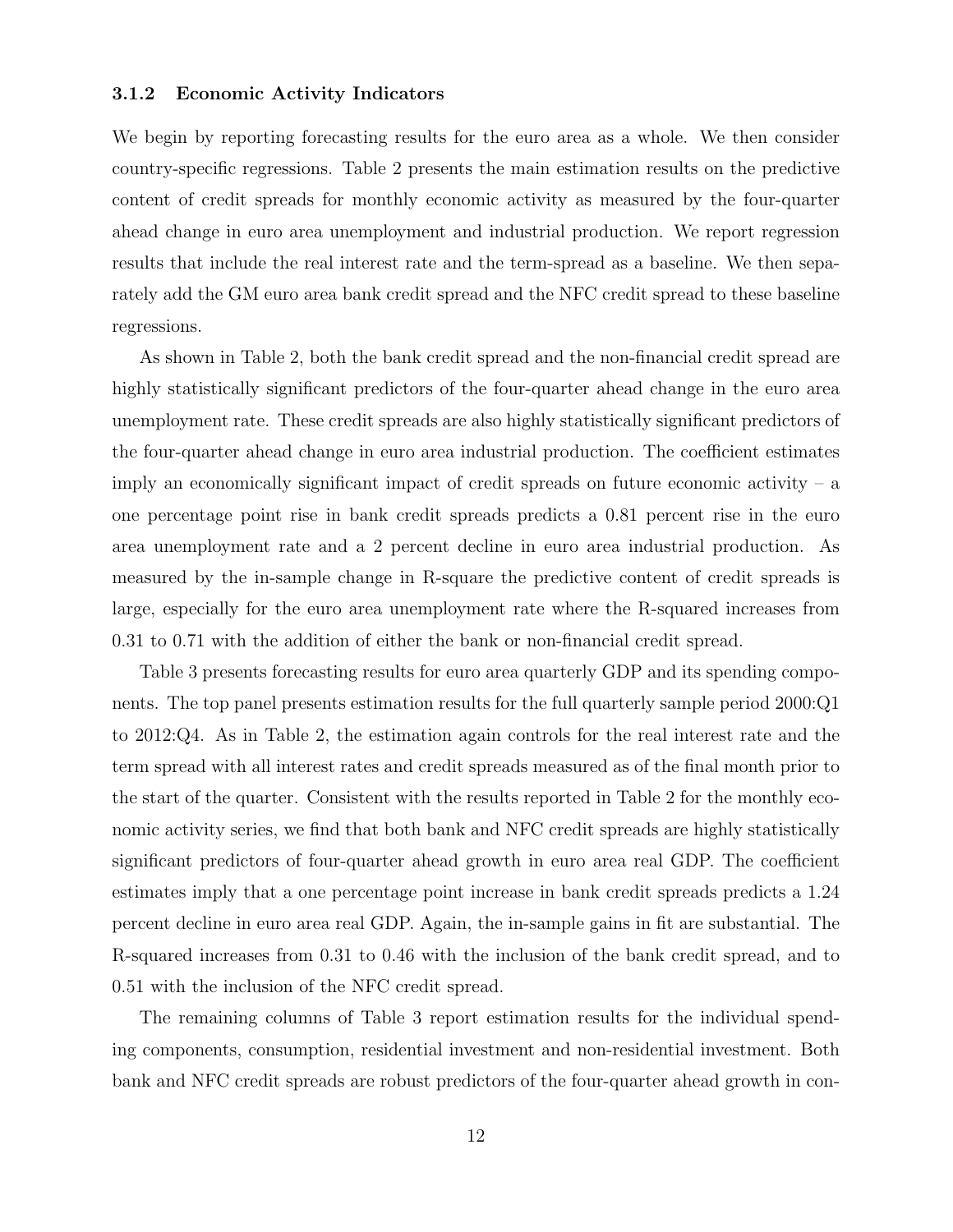### 3.1.2 Economic Activity Indicators

We begin by reporting forecasting results for the euro area as a whole. We then consider country-specific regressions. Table 2 presents the main estimation results on the predictive content of credit spreads for monthly economic activity as measured by the four-quarter ahead change in euro area unemployment and industrial production. We report regression results that include the real interest rate and the term-spread as a baseline. We then separately add the GM euro area bank credit spread and the NFC credit spread to these baseline regressions.

As shown in Table 2, both the bank credit spread and the non-financial credit spread are highly statistically significant predictors of the four-quarter ahead change in the euro area unemployment rate. These credit spreads are also highly statistically significant predictors of the four-quarter ahead change in euro area industrial production. The coefficient estimates imply an economically significant impact of credit spreads on future economic activity – a one percentage point rise in bank credit spreads predicts a 0.81 percent rise in the euro area unemployment rate and a 2 percent decline in euro area industrial production. As measured by the in-sample change in R-square the predictive content of credit spreads is large, especially for the euro area unemployment rate where the R-squared increases from 0.31 to 0.71 with the addition of either the bank or non-financial credit spread.

Table 3 presents forecasting results for euro area quarterly GDP and its spending components. The top panel presents estimation results for the full quarterly sample period 2000:Q1 to 2012:Q4. As in Table 2, the estimation again controls for the real interest rate and the term spread with all interest rates and credit spreads measured as of the final month prior to the start of the quarter. Consistent with the results reported in Table 2 for the monthly economic activity series, we find that both bank and NFC credit spreads are highly statistically significant predictors of four-quarter ahead growth in euro area real GDP. The coefficient estimates imply that a one percentage point increase in bank credit spreads predicts a 1.24 percent decline in euro area real GDP. Again, the in-sample gains in fit are substantial. The R-squared increases from 0.31 to 0.46 with the inclusion of the bank credit spread, and to 0.51 with the inclusion of the NFC credit spread.

The remaining columns of Table 3 report estimation results for the individual spending components, consumption, residential investment and non-residential investment. Both bank and NFC credit spreads are robust predictors of the four-quarter ahead growth in con-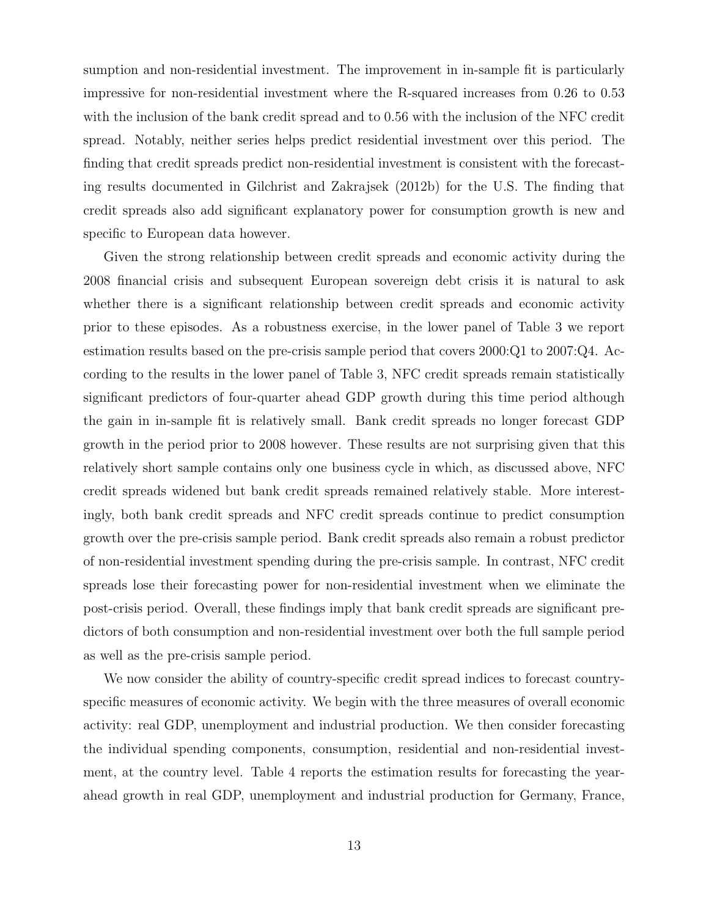sumption and non-residential investment. The improvement in in-sample fit is particularly impressive for non-residential investment where the R-squared increases from 0.26 to 0.53 with the inclusion of the bank credit spread and to 0.56 with the inclusion of the NFC credit spread. Notably, neither series helps predict residential investment over this period. The finding that credit spreads predict non-residential investment is consistent with the forecasting results documented in Gilchrist and Zakrajsek (2012b) for the U.S. The finding that credit spreads also add significant explanatory power for consumption growth is new and specific to European data however.

Given the strong relationship between credit spreads and economic activity during the 2008 financial crisis and subsequent European sovereign debt crisis it is natural to ask whether there is a significant relationship between credit spreads and economic activity prior to these episodes. As a robustness exercise, in the lower panel of Table 3 we report estimation results based on the pre-crisis sample period that covers 2000:Q1 to 2007:Q4. According to the results in the lower panel of Table 3, NFC credit spreads remain statistically significant predictors of four-quarter ahead GDP growth during this time period although the gain in in-sample fit is relatively small. Bank credit spreads no longer forecast GDP growth in the period prior to 2008 however. These results are not surprising given that this relatively short sample contains only one business cycle in which, as discussed above, NFC credit spreads widened but bank credit spreads remained relatively stable. More interestingly, both bank credit spreads and NFC credit spreads continue to predict consumption growth over the pre-crisis sample period. Bank credit spreads also remain a robust predictor of non-residential investment spending during the pre-crisis sample. In contrast, NFC credit spreads lose their forecasting power for non-residential investment when we eliminate the post-crisis period. Overall, these findings imply that bank credit spreads are significant predictors of both consumption and non-residential investment over both the full sample period as well as the pre-crisis sample period.

We now consider the ability of country-specific credit spread indices to forecast country-specific measures of economic activity. We begin with the three measures of overall economic activity: real GDP, unemployment and industrial production. We then consider forecasting the individual spending components, consumption, residential and non-residential investment, at the country level. Table 4 reports the estimation results for forecasting the year-ahead growth in real GDP, unemployment and industrial production for Germany, France,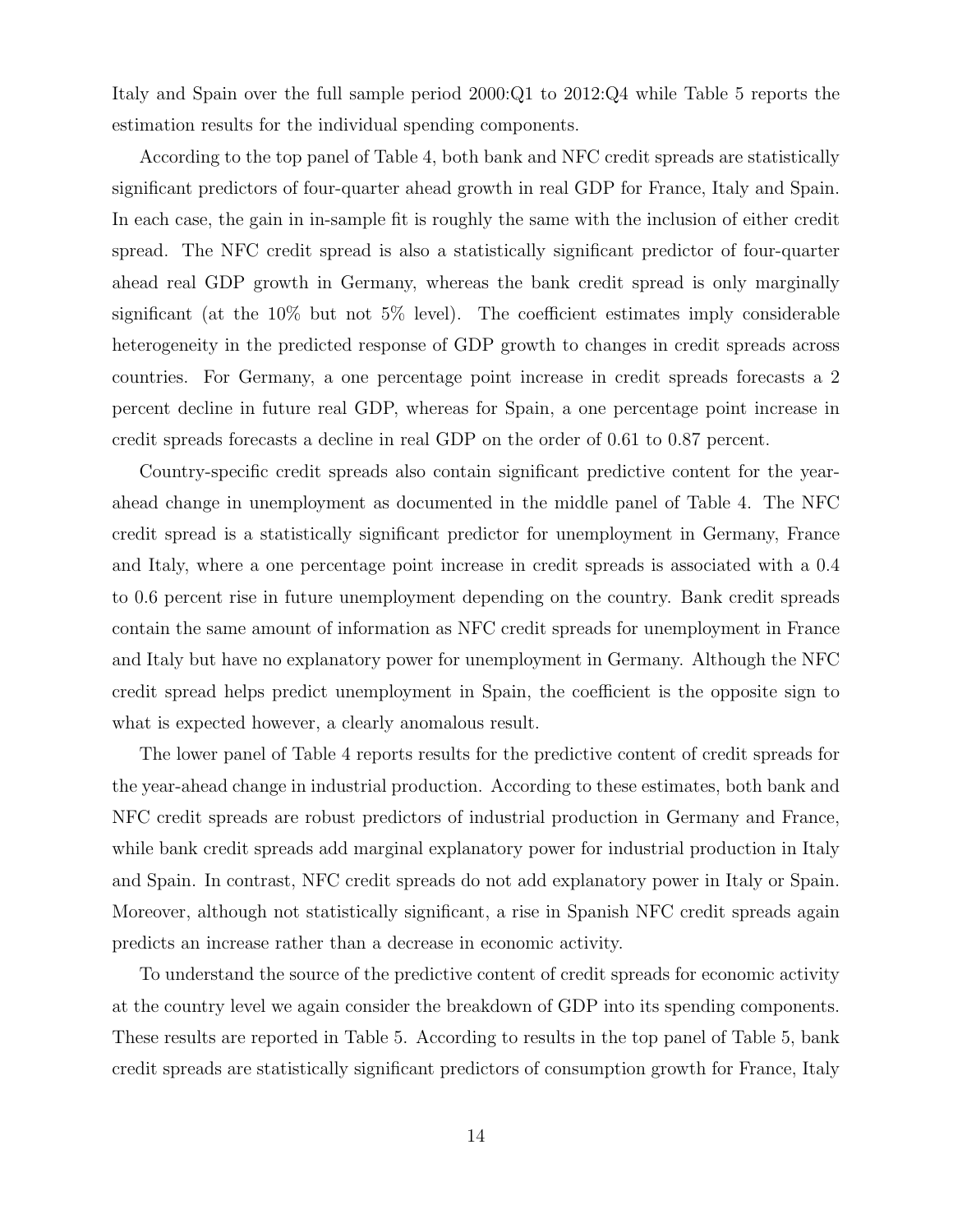Italy and Spain over the full sample period 2000:Q1 to 2012:Q4 while Table 5 reports the estimation results for the individual spending components.

According to the top panel of Table 4, both bank and NFC credit spreads are statistically significant predictors of four-quarter ahead growth in real GDP for France, Italy and Spain. In each case, the gain in in-sample fit is roughly the same with the inclusion of either credit spread. The NFC credit spread is also a statistically significant predictor of four-quarter ahead real GDP growth in Germany, whereas the bank credit spread is only marginally significant (at the 10% but not 5% level). The coefficient estimates imply considerable heterogeneity in the predicted response of GDP growth to changes in credit spreads across countries. For Germany, a one percentage point increase in credit spreads forecasts a 2 percent decline in future real GDP, whereas for Spain, a one percentage point increase in credit spreads forecasts a decline in real GDP on the order of 0.61 to 0.87 percent.

Country-specific credit spreads also contain significant predictive content for the year-ahead change in unemployment as documented in the middle panel of Table 4. The NFC credit spread is a statistically significant predictor for unemployment in Germany, France and Italy, where a one percentage point increase in credit spreads is associated with a 0.4 to 0.6 percent rise in future unemployment depending on the country. Bank credit spreads contain the same amount of information as NFC credit spreads for unemployment in France and Italy but have no explanatory power for unemployment in Germany. Although the NFC credit spread helps predict unemployment in Spain, the coefficient is the opposite sign to what is expected however, a clearly anomalous result.

The lower panel of Table 4 reports results for the predictive content of credit spreads for the year-ahead change in industrial production. According to these estimates, both bank and NFC credit spreads are robust predictors of industrial production in Germany and France, while bank credit spreads add marginal explanatory power for industrial production in Italy and Spain. In contrast, NFC credit spreads do not add explanatory power in Italy or Spain. Moreover, although not statistically significant, a rise in Spanish NFC credit spreads again predicts an increase rather than a decrease in economic activity.

To understand the source of the predictive content of credit spreads for economic activity at the country level we again consider the breakdown of GDP into its spending components. These results are reported in Table 5. According to results in the top panel of Table 5, bank credit spreads are statistically significant predictors of consumption growth for France, Italy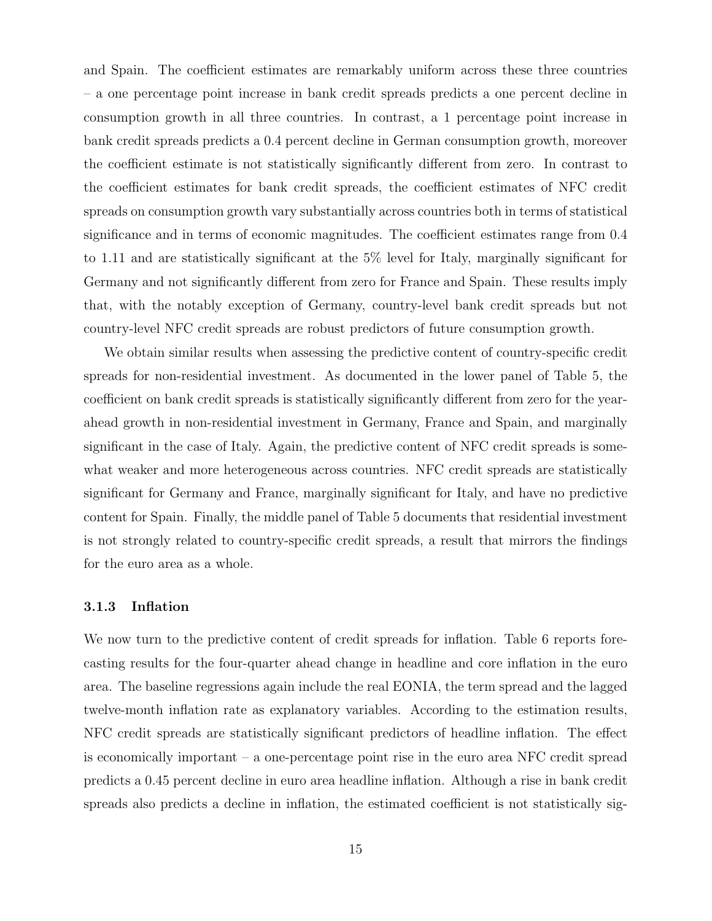and Spain. The coefficient estimates are remarkably uniform across these three countries – a one percentage point increase in bank credit spreads predicts a one percent decline in consumption growth in all three countries. In contrast, a 1 percentage point increase in bank credit spreads predicts a 0.4 percent decline in German consumption growth, moreover the coefficient estimate is not statistically significantly different from zero. In contrast to the coefficient estimates for bank credit spreads, the coefficient estimates of NFC credit spreads on consumption growth vary substantially across countries both in terms of statistical significance and in terms of economic magnitudes. The coefficient estimates range from 0.4 to 1.11 and are statistically significant at the 5% level for Italy, marginally significant for Germany and not significantly different from zero for France and Spain. These results imply that, with the notably exception of Germany, country-level bank credit spreads but not country-level NFC credit spreads are robust predictors of future consumption growth.

We obtain similar results when assessing the predictive content of country-specific credit spreads for non-residential investment. As documented in the lower panel of Table 5, the coefficient on bank credit spreads is statistically significantly different from zero for the year-ahead growth in non-residential investment in Germany, France and Spain, and marginally significant in the case of Italy. Again, the predictive content of NFC credit spreads is somewhat weaker and more heterogeneous across countries. NFC credit spreads are statistically significant for Germany and France, marginally significant for Italy, and have no predictive content for Spain. Finally, the middle panel of Table 5 documents that residential investment is not strongly related to country-specific credit spreads, a result that mirrors the findings for the euro area as a whole.

### 3.1.3 Inflation

We now turn to the predictive content of credit spreads for inflation. Table 6 reports forecasting results for the four-quarter ahead change in headline and core inflation in the euro area. The baseline regressions again include the real EONIA, the term spread and the lagged twelve-month inflation rate as explanatory variables. According to the estimation results, NFC credit spreads are statistically significant predictors of headline inflation. The effect is economically important – a one-percentage point rise in the euro area NFC credit spread predicts a 0.45 percent decline in euro area headline inflation. Although a rise in bank credit spreads also predicts a decline in inflation, the estimated coefficient is not statistically sig-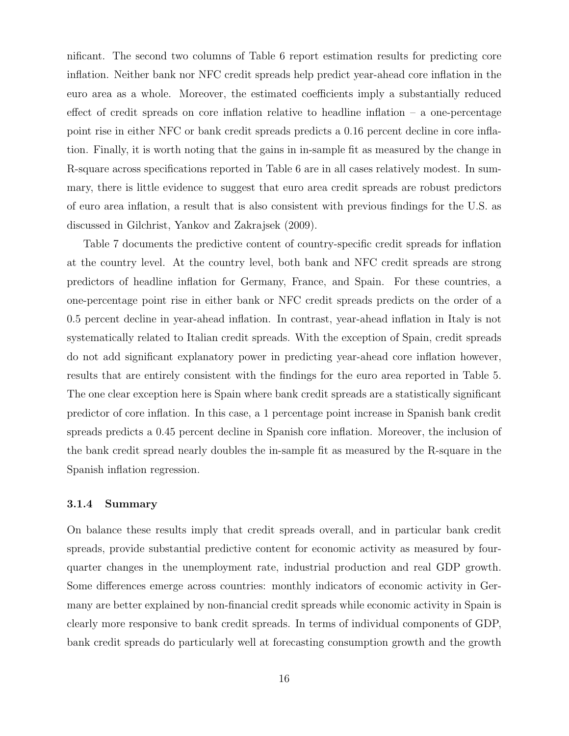nificant. The second two columns of Table 6 report estimation results for predicting core inflation. Neither bank nor NFC credit spreads help predict year-ahead core inflation in the euro area as a whole. Moreover, the estimated coefficients imply a substantially reduced effect of credit spreads on core inflation relative to headline inflation – a one-percentage point rise in either NFC or bank credit spreads predicts a 0.16 percent decline in core inflation. Finally, it is worth noting that the gains in in-sample fit as measured by the change in R-square across specifications reported in Table 6 are in all cases relatively modest. In summary, there is little evidence to suggest that euro area credit spreads are robust predictors of euro area inflation, a result that is also consistent with previous findings for the U.S. as discussed in Gilchrist, Yankov and Zakrajsek (2009).

Table 7 documents the predictive content of country-specific credit spreads for inflation at the country level. At the country level, both bank and NFC credit spreads are strong predictors of headline inflation for Germany, France, and Spain. For these countries, a one-percentage point rise in either bank or NFC credit spreads predicts on the order of a 0.5 percent decline in year-ahead inflation. In contrast, year-ahead inflation in Italy is not systematically related to Italian credit spreads. With the exception of Spain, credit spreads do not add significant explanatory power in predicting year-ahead core inflation however, results that are entirely consistent with the findings for the euro area reported in Table 5. The one clear exception here is Spain where bank credit spreads are a statistically significant predictor of core inflation. In this case, a 1 percentage point increase in Spanish bank credit spreads predicts a 0.45 percent decline in Spanish core inflation. Moreover, the inclusion of the bank credit spread nearly doubles the in-sample fit as measured by the R-square in the Spanish inflation regression.

### 3.1.4 Summary

On balance these results imply that credit spreads overall, and in particular bank credit spreads, provide substantial predictive content for economic activity as measured by four-quarter changes in the unemployment rate, industrial production and real GDP growth. Some differences emerge across countries: monthly indicators of economic activity in Germany are better explained by non-financial credit spreads while economic activity in Spain is clearly more responsive to bank credit spreads. In terms of individual components of GDP, bank credit spreads do particularly well at forecasting consumption growth and the growth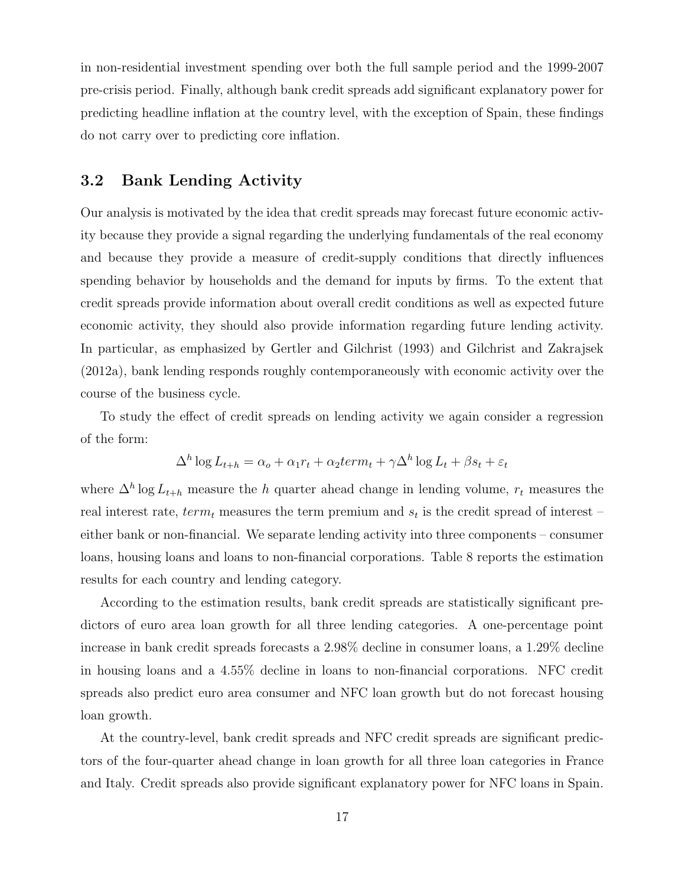in non-residential investment spending over both the full sample period and the 1999-2007 pre-crisis period. Finally, although bank credit spreads add significant explanatory power for predicting headline inflation at the country level, with the exception of Spain, these findings do not carry over to predicting core inflation.

## 3.2 Bank Lending Activity

Our analysis is motivated by the idea that credit spreads may forecast future economic activity because they provide a signal regarding the underlying fundamentals of the real economy and because they provide a measure of credit-supply conditions that directly influences spending behavior by households and the demand for inputs by firms. To the extent that credit spreads provide information about overall credit conditions as well as expected future economic activity, they should also provide information regarding future lending activity. In particular, as emphasized by Gertler and Gilchrist (1993) and Gilchrist and Zakrajsek (2012a), bank lending responds roughly contemporaneously with economic activity over the course of the business cycle.

To study the effect of credit spreads on lending activity we again consider a regression of the form:

$$\Delta^h \log L_{t+h} = \alpha_o + \alpha_1 r_t + \alpha_2 term_t + \gamma \Delta^h \log L_t + \beta s_t + \varepsilon_t$$

where $\Delta^h \log L_{t+h}$ measure the $h$ quarter ahead change in lending volume, $r_t$ measures the real interest rate, $term_t$ measures the term premium and $s_t$ is the credit spread of interest – either bank or non-financial. We separate lending activity into three components – consumer loans, housing loans and loans to non-financial corporations. Table 8 reports the estimation results for each country and lending category.

According to the estimation results, bank credit spreads are statistically significant predictors of euro area loan growth for all three lending categories. A one-percentage point increase in bank credit spreads forecasts a 2.98% decline in consumer loans, a 1.29% decline in housing loans and a 4.55% decline in loans to non-financial corporations. NFC credit spreads also predict euro area consumer and NFC loan growth but do not forecast housing loan growth.

At the country-level, bank credit spreads and NFC credit spreads are significant predictors of the four-quarter ahead change in loan growth for all three loan categories in France and Italy. Credit spreads also provide significant explanatory power for NFC loans in Spain.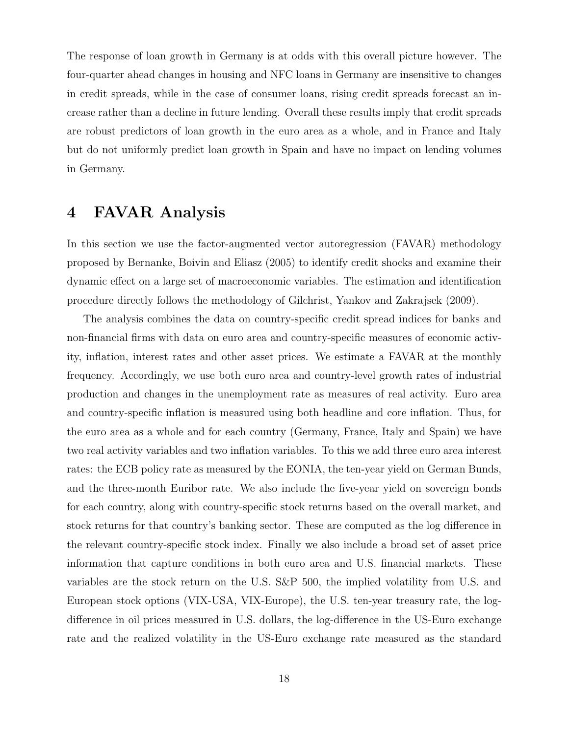The response of loan growth in Germany is at odds with this overall picture however. The four-quarter ahead changes in housing and NFC loans in Germany are insensitive to changes in credit spreads, while in the case of consumer loans, rising credit spreads forecast an increase rather than a decline in future lending. Overall these results imply that credit spreads are robust predictors of loan growth in the euro area as a whole, and in France and Italy but do not uniformly predict loan growth in Spain and have no impact on lending volumes in Germany.

# 4 FAVAR Analysis

In this section we use the factor-augmented vector autoregression (FAVAR) methodology proposed by Bernanke, Boivin and Eliasz (2005) to identify credit shocks and examine their dynamic effect on a large set of macroeconomic variables. The estimation and identification procedure directly follows the methodology of Gilchrist, Yankov and Zakrajsek (2009).

The analysis combines the data on country-specific credit spread indices for banks and non-financial firms with data on euro area and country-specific measures of economic activity, inflation, interest rates and other asset prices. We estimate a FAVAR at the monthly frequency. Accordingly, we use both euro area and country-level growth rates of industrial production and changes in the unemployment rate as measures of real activity. Euro area and country-specific inflation is measured using both headline and core inflation. Thus, for the euro area as a whole and for each country (Germany, France, Italy and Spain) we have two real activity variables and two inflation variables. To this we add three euro area interest rates: the ECB policy rate as measured by the EONIA, the ten-year yield on German Bunds, and the three-month Euribor rate. We also include the five-year yield on sovereign bonds for each country, along with country-specific stock returns based on the overall market, and stock returns for that country's banking sector. These are computed as the log difference in the relevant country-specific stock index. Finally we also include a broad set of asset price information that capture conditions in both euro area and U.S. financial markets. These variables are the stock return on the U.S. S&P 500, the implied volatility from U.S. and European stock options (VIX-USA, VIX-Europe), the U.S. ten-year treasury rate, the log-difference in oil prices measured in U.S. dollars, the log-difference in the US-Euro exchange rate and the realized volatility in the US-Euro exchange rate measured as the standard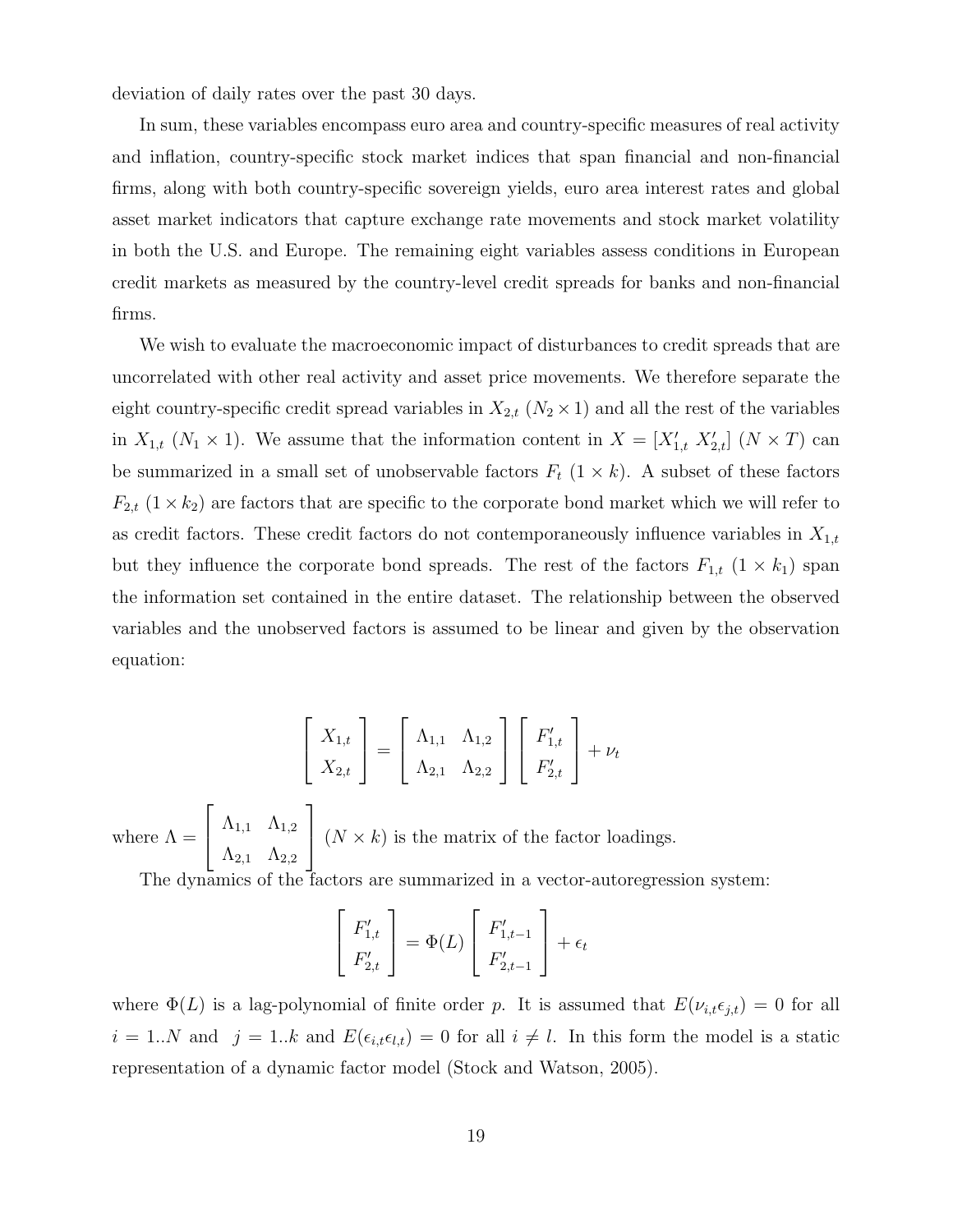deviation of daily rates over the past 30 days.

In sum, these variables encompass euro area and country-specific measures of real activity and inflation, country-specific stock market indices that span financial and non-financial firms, along with both country-specific sovereign yields, euro area interest rates and global asset market indicators that capture exchange rate movements and stock market volatility in both the U.S. and Europe. The remaining eight variables assess conditions in European credit markets as measured by the country-level credit spreads for banks and non-financial firms.

We wish to evaluate the macroeconomic impact of disturbances to credit spreads that are uncorrelated with other real activity and asset price movements. We therefore separate the eight country-specific credit spread variables in $X_{2,t}$ ($N_2 \times 1$) and all the rest of the variables in $X_{1,t}$ ($N_1 \times 1$). We assume that the information content in $X = [X'_{1,t}\ X'_{2,t}]$ ($N \times T$) can be summarized in a small set of unobservable factors $F_t$ ($1 \times k$). A subset of these factors $F_{2,t}$ ($1 \times k_2$) are factors that are specific to the corporate bond market which we will refer to as credit factors. These credit factors do not contemporaneously influence variables in $X_{1,t}$ but they influence the corporate bond spreads. The rest of the factors $F_{1,t}$ ($1 \times k_1$) span the information set contained in the entire dataset. The relationship between the observed variables and the unobserved factors is assumed to be linear and given by the observation equation:

$$
\begin{bmatrix} X_{1,t} \\ X_{2,t} \end{bmatrix} = \begin{bmatrix} \Lambda_{1,1} & \Lambda_{1,2} \\ \Lambda_{2,1} & \Lambda_{2,2} \end{bmatrix} \begin{bmatrix} F'_{1,t} \\ F'_{2,t} \end{bmatrix} + \nu_t
$$

where $\Lambda = \begin{bmatrix} \Lambda_{1,1} & \Lambda_{1,2} \\ \Lambda_{2,1} & \Lambda_{2,2} \end{bmatrix}$ ($N \times k$) is the matrix of the factor loadings.

The dynamics of the factors are summarized in a vector-autoregression system:

$$
\begin{bmatrix} F'_{1,t} \\ F'_{2,t} \end{bmatrix} = \Phi(L) \begin{bmatrix} F'_{1,t-1} \\ F'_{2,t-1} \end{bmatrix} + \epsilon_t
$$

where $\Phi(L)$ is a lag-polynomial of finite order $p$. It is assumed that $E(\nu_{i,t}\epsilon_{j,t}) = 0$ for all $i = 1..N$ and $j = 1..k$ and $E(\epsilon_{i,t}\epsilon_{l,t}) = 0$ for all $i \neq l$. In this form the model is a static representation of a dynamic factor model (Stock and Watson, 2005).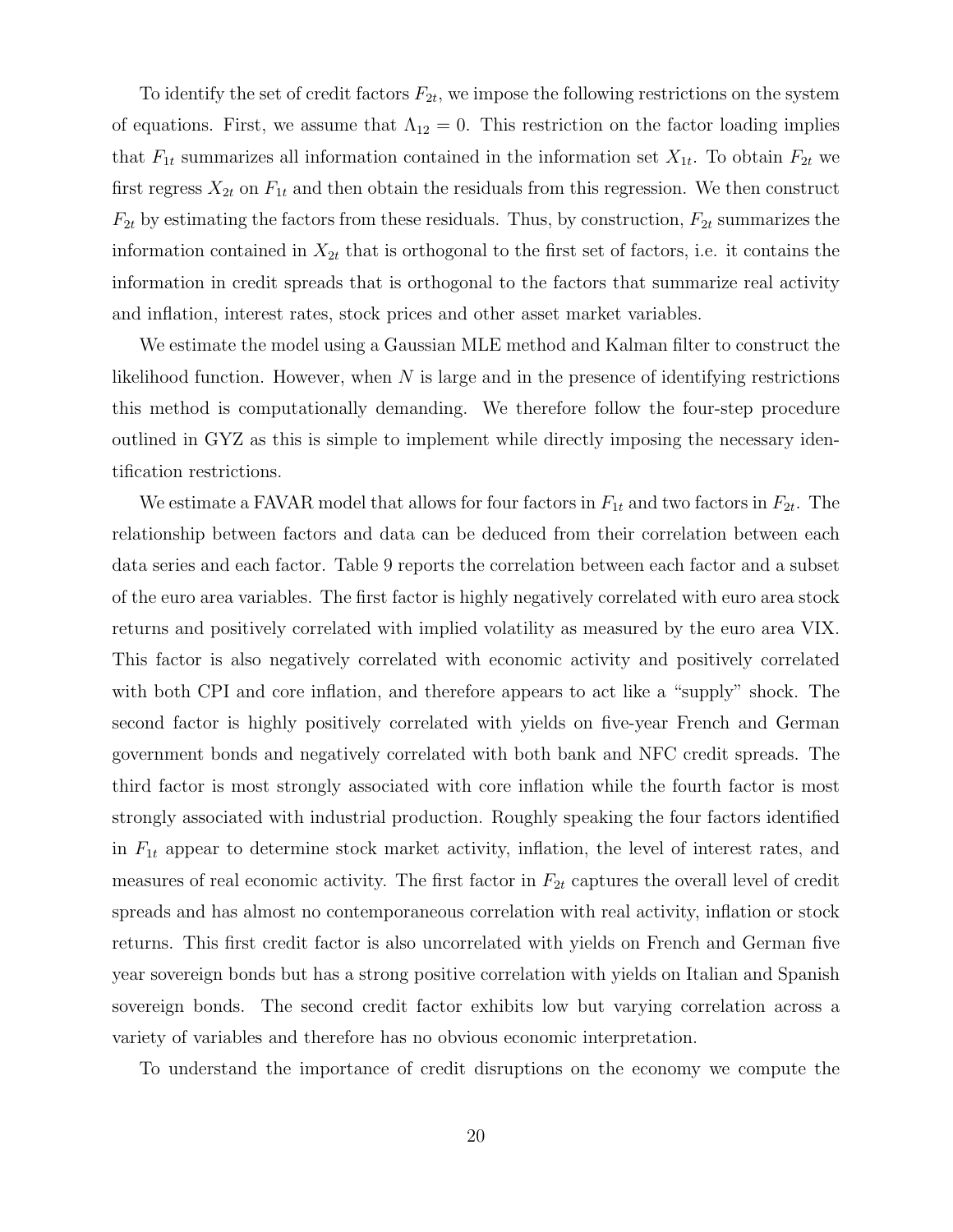To identify the set of credit factors $F_{2t}$, we impose the following restrictions on the system of equations. First, we assume that $\Lambda_{12} = 0$. This restriction on the factor loading implies that $F_{1t}$ summarizes all information contained in the information set $X_{1t}$. To obtain $F_{2t}$ we first regress $X_{2t}$ on $F_{1t}$ and then obtain the residuals from this regression. We then construct $F_{2t}$ by estimating the factors from these residuals. Thus, by construction, $F_{2t}$ summarizes the information contained in $X_{2t}$ that is orthogonal to the first set of factors, i.e. it contains the information in credit spreads that is orthogonal to the factors that summarize real activity and inflation, interest rates, stock prices and other asset market variables.

We estimate the model using a Gaussian MLE method and Kalman filter to construct the likelihood function. However, when $N$ is large and in the presence of identifying restrictions this method is computationally demanding. We therefore follow the four-step procedure outlined in GYZ as this is simple to implement while directly imposing the necessary identification restrictions.

We estimate a FAVAR model that allows for four factors in $F_{1t}$ and two factors in $F_{2t}$. The relationship between factors and data can be deduced from their correlation between each data series and each factor. Table 9 reports the correlation between each factor and a subset of the euro area variables. The first factor is highly negatively correlated with euro area stock returns and positively correlated with implied volatility as measured by the euro area VIX. This factor is also negatively correlated with economic activity and positively correlated with both CPI and core inflation, and therefore appears to act like a "supply" shock. The second factor is highly positively correlated with yields on five-year French and German government bonds and negatively correlated with both bank and NFC credit spreads. The third factor is most strongly associated with core inflation while the fourth factor is most strongly associated with industrial production. Roughly speaking the four factors identified in $F_{1t}$ appear to determine stock market activity, inflation, the level of interest rates, and measures of real economic activity. The first factor in $F_{2t}$ captures the overall level of credit spreads and has almost no contemporaneous correlation with real activity, inflation or stock returns. This first credit factor is also uncorrelated with yields on French and German five year sovereign bonds but has a strong positive correlation with yields on Italian and Spanish sovereign bonds. The second credit factor exhibits low but varying correlation across a variety of variables and therefore has no obvious economic interpretation.

To understand the importance of credit disruptions on the economy we compute the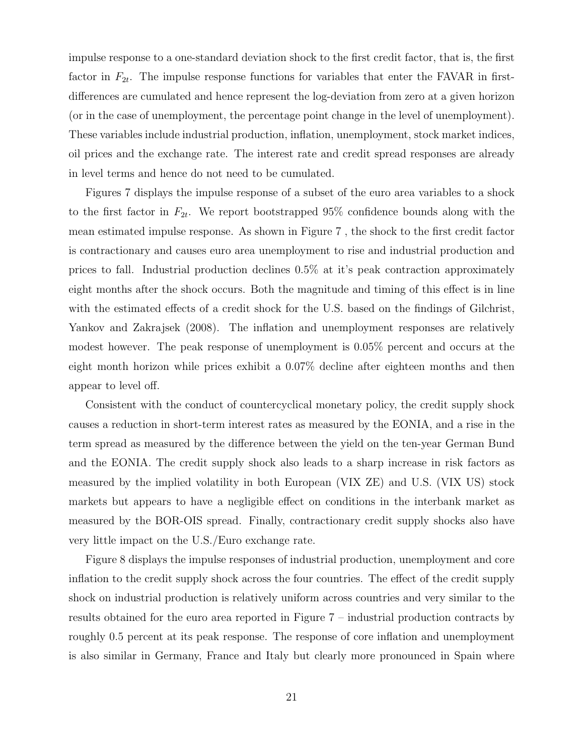impulse response to a one-standard deviation shock to the first credit factor, that is, the first factor in $F_{2t}$. The impulse response functions for variables that enter the FAVAR in first-differences are cumulated and hence represent the log-deviation from zero at a given horizon (or in the case of unemployment, the percentage point change in the level of unemployment). These variables include industrial production, inflation, unemployment, stock market indices, oil prices and the exchange rate. The interest rate and credit spread responses are already in level terms and hence do not need to be cumulated.

Figures 7 displays the impulse response of a subset of the euro area variables to a shock to the first factor in $F_{2t}$. We report bootstrapped 95% confidence bounds along with the mean estimated impulse response. As shown in Figure 7 , the shock to the first credit factor is contractionary and causes euro area unemployment to rise and industrial production and prices to fall. Industrial production declines 0.5% at it's peak contraction approximately eight months after the shock occurs. Both the magnitude and timing of this effect is in line with the estimated effects of a credit shock for the U.S. based on the findings of Gilchrist, Yankov and Zakrajsek (2008). The inflation and unemployment responses are relatively modest however. The peak response of unemployment is 0.05% percent and occurs at the eight month horizon while prices exhibit a 0.07% decline after eighteen months and then appear to level off.

Consistent with the conduct of countercyclical monetary policy, the credit supply shock causes a reduction in short-term interest rates as measured by the EONIA, and a rise in the term spread as measured by the difference between the yield on the ten-year German Bund and the EONIA. The credit supply shock also leads to a sharp increase in risk factors as measured by the implied volatility in both European (VIX ZE) and U.S. (VIX US) stock markets but appears to have a negligible effect on conditions in the interbank market as measured by the BOR-OIS spread. Finally, contractionary credit supply shocks also have very little impact on the U.S./Euro exchange rate.

Figure 8 displays the impulse responses of industrial production, unemployment and core inflation to the credit supply shock across the four countries. The effect of the credit supply shock on industrial production is relatively uniform across countries and very similar to the results obtained for the euro area reported in Figure 7 – industrial production contracts by roughly 0.5 percent at its peak response. The response of core inflation and unemployment is also similar in Germany, France and Italy but clearly more pronounced in Spain where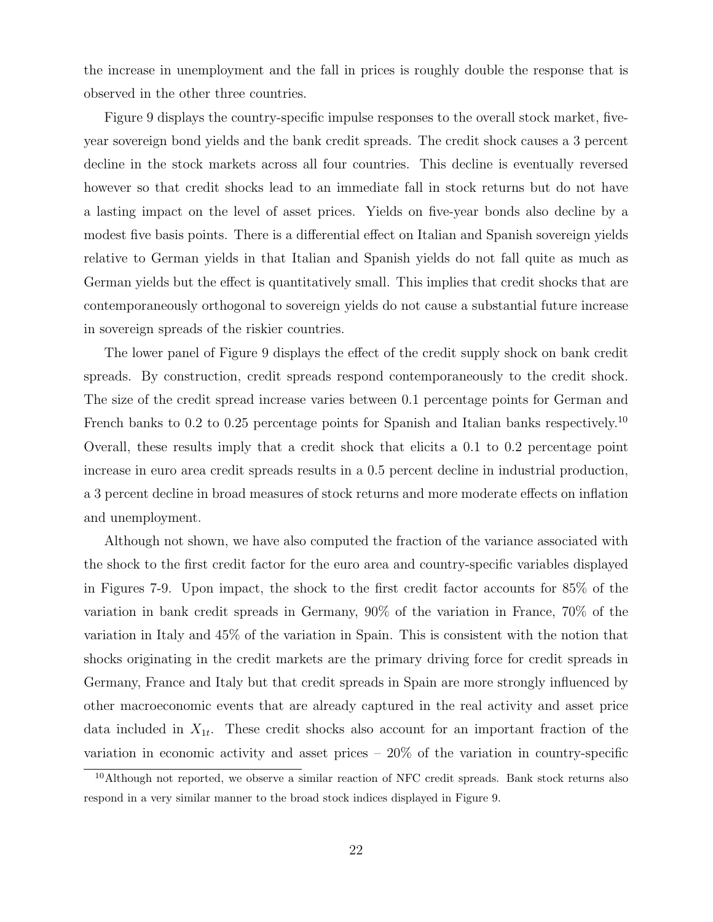the increase in unemployment and the fall in prices is roughly double the response that is observed in the other three countries.

Figure 9 displays the country-specific impulse responses to the overall stock market, five-year sovereign bond yields and the bank credit spreads. The credit shock causes a 3 percent decline in the stock markets across all four countries. This decline is eventually reversed however so that credit shocks lead to an immediate fall in stock returns but do not have a lasting impact on the level of asset prices. Yields on five-year bonds also decline by a modest five basis points. There is a differential effect on Italian and Spanish sovereign yields relative to German yields in that Italian and Spanish yields do not fall quite as much as German yields but the effect is quantitatively small. This implies that credit shocks that are contemporaneously orthogonal to sovereign yields do not cause a substantial future increase in sovereign spreads of the riskier countries.

The lower panel of Figure 9 displays the effect of the credit supply shock on bank credit spreads. By construction, credit spreads respond contemporaneously to the credit shock. The size of the credit spread increase varies between 0.1 percentage points for German and French banks to 0.2 to 0.25 percentage points for Spanish and Italian banks respectively.[10] Overall, these results imply that a credit shock that elicits a 0.1 to 0.2 percentage point increase in euro area credit spreads results in a 0.5 percent decline in industrial production, a 3 percent decline in broad measures of stock returns and more moderate effects on inflation and unemployment.

Although not shown, we have also computed the fraction of the variance associated with the shock to the first credit factor for the euro area and country-specific variables displayed in Figures 7-9. Upon impact, the shock to the first credit factor accounts for 85% of the variation in bank credit spreads in Germany, 90% of the variation in France, 70% of the variation in Italy and 45% of the variation in Spain. This is consistent with the notion that shocks originating in the credit markets are the primary driving force for credit spreads in Germany, France and Italy but that credit spreads in Spain are more strongly influenced by other macroeconomic events that are already captured in the real activity and asset price data included in $X_{1t}$. These credit shocks also account for an important fraction of the variation in economic activity and asset prices – 20% of the variation in country-specific

[10] Although not reported, we observe a similar reaction of NFC credit spreads. Bank stock returns also respond in a very similar manner to the broad stock indices displayed in Figure 9.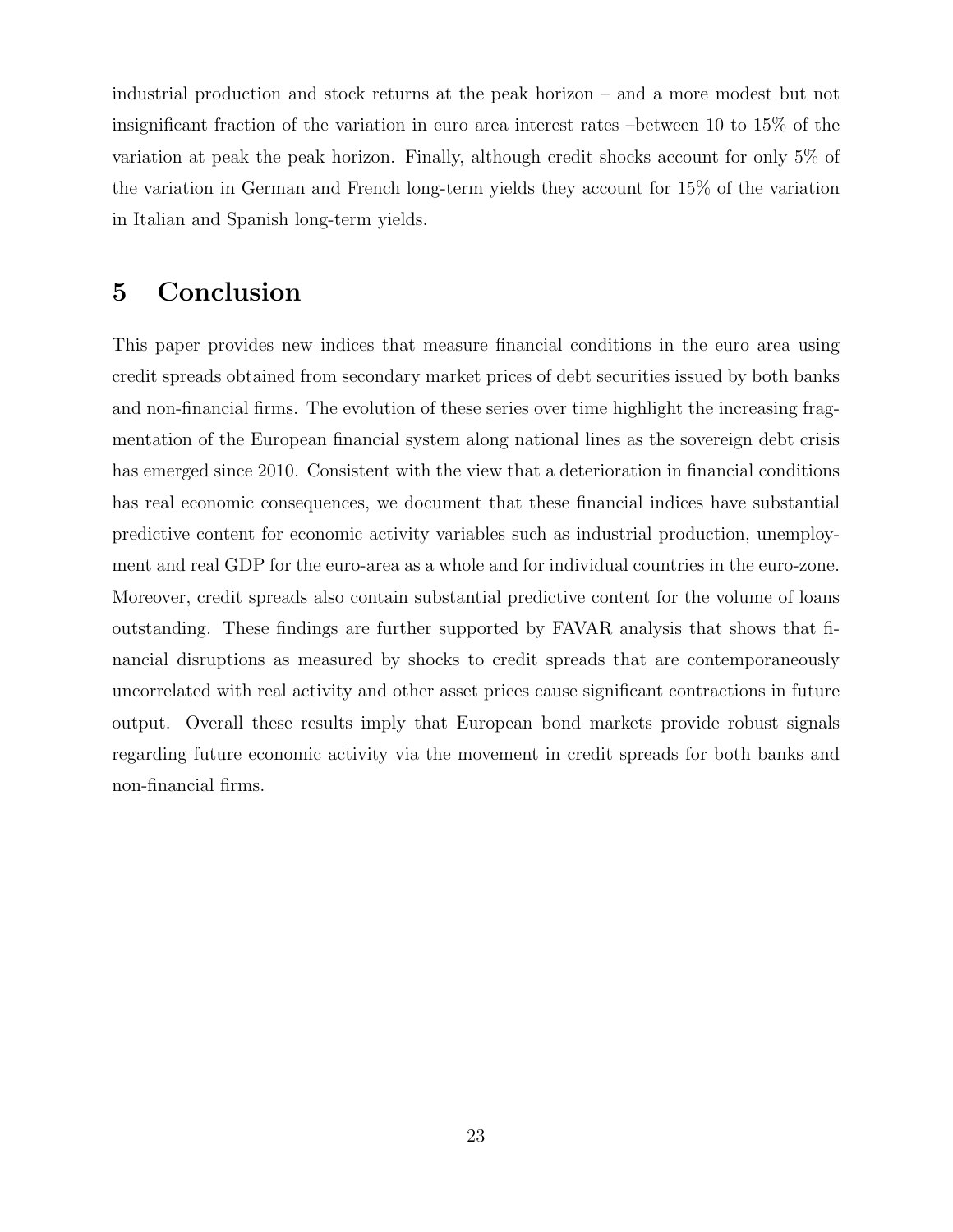industrial production and stock returns at the peak horizon – and a more modest but not insignificant fraction of the variation in euro area interest rates –between 10 to 15% of the variation at peak the peak horizon. Finally, although credit shocks account for only 5% of the variation in German and French long-term yields they account for 15% of the variation in Italian and Spanish long-term yields.

# 5 Conclusion

This paper provides new indices that measure financial conditions in the euro area using credit spreads obtained from secondary market prices of debt securities issued by both banks and non-financial firms. The evolution of these series over time highlight the increasing fragmentation of the European financial system along national lines as the sovereign debt crisis has emerged since 2010. Consistent with the view that a deterioration in financial conditions has real economic consequences, we document that these financial indices have substantial predictive content for economic activity variables such as industrial production, unemployment and real GDP for the euro-area as a whole and for individual countries in the euro-zone. Moreover, credit spreads also contain substantial predictive content for the volume of loans outstanding. These findings are further supported by FAVAR analysis that shows that financial disruptions as measured by shocks to credit spreads that are contemporaneously uncorrelated with real activity and other asset prices cause significant contractions in future output. Overall these results imply that European bond markets provide robust signals regarding future economic activity via the movement in credit spreads for both banks and non-financial firms.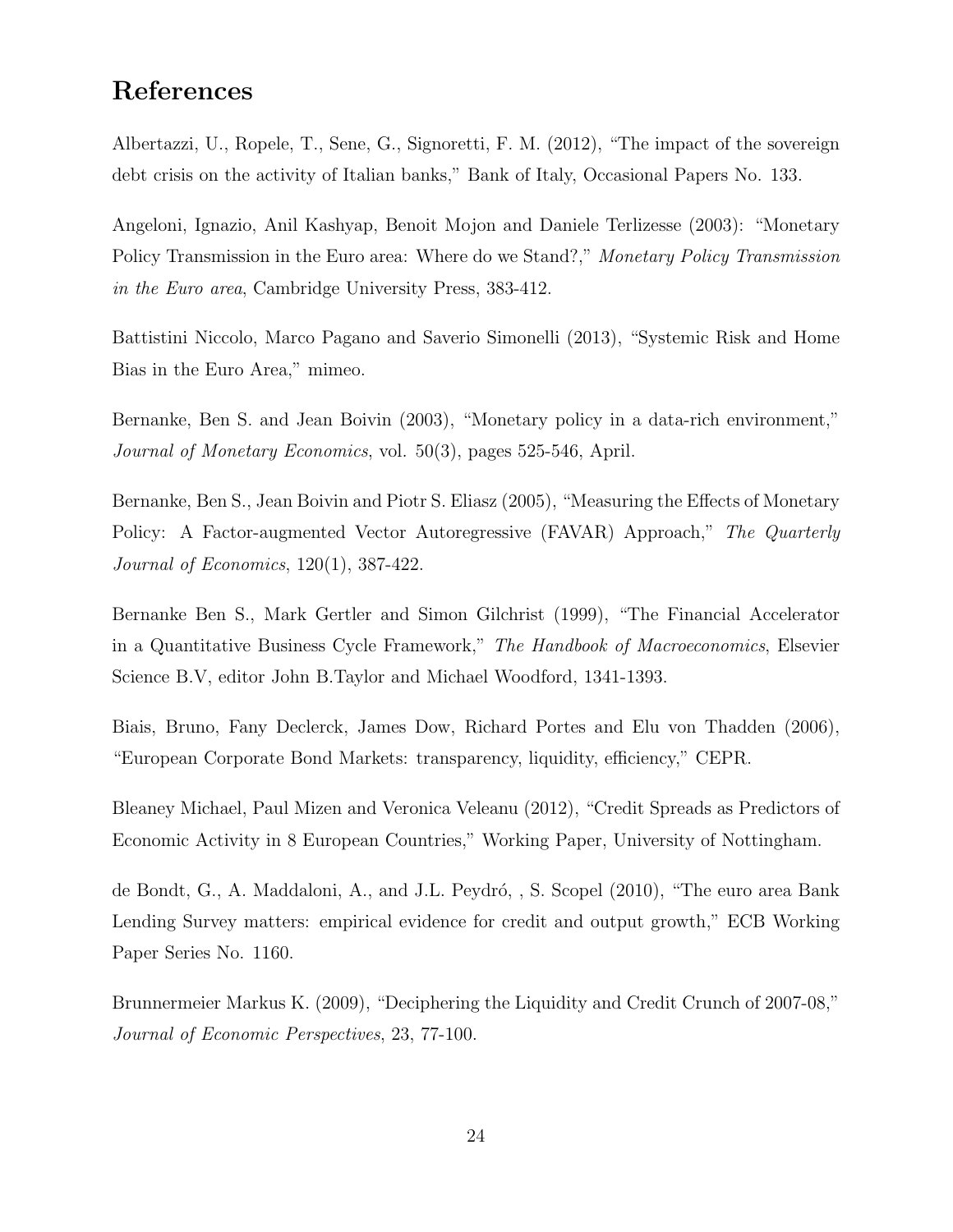# References

Albertazzi, U., Ropele, T., Sene, G., Signoretti, F. M. (2012), "The impact of the sovereign debt crisis on the activity of Italian banks," Bank of Italy, Occasional Papers No. 133.

Angeloni, Ignazio, Anil Kashyap, Benoit Mojon and Daniele Terlizesse (2003): "Monetary Policy Transmission in the Euro area: Where do we Stand?," *Monetary Policy Transmission in the Euro area*, Cambridge University Press, 383-412.

Battistini Niccolo, Marco Pagano and Saverio Simonelli (2013), "Systemic Risk and Home Bias in the Euro Area," mimeo.

Bernanke, Ben S. and Jean Boivin (2003), "Monetary policy in a data-rich environment," *Journal of Monetary Economics*, vol. 50(3), pages 525-546, April.

Bernanke, Ben S., Jean Boivin and Piotr S. Eliasz (2005), "Measuring the Effects of Monetary Policy: A Factor-augmented Vector Autoregressive (FAVAR) Approach," *The Quarterly Journal of Economics*, 120(1), 387-422.

Bernanke Ben S., Mark Gertler and Simon Gilchrist (1999), "The Financial Accelerator in a Quantitative Business Cycle Framework," *The Handbook of Macroeconomics*, Elsevier Science B.V, editor John B.Taylor and Michael Woodford, 1341-1393.

Biais, Bruno, Fany Declerck, James Dow, Richard Portes and Elu von Thadden (2006), "European Corporate Bond Markets: transparency, liquidity, efficiency," CEPR.

Bleaney Michael, Paul Mizen and Veronica Veleanu (2012), "Credit Spreads as Predictors of Economic Activity in 8 European Countries," Working Paper, University of Nottingham.

de Bondt, G., A. Maddaloni, A., and J.L. Peydró, , S. Scopel (2010), "The euro area Bank Lending Survey matters: empirical evidence for credit and output growth," ECB Working Paper Series No. 1160.

Brunnermeier Markus K. (2009), "Deciphering the Liquidity and Credit Crunch of 2007-08," *Journal of Economic Perspectives*, 23, 77-100.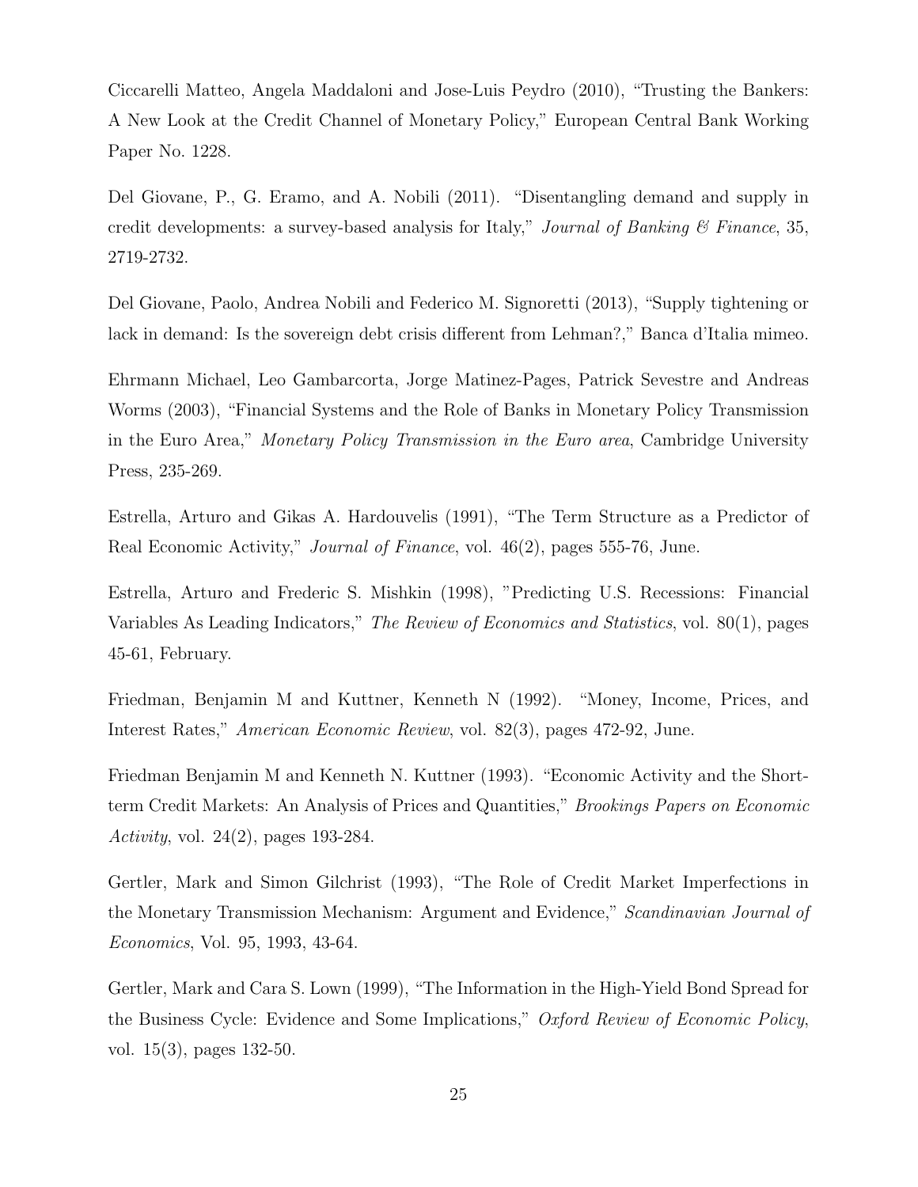Ciccarelli Matteo, Angela Maddaloni and Jose-Luis Peydro (2010), "Trusting the Bankers: A New Look at the Credit Channel of Monetary Policy," European Central Bank Working Paper No. 1228.

Del Giovane, P., G. Eramo, and A. Nobili (2011). "Disentangling demand and supply in credit developments: a survey-based analysis for Italy," *Journal of Banking & Finance*, 35, 2719-2732.

Del Giovane, Paolo, Andrea Nobili and Federico M. Signoretti (2013), "Supply tightening or lack in demand: Is the sovereign debt crisis different from Lehman?," Banca d'Italia mimeo.

Ehrmann Michael, Leo Gambarcorta, Jorge Matinez-Pages, Patrick Sevestre and Andreas Worms (2003), "Financial Systems and the Role of Banks in Monetary Policy Transmission in the Euro Area," *Monetary Policy Transmission in the Euro area*, Cambridge University Press, 235-269.

Estrella, Arturo and Gikas A. Hardouvelis (1991), "The Term Structure as a Predictor of Real Economic Activity," *Journal of Finance*, vol. 46(2), pages 555-76, June.

Estrella, Arturo and Frederic S. Mishkin (1998), "Predicting U.S. Recessions: Financial Variables As Leading Indicators," *The Review of Economics and Statistics*, vol. 80(1), pages 45-61, February.

Friedman, Benjamin M and Kuttner, Kenneth N (1992). "Money, Income, Prices, and Interest Rates," *American Economic Review*, vol. 82(3), pages 472-92, June.

Friedman Benjamin M and Kenneth N. Kuttner (1993). "Economic Activity and the Short-term Credit Markets: An Analysis of Prices and Quantities," *Brookings Papers on Economic Activity*, vol. 24(2), pages 193-284.

Gertler, Mark and Simon Gilchrist (1993), "The Role of Credit Market Imperfections in the Monetary Transmission Mechanism: Argument and Evidence," *Scandinavian Journal of Economics*, Vol. 95, 1993, 43-64.

Gertler, Mark and Cara S. Lown (1999), "The Information in the High-Yield Bond Spread for the Business Cycle: Evidence and Some Implications," *Oxford Review of Economic Policy*, vol. 15(3), pages 132-50.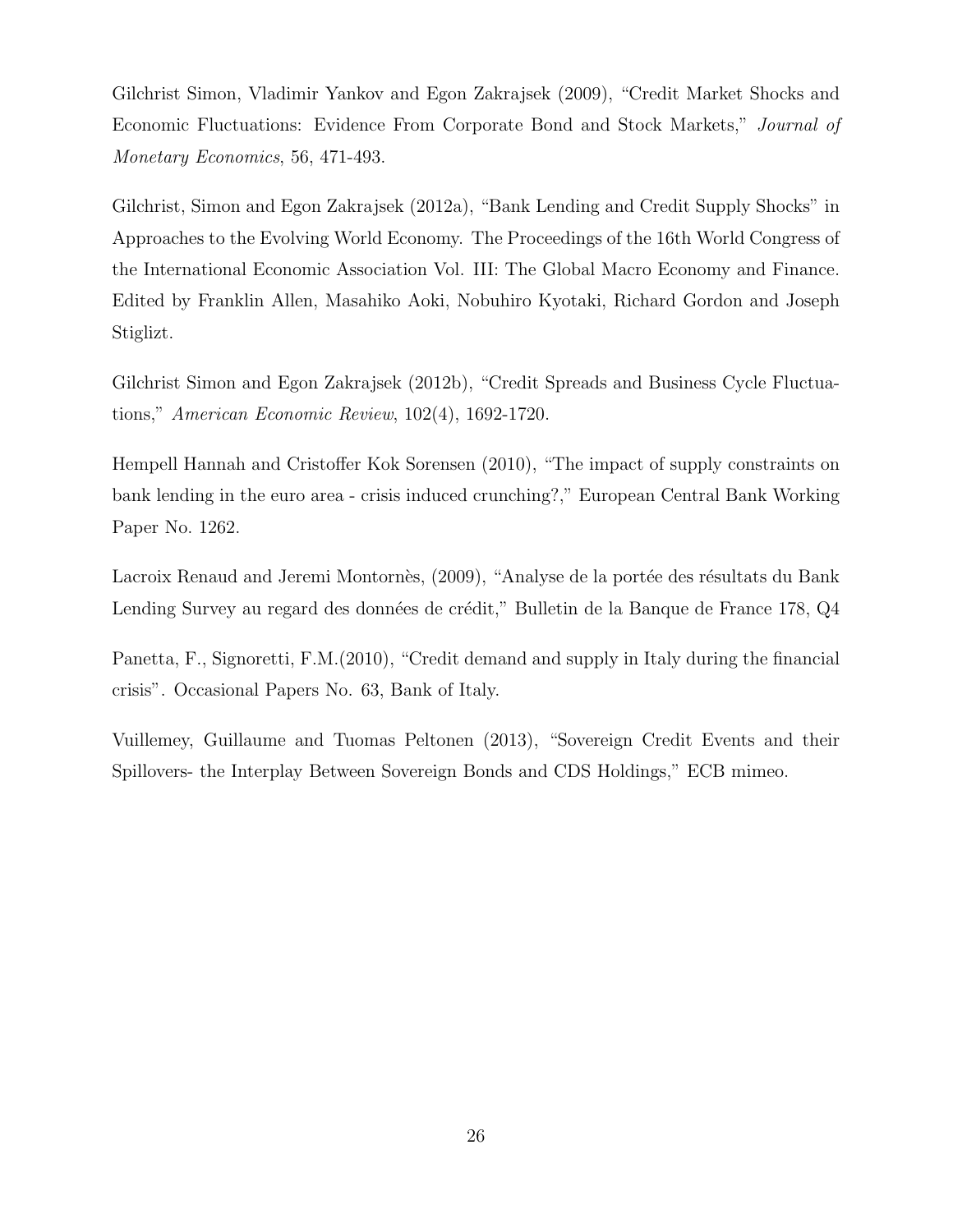Gilchrist Simon, Vladimir Yankov and Egon Zakrajsek (2009), "Credit Market Shocks and Economic Fluctuations: Evidence From Corporate Bond and Stock Markets," *Journal of Monetary Economics*, 56, 471-493.

Gilchrist, Simon and Egon Zakrajsek (2012a), "Bank Lending and Credit Supply Shocks" in Approaches to the Evolving World Economy. The Proceedings of the 16th World Congress of the International Economic Association Vol. III: The Global Macro Economy and Finance. Edited by Franklin Allen, Masahiko Aoki, Nobuhiro Kyotaki, Richard Gordon and Joseph Stiglizt.

Gilchrist Simon and Egon Zakrajsek (2012b), "Credit Spreads and Business Cycle Fluctuations," *American Economic Review*, 102(4), 1692-1720.

Hempell Hannah and Cristoffer Kok Sorensen (2010), "The impact of supply constraints on bank lending in the euro area - crisis induced crunching?," European Central Bank Working Paper No. 1262.

Lacroix Renaud and Jeremi Montornès, (2009), "Analyse de la portée des résultats du Bank Lending Survey au regard des données de crédit," Bulletin de la Banque de France 178, Q4

Panetta, F., Signoretti, F.M.(2010), "Credit demand and supply in Italy during the financial crisis". Occasional Papers No. 63, Bank of Italy.

Vuillemey, Guillaume and Tuomas Peltonen (2013), "Sovereign Credit Events and their Spillovers- the Interplay Between Sovereign Bonds and CDS Holdings," ECB mimeo.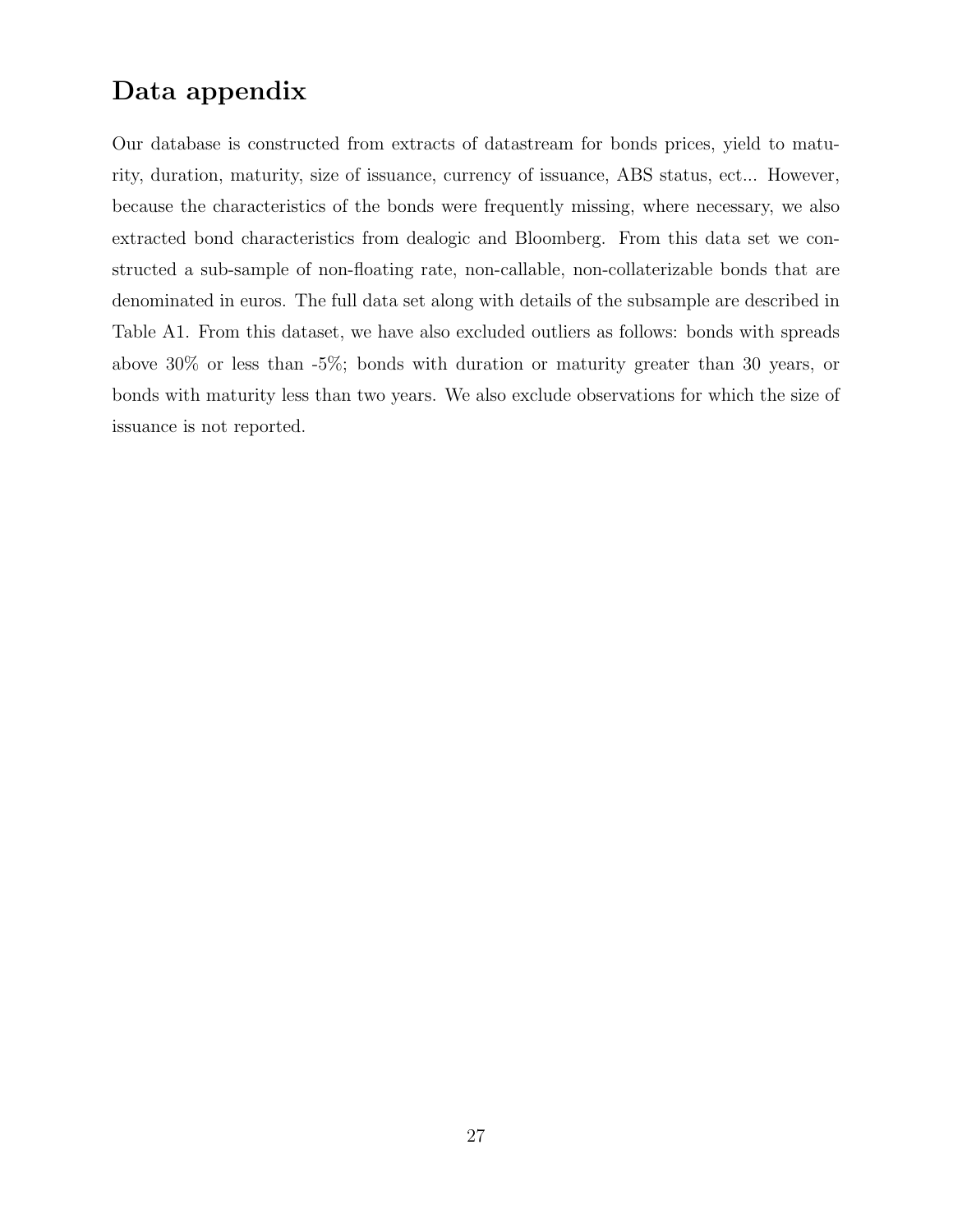# Data appendix

Our database is constructed from extracts of datastream for bonds prices, yield to maturity, duration, maturity, size of issuance, currency of issuance, ABS status, ect... However, because the characteristics of the bonds were frequently missing, where necessary, we also extracted bond characteristics from dealogic and Bloomberg. From this data set we constructed a sub-sample of non-floating rate, non-callable, non-collaterizable bonds that are denominated in euros. The full data set along with details of the subsample are described in Table A1. From this dataset, we have also excluded outliers as follows: bonds with spreads above 30% or less than -5%; bonds with duration or maturity greater than 30 years, or bonds with maturity less than two years. We also exclude observations for which the size of issuance is not reported.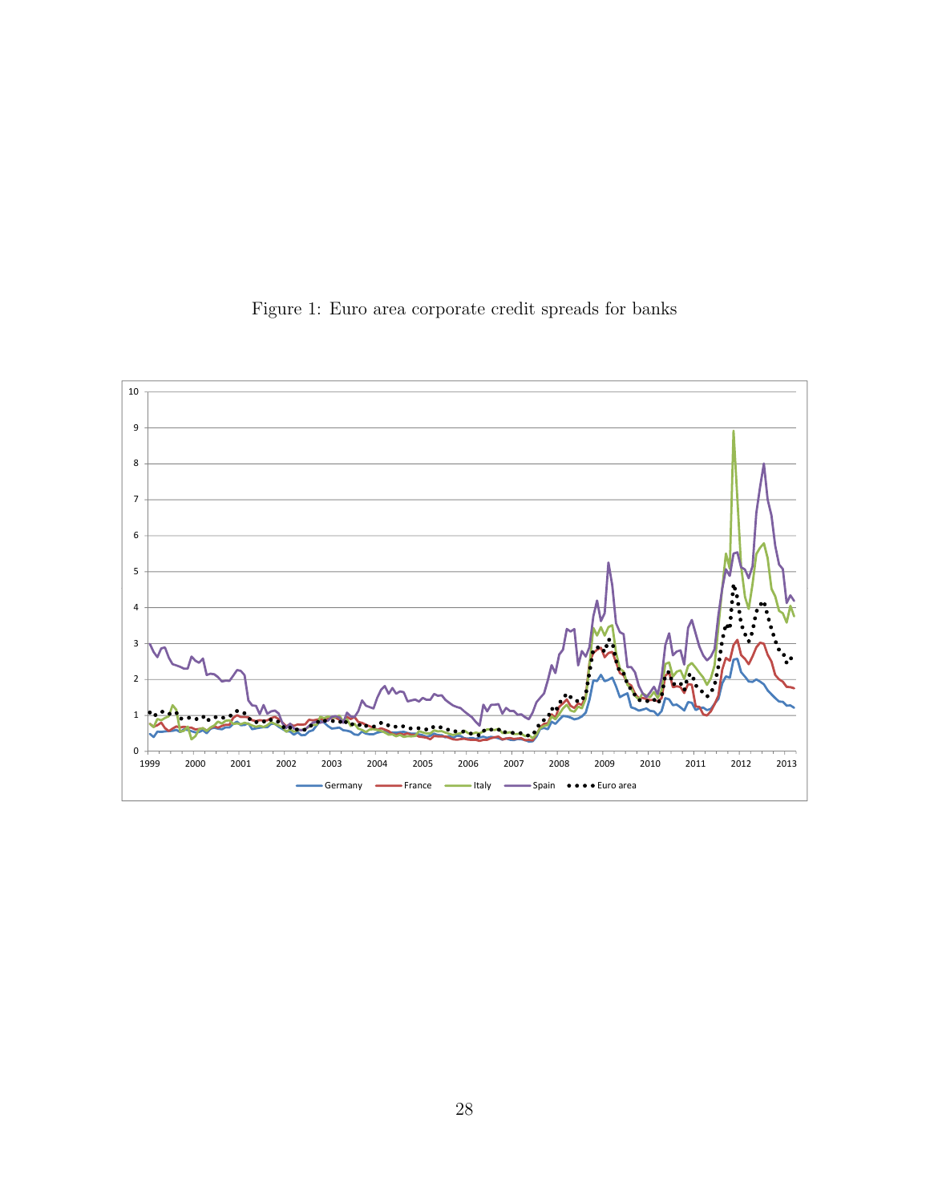Figure 1: Euro area corporate credit spreads for banks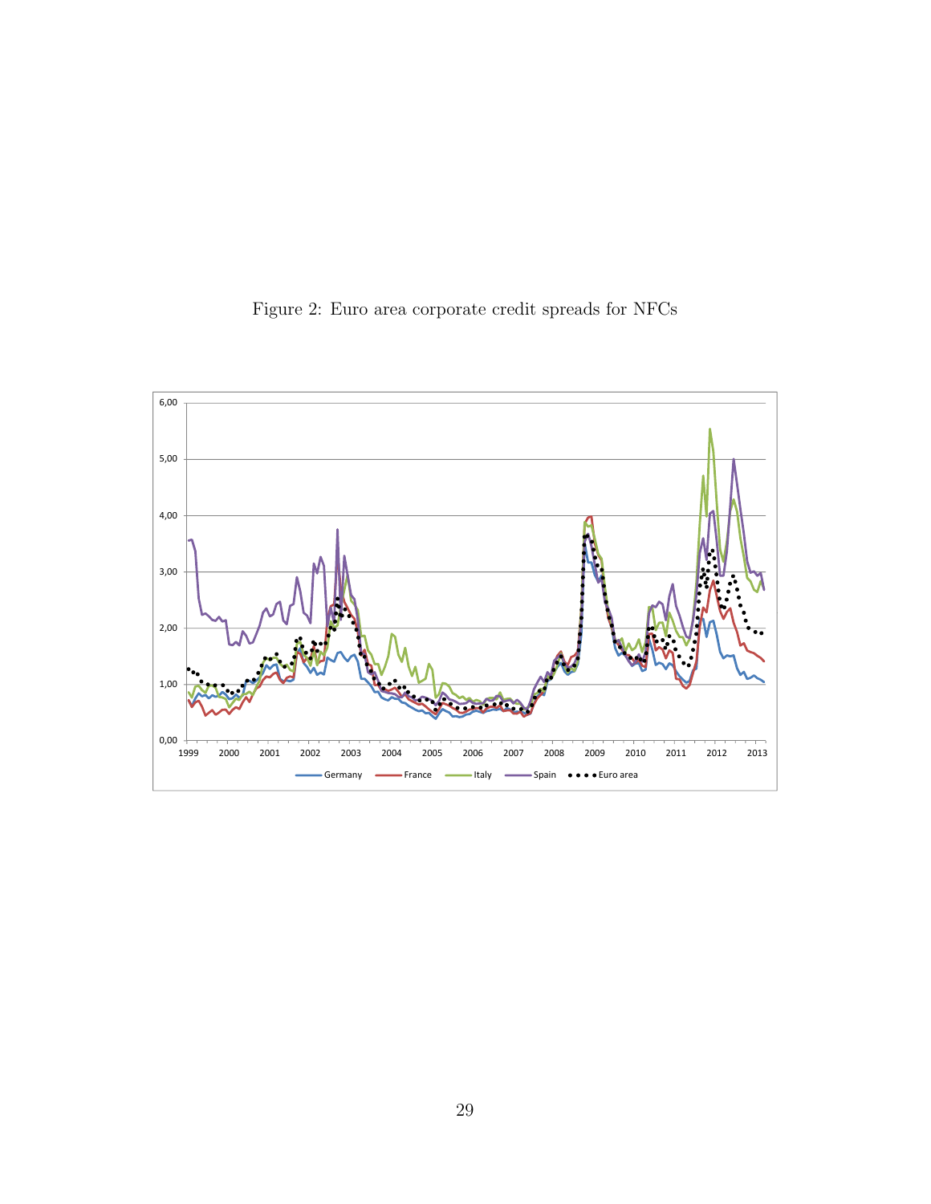Figure 2: Euro area corporate credit spreads for NFCs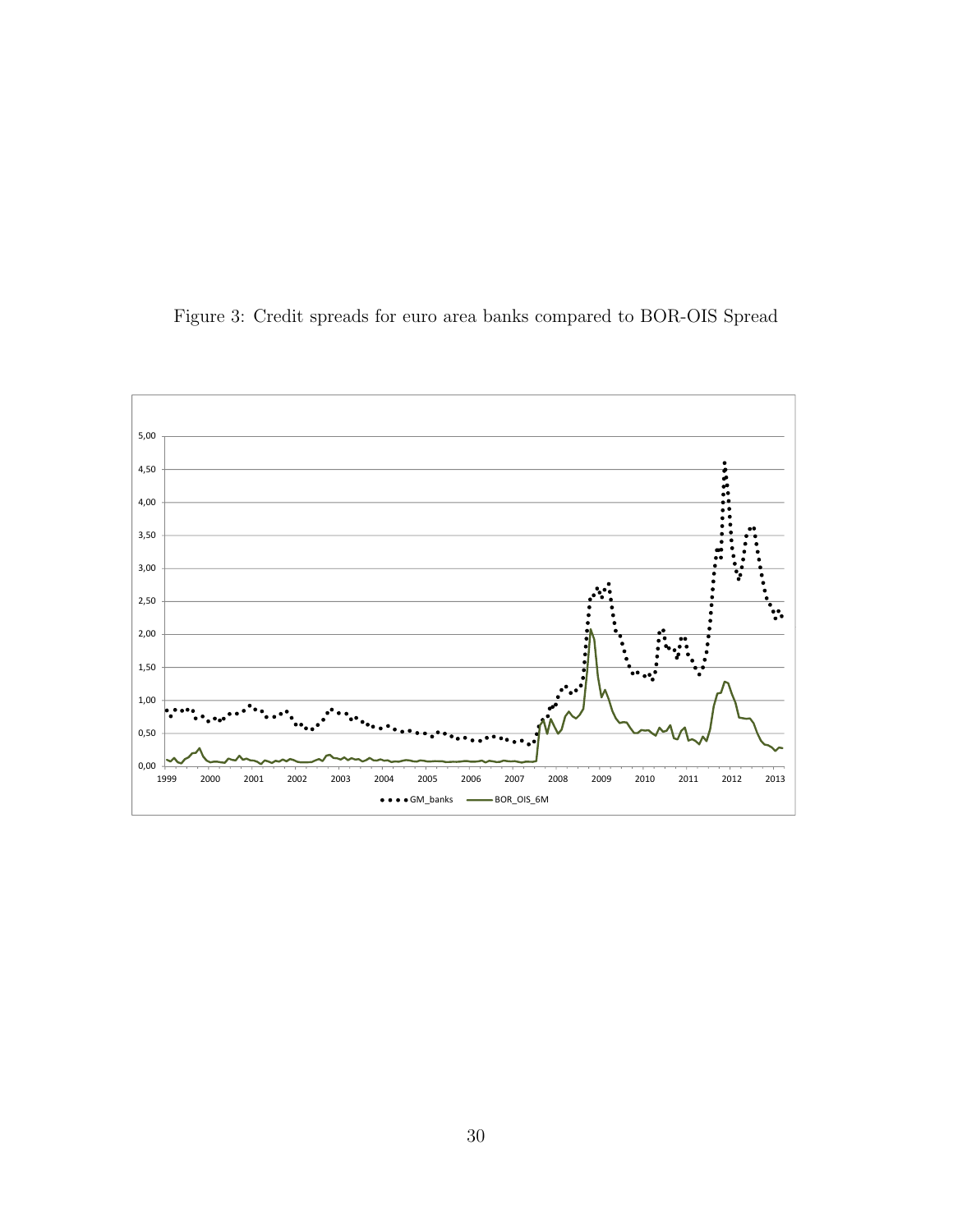Figure 3: Credit spreads for euro area banks compared to BOR-OIS Spread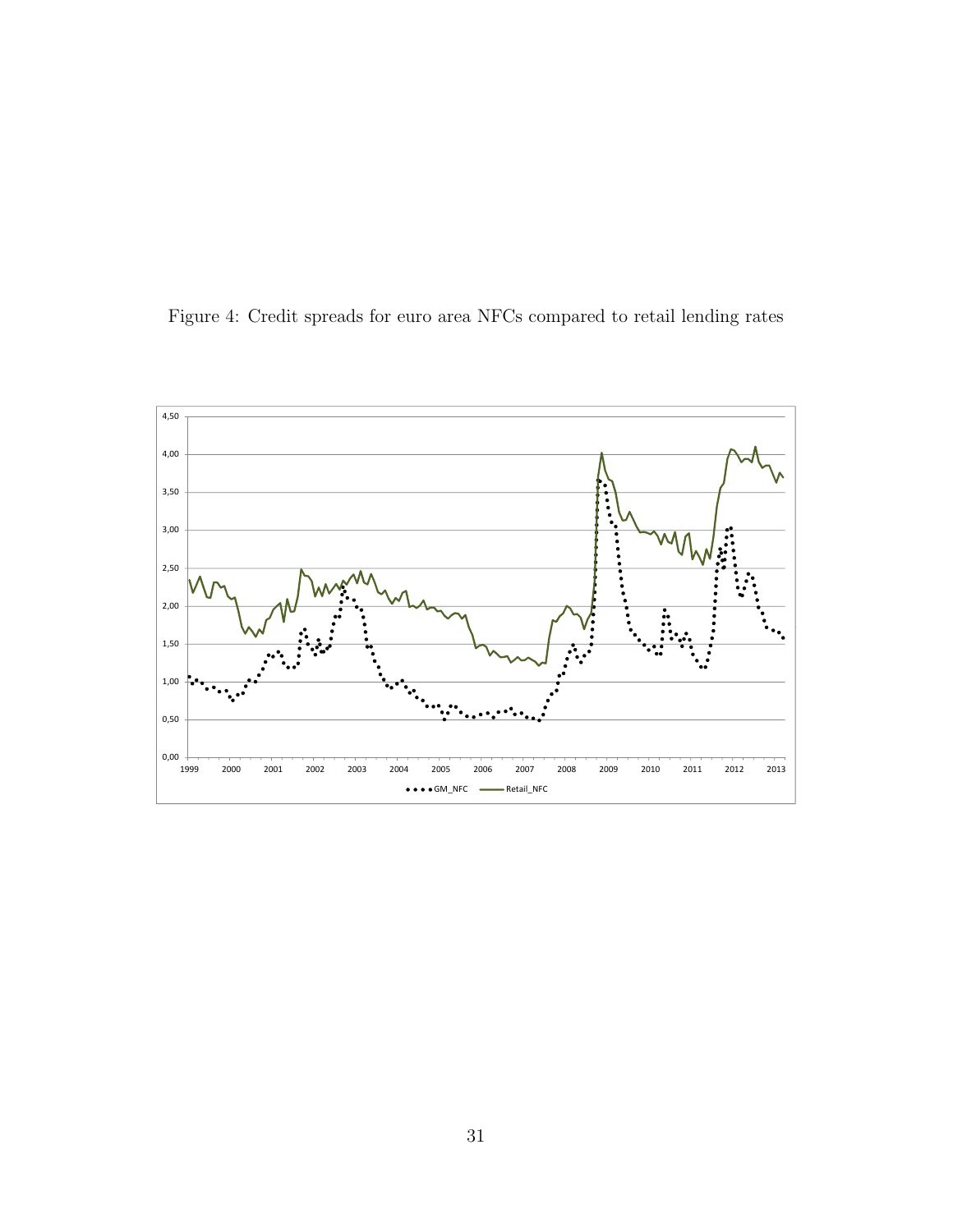Figure 4: Credit spreads for euro area NFCs compared to retail lending rates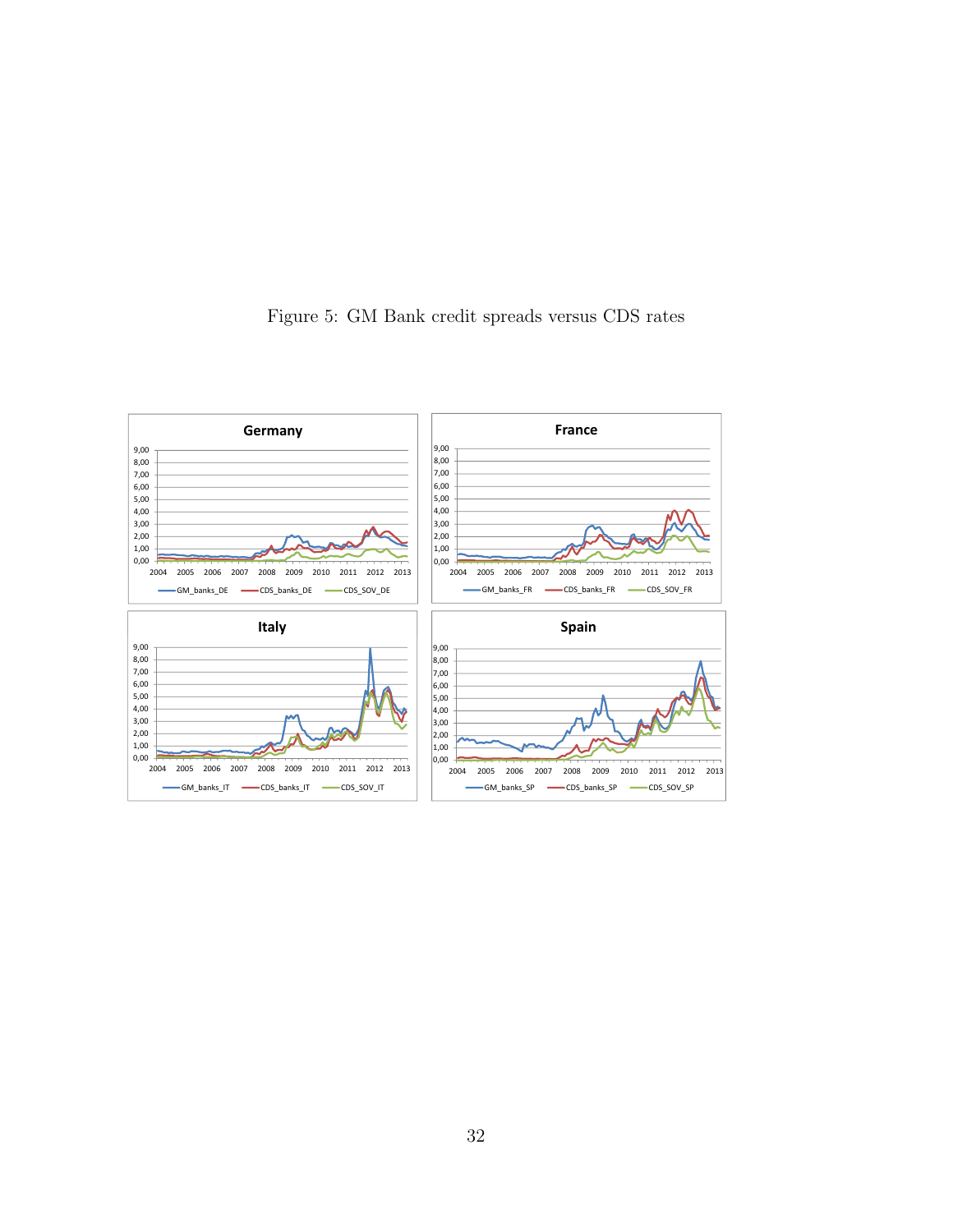Figure 5: GM Bank credit spreads versus CDS rates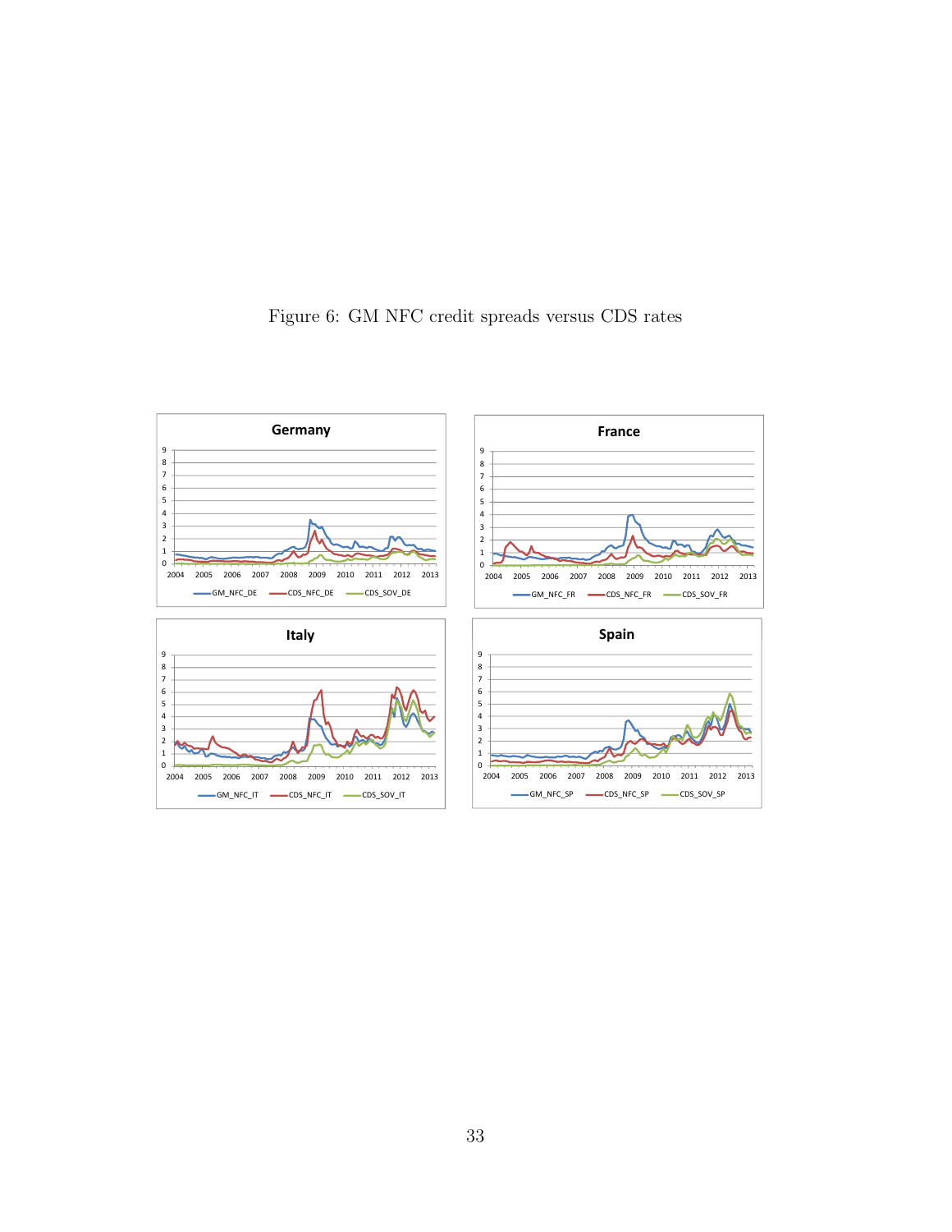Figure 6: GM NFC credit spreads versus CDS rates

**Germany**

GM_NFC_DE — CDS_NFC_DE — CDS_SOV_DE

**France**

GM_NFC_FR — CDS_NFC_FR — CDS_SOV_FR

**Italy**

GM_NFC_IT — CDS_NFC_IT — CDS_SOV_IT

**Spain**

GM_NFC_SP — CDS_NFC_SP — CDS_SOV_SP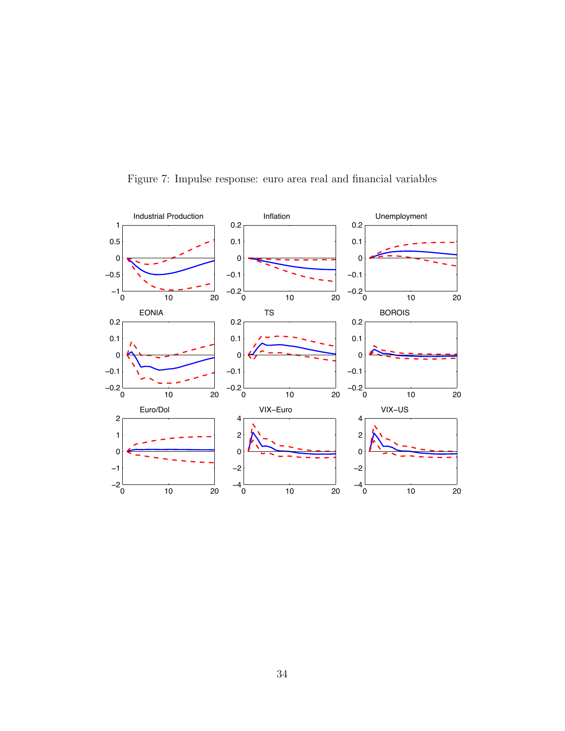Figure 7: Impulse response: euro area real and financial variables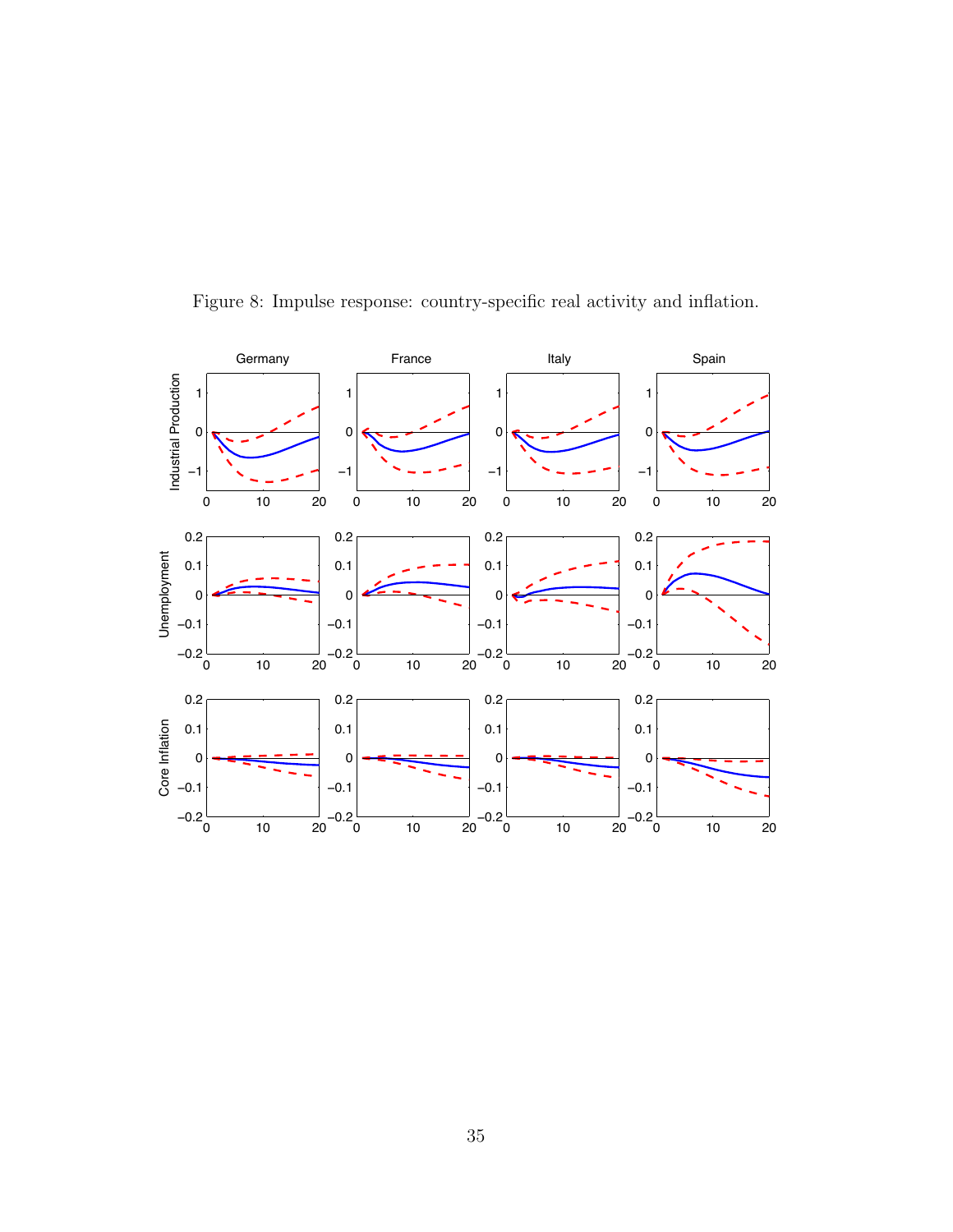Figure 8: Impulse response: country-specific real activity and inflation.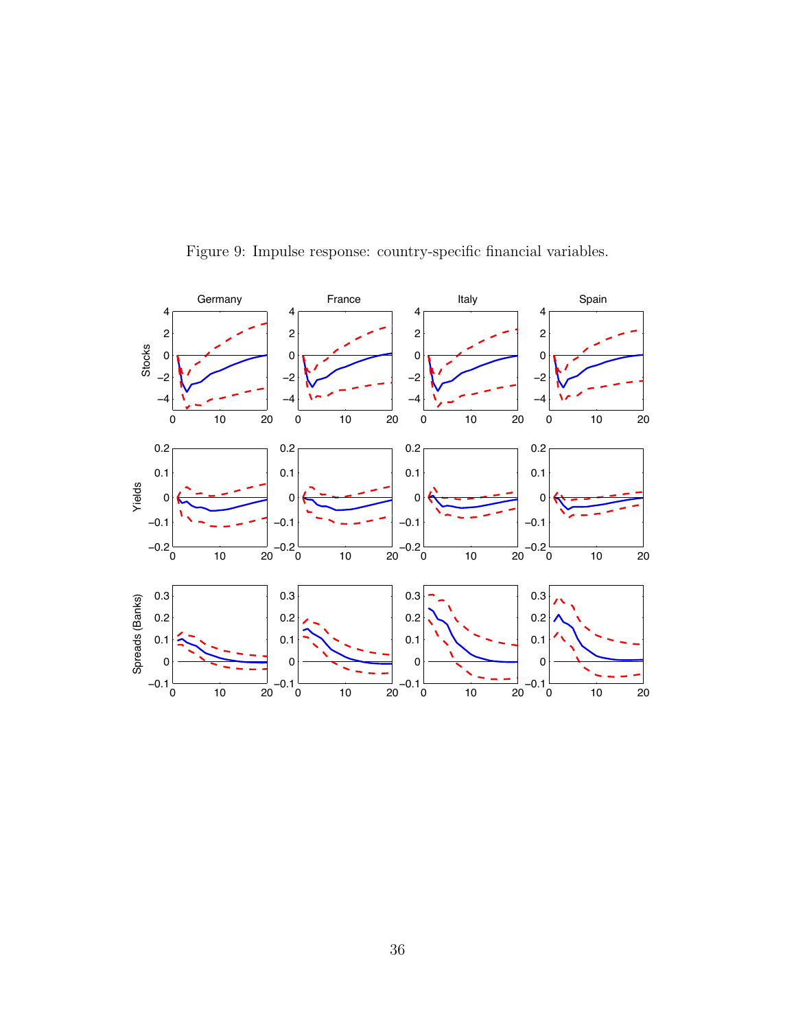Figure 9: Impulse response: country-specific financial variables.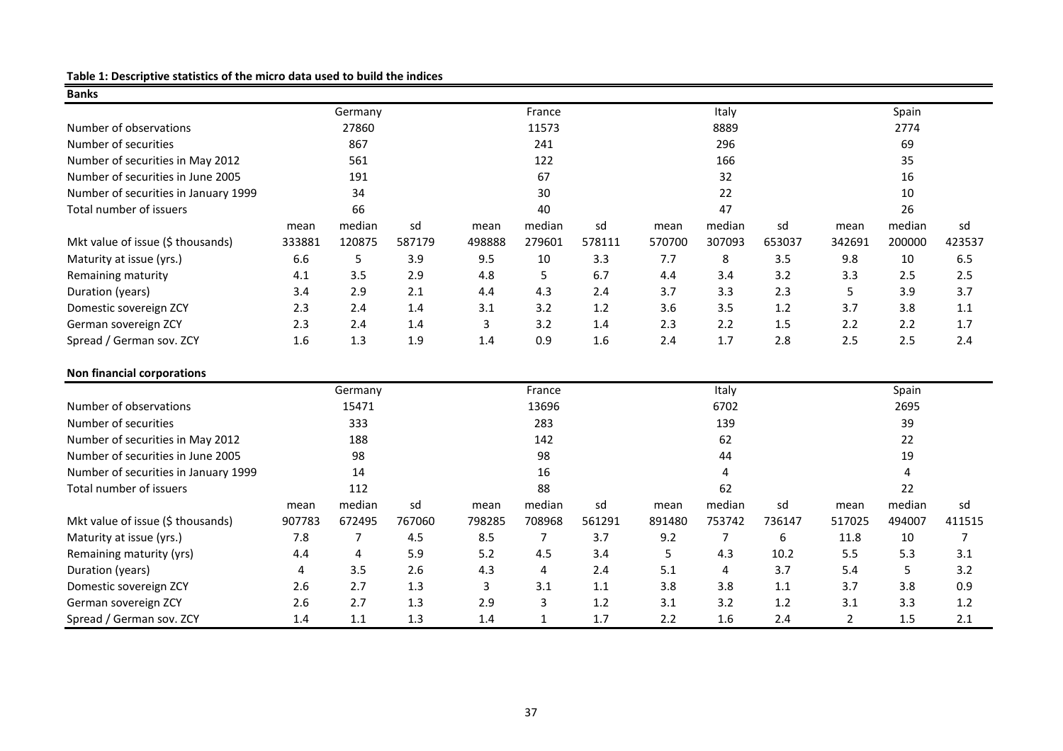**Table 1: Descriptive statistics of the micro data used to build the indices**

**Banks**

| | Germany | | | France | | | Italy | | | Spain | | |
|---|---|---|---|---|---|---|---|---|---|---|---|---|
| Number of observations | | 27860 | | | 11573 | | | 8889 | | | 2774 | |
| Number of securities | | 867 | | | 241 | | | 296 | | | 69 | |
| Number of securities in May 2012 | | 561 | | | 122 | | | 166 | | | 35 | |
| Number of securities in June 2005 | | 191 | | | 67 | | | 32 | | | 16 | |
| Number of securities in January 1999 | | 34 | | | 30 | | | 22 | | | 10 | |
| Total number of issuers | | 66 | | | 40 | | | 47 | | | 26 | |
| | mean | median | sd | mean | median | sd | mean | median | sd | mean | median | sd |
| Mkt value of issue ($ thousands) | 333881 | 120875 | 587179 | 498888 | 279601 | 578111 | 570700 | 307093 | 653037 | 342691 | 200000 | 423537 |
| Maturity at issue (yrs.) | 6.6 | 5 | 3.9 | 9.5 | 10 | 3.3 | 7.7 | 8 | 3.5 | 9.8 | 10 | 6.5 |
| Remaining maturity | 4.1 | 3.5 | 2.9 | 4.8 | 5 | 6.7 | 4.4 | 3.4 | 3.2 | 3.3 | 2.5 | 2.5 |
| Duration (years) | 3.4 | 2.9 | 2.1 | 4.4 | 4.3 | 2.4 | 3.7 | 3.3 | 2.3 | 5 | 3.9 | 3.7 |
| Domestic sovereign ZCY | 2.3 | 2.4 | 1.4 | 3.1 | 3.2 | 1.2 | 3.6 | 3.5 | 1.2 | 3.7 | 3.8 | 1.1 |
| German sovereign ZCY | 2.3 | 2.4 | 1.4 | 3 | 3.2 | 1.4 | 2.3 | 2.2 | 1.5 | 2.2 | 2.2 | 1.7 |
| Spread / German sov. ZCY | 1.6 | 1.3 | 1.9 | 1.4 | 0.9 | 1.6 | 2.4 | 1.7 | 2.8 | 2.5 | 2.5 | 2.4 |

**Non financial corporations**

| | Germany | | | France | | | Italy | | | Spain | | |
|---|---|---|---|---|---|---|---|---|---|---|---|---|
| Number of observations | | 15471 | | | 13696 | | | 6702 | | | 2695 | |
| Number of securities | | 333 | | | 283 | | | 139 | | | 39 | |
| Number of securities in May 2012 | | 188 | | | 142 | | | 62 | | | 22 | |
| Number of securities in June 2005 | | 98 | | | 98 | | | 44 | | | 19 | |
| Number of securities in January 1999 | | 14 | | | 16 | | | 4 | | | 4 | |
| Total number of issuers | | 112 | | | 88 | | | 62 | | | 22 | |
| | mean | median | sd | mean | median | sd | mean | median | sd | mean | median | sd |
| Mkt value of issue ($ thousands) | 907783 | 672495 | 767060 | 798285 | 708968 | 561291 | 891480 | 753742 | 736147 | 517025 | 494007 | 411515 |
| Maturity at issue (yrs.) | 7.8 | 7 | 4.5 | 8.5 | 7 | 3.7 | 9.2 | 7 | 6 | 11.8 | 10 | 7 |
| Remaining maturity (yrs) | 4.4 | 4 | 5.9 | 5.2 | 4.5 | 3.4 | 5 | 4.3 | 10.2 | 5.5 | 5.3 | 3.1 |
| Duration (years) | 4 | 3.5 | 2.6 | 4.3 | 4 | 2.4 | 5.1 | 4 | 3.7 | 5.4 | 5 | 3.2 |
| Domestic sovereign ZCY | 2.6 | 2.7 | 1.3 | 3 | 3.1 | 1.1 | 3.8 | 3.8 | 1.1 | 3.7 | 3.8 | 0.9 |
| German sovereign ZCY | 2.6 | 2.7 | 1.3 | 2.9 | 3 | 1.2 | 3.1 | 3.2 | 1.2 | 3.1 | 3.3 | 1.2 |
| Spread / German sov. ZCY | 1.4 | 1.1 | 1.3 | 1.4 | 1 | 1.7 | 2.2 | 1.6 | 2.4 | 2 | 1.5 | 2.1 |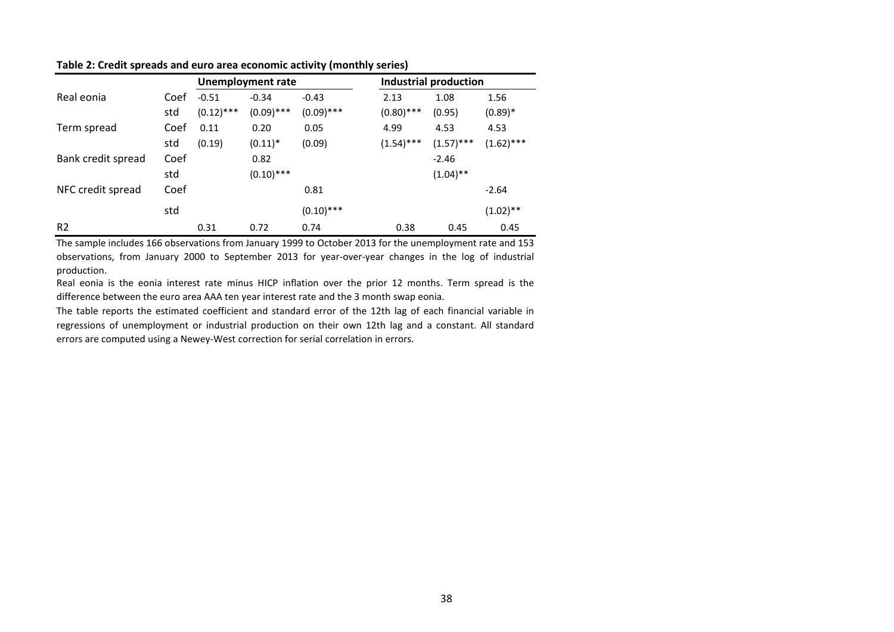**Table 2: Credit spreads and euro area economic activity (monthly series)**

| | | Unemployment rate | | | Industrial production | | |
|---|---|---|---|---|---|---|---|
| Real eonia | Coef | -0.51 | -0.34 | -0.43 | 2.13 | 1.08 | 1.56 |
| | std | (0.12)*** | (0.09)*** | (0.09)*** | (0.80)*** | (0.95) | (0.89)* |
| Term spread | Coef | 0.11 | 0.20 | 0.05 | 4.99 | 4.53 | 4.53 |
| | std | (0.19) | (0.11)* | (0.09) | (1.54)*** | (1.57)*** | (1.62)*** |
| Bank credit spread | Coef | | 0.82 | | | -2.46 | |
| | std | | (0.10)*** | | | (1.04)** | |
| NFC credit spread | Coef | | | 0.81 | | | -2.64 |
| | std | | | (0.10)*** | | | (1.02)** |
| R2 | | 0.31 | 0.72 | 0.74 | 0.38 | 0.45 | 0.45 |

The sample includes 166 observations from January 1999 to October 2013 for the unemployment rate and 153 observations, from January 2000 to September 2013 for year-over-year changes in the log of industrial production.

Real eonia is the eonia interest rate minus HICP inflation over the prior 12 months. Term spread is the difference between the euro area AAA ten year interest rate and the 3 month swap eonia.

The table reports the estimated coefficient and standard error of the 12th lag of each financial variable in regressions of unemployment or industrial production on their own 12th lag and a constant. All standard errors are computed using a Newey-West correction for serial correlation in errors.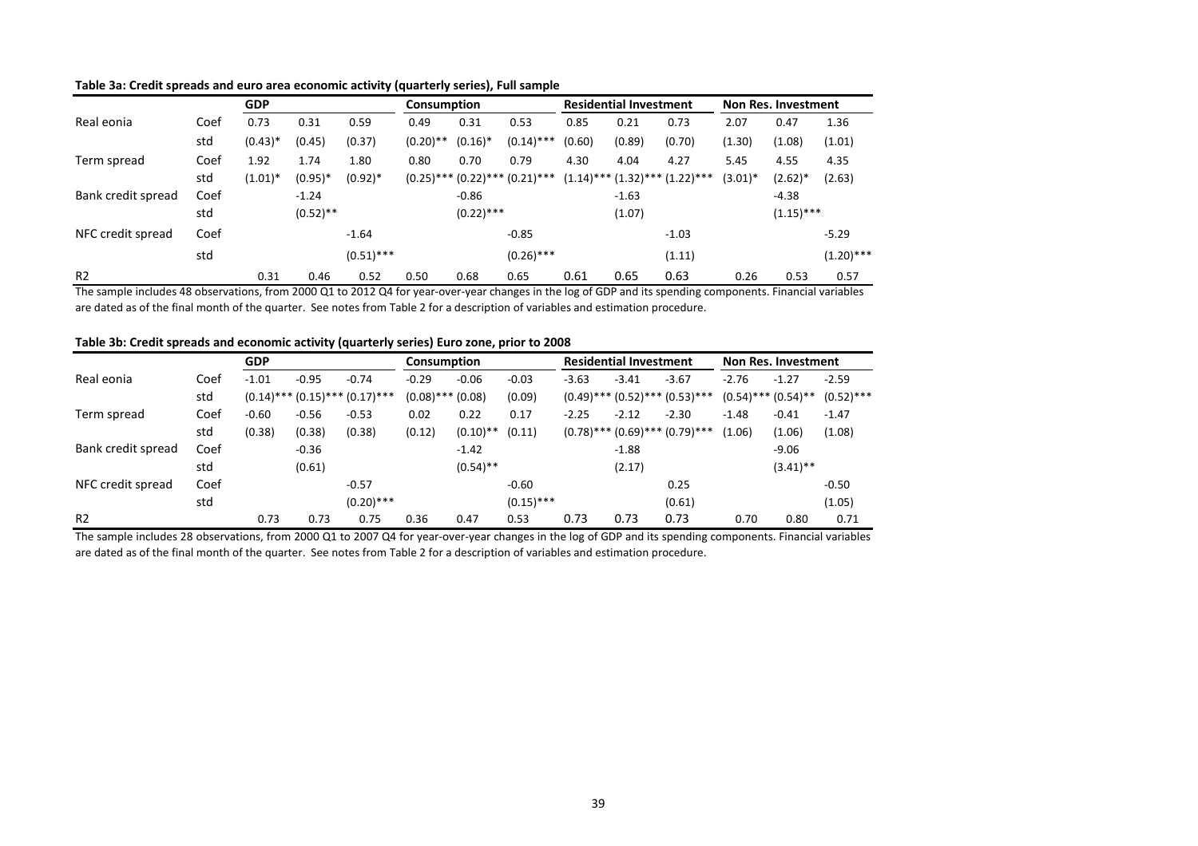**Table 3a: Credit spreads and euro area economic activity (quarterly series), Full sample**

| | | GDP | | | Consumption | | | Residential Investment | | | Non Res. Investment | | |
|---|---|---|---|---|---|---|---|---|---|---|---|---|---|
| Real eonia | Coef | 0.73 | 0.31 | 0.59 | 0.49 | 0.31 | 0.53 | 0.85 | 0.21 | 0.73 | 2.07 | 0.47 | 1.36 |
| | std | (0.43)* | (0.45) | (0.37) | (0.20)** | (0.16)* | (0.14)*** | (0.60) | (0.89) | (0.70) | (1.30) | (1.08) | (1.01) |
| Term spread | Coef | 1.92 | 1.74 | 1.80 | 0.80 | 0.70 | 0.79 | 4.30 | 4.04 | 4.27 | 5.45 | 4.55 | 4.35 |
| | std | (1.01)* | (0.95)* | (0.92)* | (0.25)*** | (0.22)*** | (0.21)*** | (1.14)*** | (1.32)*** | (1.22)*** | (3.01)* | (2.62)* | (2.63) |
| Bank credit spread | Coef | | -1.24 | | | -0.86 | | | -1.63 | | | -4.38 | |
| | std | | (0.52)** | | | (0.22)*** | | | (1.07) | | | (1.15)*** | |
| NFC credit spread | Coef | | | -1.64 | | | -0.85 | | | -1.03 | | | -5.29 |
| | std | | | (0.51)*** | | | (0.26)*** | | | (1.11) | | | (1.20)*** |
| R2 | | 0.31 | 0.46 | 0.52 | 0.50 | 0.68 | 0.65 | 0.61 | 0.65 | 0.63 | 0.26 | 0.53 | 0.57 |

The sample includes 48 observations, from 2000 Q1 to 2012 Q4 for year-over-year changes in the log of GDP and its spending components. Financial variables are dated as of the final month of the quarter. See notes from Table 2 for a description of variables and estimation procedure.

**Table 3b: Credit spreads and economic activity (quarterly series) Euro zone, prior to 2008**

| | | GDP | | | Consumption | | | Residential Investment | | | Non Res. Investment | | |
|---|---|---|---|---|---|---|---|---|---|---|---|---|---|
| Real eonia | Coef | -1.01 | -0.95 | -0.74 | -0.29 | -0.06 | -0.03 | -3.63 | -3.41 | -3.67 | -2.76 | -1.27 | -2.59 |
| | std | (0.14)*** | (0.15)*** | (0.17)*** | (0.08)*** | (0.08) | (0.09) | (0.49)*** | (0.52)*** | (0.53)*** | (0.54)*** | (0.54)** | (0.52)*** |
| Term spread | Coef | -0.60 | -0.56 | -0.53 | 0.02 | 0.22 | 0.17 | -2.25 | -2.12 | -2.30 | -1.48 | -0.41 | -1.47 |
| | std | (0.38) | (0.38) | (0.38) | (0.12) | (0.10)** | (0.11) | (0.78)*** | (0.69)*** | (0.79)*** | (1.06) | (1.06) | (1.08) |
| Bank credit spread | Coef | | -0.36 | | | -1.42 | | | -1.88 | | | -9.06 | |
| | std | | (0.61) | | | (0.54)** | | | (2.17) | | | (3.41)** | |
| NFC credit spread | Coef | | | -0.57 | | | -0.60 | | | 0.25 | | | -0.50 |
| | std | | | (0.20)*** | | | (0.15)*** | | | (0.61) | | | (1.05) |
| R2 | | 0.73 | 0.73 | 0.75 | 0.36 | 0.47 | 0.53 | 0.73 | 0.73 | 0.73 | 0.70 | 0.80 | 0.71 |

The sample includes 28 observations, from 2000 Q1 to 2007 Q4 for year-over-year changes in the log of GDP and its spending components. Financial variables are dated as of the final month of the quarter. See notes from Table 2 for a description of variables and estimation procedure.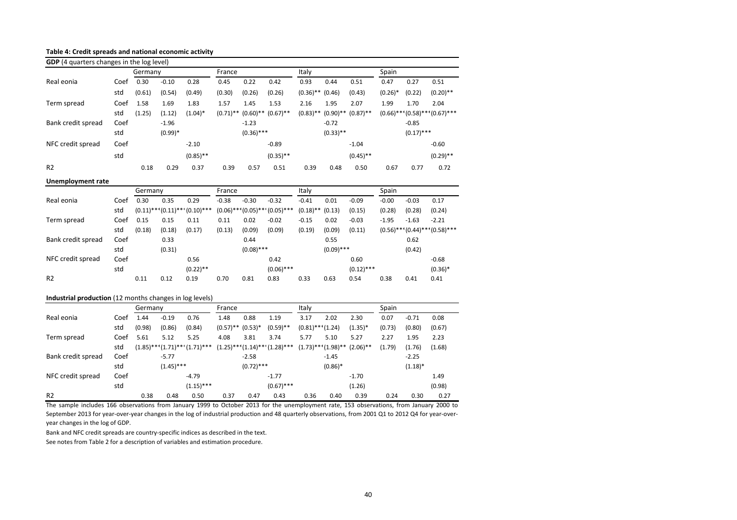**Table 4: Credit spreads and national economic activity**

**GDP** (4 quarters changes in the log level)

| | | Germany | | | France | | | Italy | | | Spain | | |
|---|---|---|---|---|---|---|---|---|---|---|---|---|---|
| Real eonia | Coef | 0.30 | -0.10 | 0.28 | 0.45 | 0.22 | 0.42 | 0.93 | 0.44 | 0.51 | 0.47 | 0.27 | 0.51 |
| | std | (0.61) | (0.54) | (0.49) | (0.30) | (0.26) | (0.26) | (0.36)** | (0.46) | (0.43) | (0.26)* | (0.22) | (0.20)** |
| Term spread | Coef | 1.58 | 1.69 | 1.83 | 1.57 | 1.45 | 1.53 | 2.16 | 1.95 | 2.07 | 1.99 | 1.70 | 2.04 |
| | std | (1.25) | (1.12) | (1.04)* | (0.71)** | (0.60)** | (0.67)** | (0.83)** | (0.90)** | (0.87)** | (0.66)*** | (0.58)*** | (0.67)*** |
| Bank credit spread | Coef | | -1.96 | | | -1.23 | | | -0.72 | | | -0.85 | |
| | std | | (0.99)* | | | (0.36)*** | | | (0.33)** | | | (0.17)*** | |
| NFC credit spread | Coef | | | -2.10 | | | -0.89 | | | -1.04 | | | -0.60 |
| | std | | | (0.85)** | | | (0.35)** | | | (0.45)** | | | (0.29)** |
| R2 | | 0.18 | 0.29 | 0.37 | 0.39 | 0.57 | 0.51 | 0.39 | 0.48 | 0.50 | 0.67 | 0.77 | 0.72 |

**Unemployment rate**

| | | Germany | | | France | | | Italy | | | Spain | | |
|---|---|---|---|---|---|---|---|---|---|---|---|---|---|
| Real eonia | Coef | 0.30 | 0.35 | 0.29 | -0.38 | -0.30 | -0.32 | -0.41 | 0.01 | -0.09 | -0.00 | -0.03 | 0.17 |
| | std | (0.11)*** | (0.11)*** | (0.10)*** | (0.06)*** | (0.05)*** | (0.05)*** | (0.18)** | (0.13) | (0.15) | (0.28) | (0.28) | (0.24) |
| Term spread | Coef | 0.15 | 0.15 | 0.11 | 0.11 | 0.02 | -0.02 | -0.15 | 0.02 | -0.03 | -1.95 | -1.63 | -2.21 |
| | std | (0.18) | (0.18) | (0.17) | (0.13) | (0.09) | (0.09) | (0.19) | (0.09) | (0.11) | (0.56)*** | (0.44)*** | (0.58)*** |
| Bank credit spread | Coef | | 0.33 | | | 0.44 | | | 0.55 | | | 0.62 | |
| | std | | (0.31) | | | (0.08)*** | | | (0.09)*** | | | (0.42) | |
| NFC credit spread | Coef | | | 0.56 | | | 0.42 | | | 0.60 | | | -0.68 |
| | std | | | (0.22)** | | | (0.06)*** | | | (0.12)*** | | | (0.36)* |
| R2 | | 0.11 | 0.12 | 0.19 | 0.70 | 0.81 | 0.83 | 0.33 | 0.63 | 0.54 | 0.38 | 0.41 | 0.41 |

**Industrial production** (12 months changes in log levels)

| | | Germany | | | France | | | Italy | | | Spain | | |
|---|---|---|---|---|---|---|---|---|---|---|---|---|---|
| Real eonia | Coef | 1.44 | -0.19 | 0.76 | 1.48 | 0.88 | 1.19 | 3.17 | 2.02 | 2.30 | 0.07 | -0.71 | 0.08 |
| | std | (0.98) | (0.86) | (0.84) | (0.57)** | (0.53)* | (0.59)** | (0.81)*** | (1.24) | (1.35)* | (0.73) | (0.80) | (0.67) |
| Term spread | Coef | 5.61 | 5.12 | 5.25 | 4.08 | 3.81 | 3.74 | 5.77 | 5.10 | 5.27 | 2.27 | 1.95 | 2.23 |
| | std | (1.85)*** | (1.71)*** | (1.71)*** | (1.25)*** | (1.14)*** | (1.28)*** | (1.73)*** | (1.98)** | (2.06)** | (1.79) | (1.76) | (1.68) |
| Bank credit spread | Coef | | -5.77 | | | -2.58 | | | -1.45 | | | -2.25 | |
| | std | | (1.45)*** | | | (0.72)*** | | | (0.86)* | | | (1.18)* | |
| NFC credit spread | Coef | | | -4.79 | | | -1.77 | | | -1.70 | | | 1.49 |
| | std | | | (1.15)*** | | | (0.67)*** | | | (1.26) | | | (0.98) |
| R2 | | 0.38 | 0.48 | 0.50 | 0.37 | 0.47 | 0.43 | 0.36 | 0.40 | 0.39 | 0.24 | 0.30 | 0.27 |

The sample includes 166 observations from January 1999 to October 2013 for the unemployment rate, 153 observations, from January 2000 to September 2013 for year-over-year changes in the log of industrial production and 48 quarterly observations, from 2001 Q1 to 2012 Q4 for year-over-year changes in the log of GDP.

Bank and NFC credit spreads are country-specific indices as described in the text.

See notes from Table 2 for a description of variables and estimation procedure.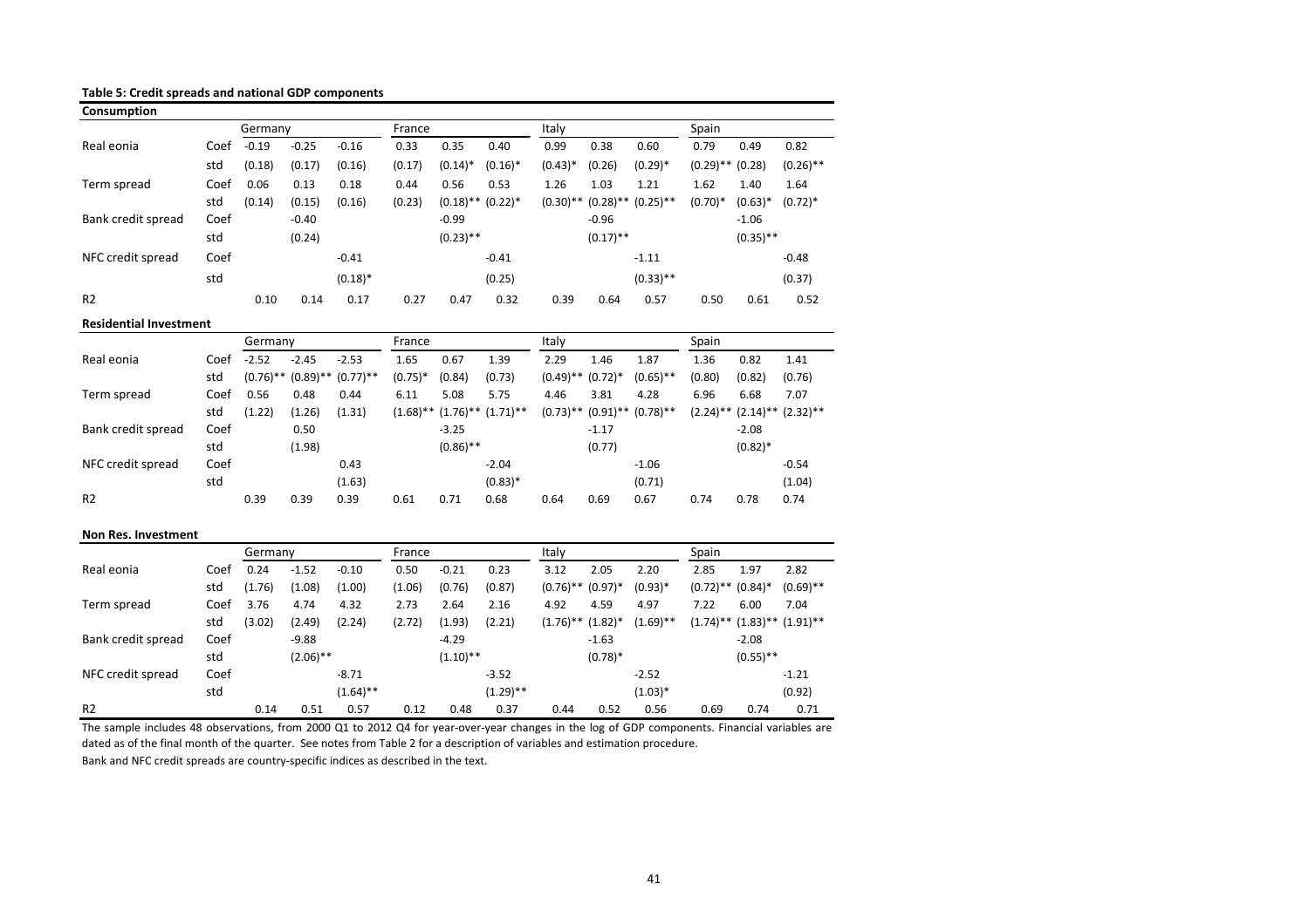**Table 5: Credit spreads and national GDP components**

**Consumption**

| | | Germany | | | France | | | Italy | | | Spain | | |
|---|---|---|---|---|---|---|---|---|---|---|---|---|---|
| Real eonia | Coef | -0.19 | -0.25 | -0.16 | 0.33 | 0.35 | 0.40 | 0.99 | 0.38 | 0.60 | 0.79 | 0.49 | 0.82 |
| | std | (0.18) | (0.17) | (0.16) | (0.17) | (0.14)* | (0.16)* | (0.43)* | (0.26) | (0.29)* | (0.29)** | (0.28) | (0.26)** |
| Term spread | Coef | 0.06 | 0.13 | 0.18 | 0.44 | 0.56 | 0.53 | 1.26 | 1.03 | 1.21 | 1.62 | 1.40 | 1.64 |
| | std | (0.14) | (0.15) | (0.16) | (0.23) | (0.18)** | (0.22)* | (0.30)** | (0.28)** | (0.25)** | (0.70)* | (0.63)* | (0.72)* |
| Bank credit spread | Coef | | -0.40 | | | -0.99 | | | -0.96 | | | -1.06 | |
| | std | | (0.24) | | | (0.23)** | | | (0.17)** | | | (0.35)** | |
| NFC credit spread | Coef | | | -0.41 | | | -0.41 | | | -1.11 | | | -0.48 |
| | std | | | (0.18)* | | | (0.25) | | | (0.33)** | | | (0.37) |
| R2 | | 0.10 | 0.14 | 0.17 | 0.27 | 0.47 | 0.32 | 0.39 | 0.64 | 0.57 | 0.50 | 0.61 | 0.52 |

**Residential Investment**

| | | Germany | | | France | | | Italy | | | Spain | | |
|---|---|---|---|---|---|---|---|---|---|---|---|---|---|
| Real eonia | Coef | -2.52 | -2.45 | -2.53 | 1.65 | 0.67 | 1.39 | 2.29 | 1.46 | 1.87 | 1.36 | 0.82 | 1.41 |
| | std | (0.76)** | (0.89)** | (0.77)** | (0.75)* | (0.84) | (0.73) | (0.49)** | (0.72)* | (0.65)** | (0.80) | (0.82) | (0.76) |
| Term spread | Coef | 0.56 | 0.48 | 0.44 | 6.11 | 5.08 | 5.75 | 4.46 | 3.81 | 4.28 | 6.96 | 6.68 | 7.07 |
| | std | (1.22) | (1.26) | (1.31) | (1.68)** | (1.76)** | (1.71)** | (0.73)** | (0.91)** | (0.78)** | (2.24)** | (2.14)** | (2.32)** |
| Bank credit spread | Coef | | 0.50 | | | -3.25 | | | -1.17 | | | -2.08 | |
| | std | | (1.98) | | | (0.86)** | | | (0.77) | | | (0.82)* | |
| NFC credit spread | Coef | | | 0.43 | | | -2.04 | | | -1.06 | | | -0.54 |
| | std | | | (1.63) | | | (0.83)* | | | (0.71) | | | (1.04) |
| R2 | | 0.39 | 0.39 | 0.39 | 0.61 | 0.71 | 0.68 | 0.64 | 0.69 | 0.67 | 0.74 | 0.78 | 0.74 |

**Non Res. Investment**

| | | Germany | | | France | | | Italy | | | Spain | | |
|---|---|---|---|---|---|---|---|---|---|---|---|---|---|
| Real eonia | Coef | 0.24 | -1.52 | -0.10 | 0.50 | -0.21 | 0.23 | 3.12 | 2.05 | 2.20 | 2.85 | 1.97 | 2.82 |
| | std | (1.76) | (1.08) | (1.00) | (1.06) | (0.76) | (0.87) | (0.76)** | (0.97)* | (0.93)* | (0.72)** | (0.84)* | (0.69)** |
| Term spread | Coef | 3.76 | 4.74 | 4.32 | 2.73 | 2.64 | 2.16 | 4.92 | 4.59 | 4.97 | 7.22 | 6.00 | 7.04 |
| | std | (3.02) | (2.49) | (2.24) | (2.72) | (1.93) | (2.21) | (1.76)** | (1.82)* | (1.69)** | (1.74)** | (1.83)** | (1.91)** |
| Bank credit spread | Coef | | -9.88 | | | -4.29 | | | -1.63 | | | -2.08 | |
| | std | | (2.06)** | | | (1.10)** | | | (0.78)* | | | (0.55)** | |
| NFC credit spread | Coef | | | -8.71 | | | -3.52 | | | -2.52 | | | -1.21 |
| | std | | | (1.64)** | | | (1.29)** | | | (1.03)* | | | (0.92) |
| R2 | | 0.14 | 0.51 | 0.57 | 0.12 | 0.48 | 0.37 | 0.44 | 0.52 | 0.56 | 0.69 | 0.74 | 0.71 |

The sample includes 48 observations, from 2000 Q1 to 2012 Q4 for year-over-year changes in the log of GDP components. Financial variables are dated as of the final month of the quarter. See notes from Table 2 for a description of variables and estimation procedure.

Bank and NFC credit spreads are country-specific indices as described in the text.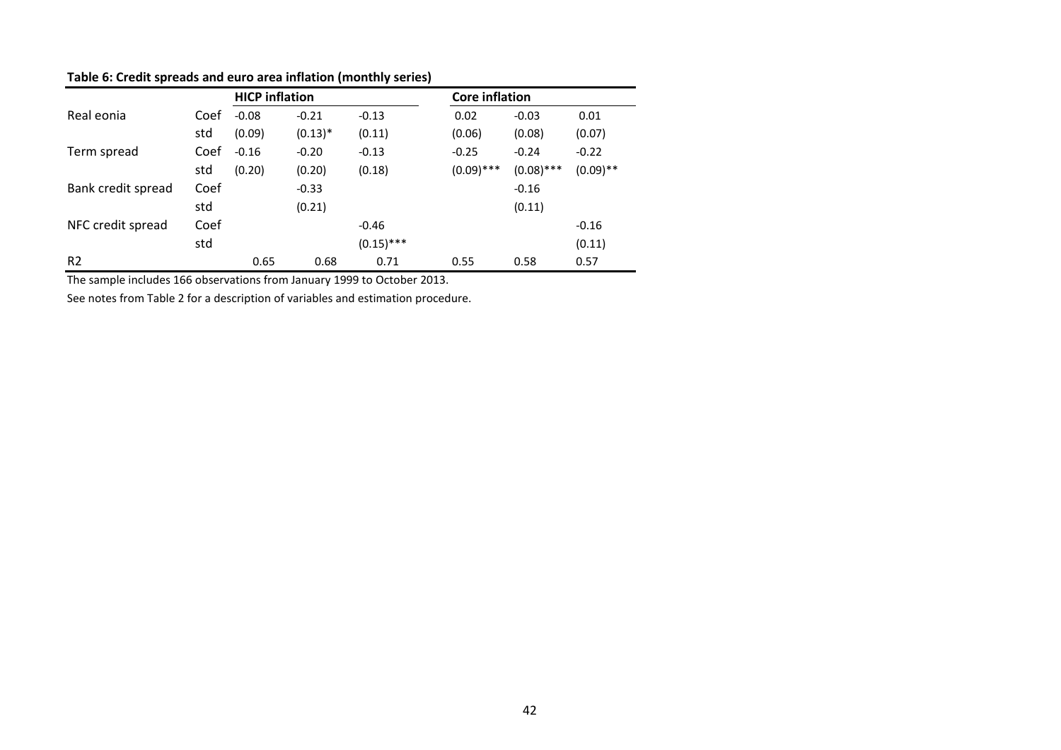**Table 6: Credit spreads and euro area inflation (monthly series)**

| | | HICP inflation | | | Core inflation | | |
|---|---|---|---|---|---|---|---|
| Real eonia | Coef | -0.08 | -0.21 | -0.13 | 0.02 | -0.03 | 0.01 |
| | std | (0.09) | (0.13)* | (0.11) | (0.06) | (0.08) | (0.07) |
| Term spread | Coef | -0.16 | -0.20 | -0.13 | -0.25 | -0.24 | -0.22 |
| | std | (0.20) | (0.20) | (0.18) | (0.09)*** | (0.08)*** | (0.09)** |
| Bank credit spread | Coef | | -0.33 | | | -0.16 | |
| | std | | (0.21) | | | (0.11) | |
| NFC credit spread | Coef | | | -0.46 | | | -0.16 |
| | std | | | (0.15)*** | | | (0.11) |
| R2 | | 0.65 | 0.68 | 0.71 | 0.55 | 0.58 | 0.57 |

The sample includes 166 observations from January 1999 to October 2013.

See notes from Table 2 for a description of variables and estimation procedure.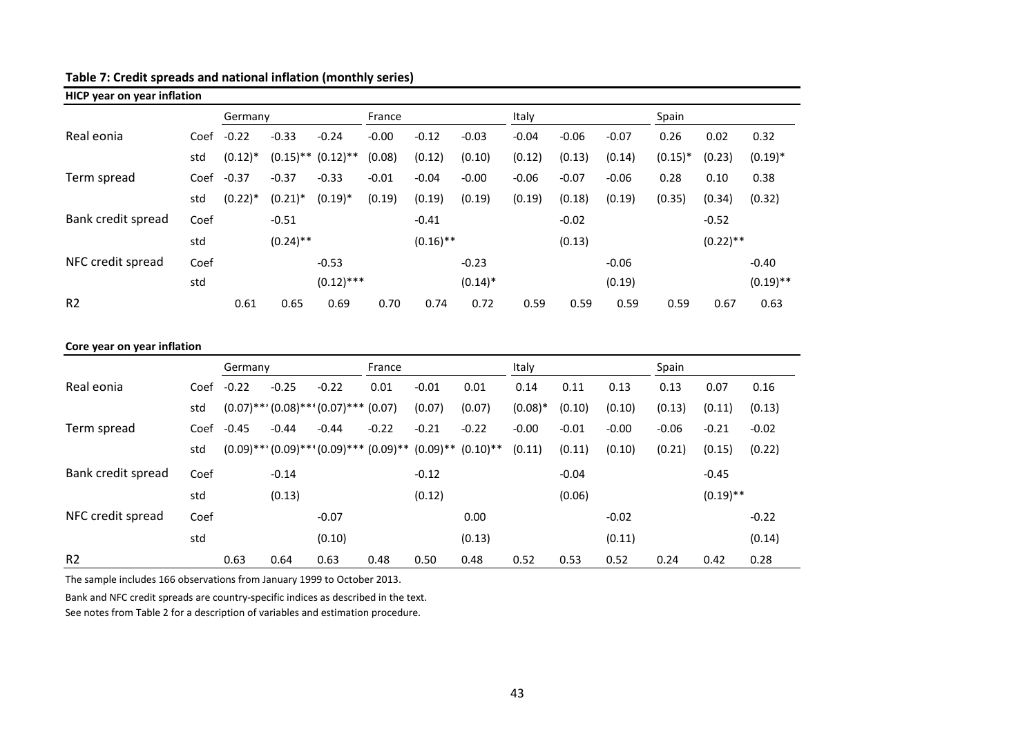**Table 7: Credit spreads and national inflation (monthly series)**

**HICP year on year inflation**

| | | Germany | | | France | | | Italy | | | Spain | | |
|---|---|---|---|---|---|---|---|---|---|---|---|---|---|
| Real eonia | Coef | -0.22 | -0.33 | -0.24 | -0.00 | -0.12 | -0.03 | -0.04 | -0.06 | -0.07 | 0.26 | 0.02 | 0.32 |
| | std | (0.12)* | (0.15)** | (0.12)** | (0.08) | (0.12) | (0.10) | (0.12) | (0.13) | (0.14) | (0.15)* | (0.23) | (0.19)* |
| Term spread | Coef | -0.37 | -0.37 | -0.33 | -0.01 | -0.04 | -0.00 | -0.06 | -0.07 | -0.06 | 0.28 | 0.10 | 0.38 |
| | std | (0.22)* | (0.21)* | (0.19)* | (0.19) | (0.19) | (0.19) | (0.19) | (0.18) | (0.19) | (0.35) | (0.34) | (0.32) |
| Bank credit spread | Coef | | -0.51 | | | -0.41 | | | -0.02 | | | -0.52 | |
| | std | | (0.24)** | | | (0.16)** | | | (0.13) | | | (0.22)** | |
| NFC credit spread | Coef | | | -0.53 | | | -0.23 | | | -0.06 | | | -0.40 |
| | std | | | (0.12)*** | | | (0.14)* | | | (0.19) | | | (0.19)** |
| R2 | | 0.61 | 0.65 | 0.69 | 0.70 | 0.74 | 0.72 | 0.59 | 0.59 | 0.59 | 0.59 | 0.67 | 0.63 |

**Core year on year inflation**

| | | Germany | | | France | | | Italy | | | Spain | | |
|---|---|---|---|---|---|---|---|---|---|---|---|---|---|
| Real eonia | Coef | -0.22 | -0.25 | -0.22 | 0.01 | -0.01 | 0.01 | 0.14 | 0.11 | 0.13 | 0.13 | 0.07 | 0.16 |
| | std | (0.07)*** | (0.08)*** | (0.07)*** | (0.07) | (0.07) | (0.07) | (0.08)* | (0.10) | (0.10) | (0.13) | (0.11) | (0.13) |
| Term spread | Coef | -0.45 | -0.44 | -0.44 | -0.22 | -0.21 | -0.22 | -0.00 | -0.01 | -0.00 | -0.06 | -0.21 | -0.02 |
| | std | (0.09)*** | (0.09)*** | (0.09)*** | (0.09)** | (0.09)** | (0.10)** | (0.11) | (0.11) | (0.10) | (0.21) | (0.15) | (0.22) |
| Bank credit spread | Coef | | -0.14 | | | -0.12 | | | -0.04 | | | -0.45 | |
| | std | | (0.13) | | | (0.12) | | | (0.06) | | | (0.19)** | |
| NFC credit spread | Coef | | | -0.07 | | | 0.00 | | | -0.02 | | | -0.22 |
| | std | | | (0.10) | | | (0.13) | | | (0.11) | | | (0.14) |
| R2 | | 0.63 | 0.64 | 0.63 | 0.48 | 0.50 | 0.48 | 0.52 | 0.53 | 0.52 | 0.24 | 0.42 | 0.28 |

The sample includes 166 observations from January 1999 to October 2013.

Bank and NFC credit spreads are country-specific indices as described in the text.

See notes from Table 2 for a description of variables and estimation procedure.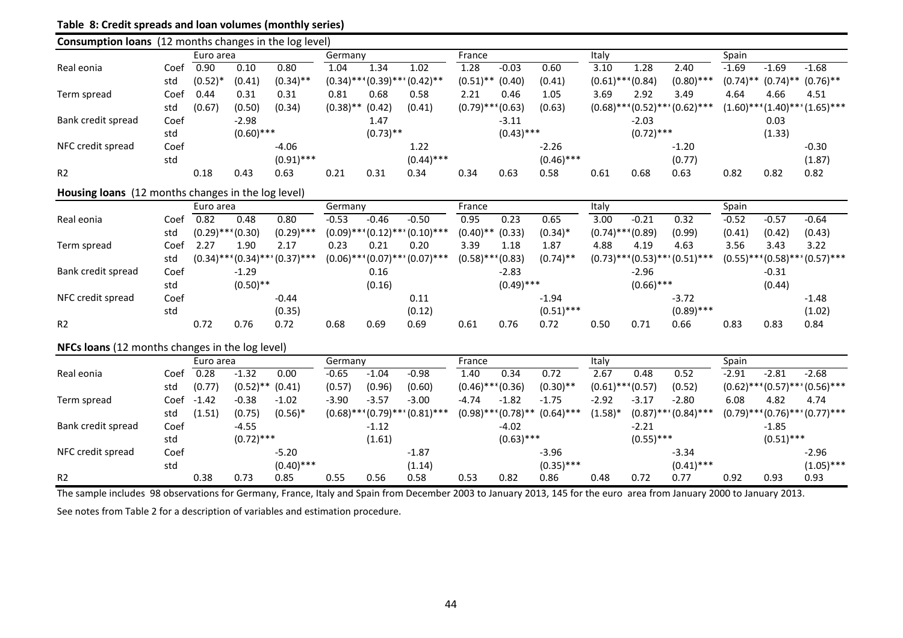**Table 8: Credit spreads and loan volumes (monthly series)**

**Consumption loans** (12 months changes in the log level)

| | | Euro area | | | Germany | | | France | | | Italy | | | Spain | | |
|---|---|---|---|---|---|---|---|---|---|---|---|---|---|---|---|---|
| Real eonia | Coef | 0.90 | 0.10 | 0.80 | 1.04 | 1.34 | 1.02 | 1.28 | -0.03 | 0.60 | 3.10 | 1.28 | 2.40 | -1.69 | -1.69 | -1.68 |
| | std | (0.52)* | (0.41) | (0.34)** | (0.34)*** | (0.39)*** | (0.42)** | (0.51)** | (0.40) | (0.41) | (0.61)*** | (0.84) | (0.80)*** | (0.74)** | (0.74)** | (0.76)** |
| Term spread | Coef | 0.44 | 0.31 | 0.31 | 0.81 | 0.68 | 0.58 | 2.21 | 0.46 | 1.05 | 3.69 | 2.92 | 3.49 | 4.64 | 4.66 | 4.51 |
| | std | (0.67) | (0.50) | (0.34) | (0.38)** | (0.42) | (0.41) | (0.79)*** | (0.63) | (0.63) | (0.68)*** | (0.52)*** | (0.62)*** | (1.60)*** | (1.40)*** | (1.65)*** |
| Bank credit spread | Coef | | -2.98 | | | 1.47 | | | -3.11 | | | -2.03 | | | 0.03 | |
| | std | | (0.60)*** | | | (0.73)** | | | (0.43)*** | | | (0.72)*** | | | (1.33) | |
| NFC credit spread | Coef | | | -4.06 | | | 1.22 | | | -2.26 | | | -1.20 | | | -0.30 |
| | std | | | (0.91)*** | | | (0.44)*** | | | (0.46)*** | | | (0.77) | | | (1.87) |
| R2 | | 0.18 | 0.43 | 0.63 | 0.21 | 0.31 | 0.34 | 0.34 | 0.63 | 0.58 | 0.61 | 0.68 | 0.63 | 0.82 | 0.82 | 0.82 |

**Housing loans** (12 months changes in the log level)

| | | Euro area | | | Germany | | | France | | | Italy | | | Spain | | |
|---|---|---|---|---|---|---|---|---|---|---|---|---|---|---|---|---|
| Real eonia | Coef | 0.82 | 0.48 | 0.80 | -0.53 | -0.46 | -0.50 | 0.95 | 0.23 | 0.65 | 3.00 | -0.21 | 0.32 | -0.52 | -0.57 | -0.64 |
| | std | (0.29)*** | (0.30) | (0.29)*** | (0.09)*** | (0.12)*** | (0.10)*** | (0.40)** | (0.33) | (0.34)* | (0.74)*** | (0.89) | (0.99) | (0.41) | (0.42) | (0.43) |
| Term spread | Coef | 2.27 | 1.90 | 2.17 | 0.23 | 0.21 | 0.20 | 3.39 | 1.18 | 1.87 | 4.88 | 4.19 | 4.63 | 3.56 | 3.43 | 3.22 |
| | std | (0.34)*** | (0.34)*** | (0.37)*** | (0.06)*** | (0.07)*** | (0.07)*** | (0.58)*** | (0.83) | (0.74)** | (0.73)*** | (0.53)*** | (0.51)*** | (0.55)*** | (0.58)*** | (0.57)*** |
| Bank credit spread | Coef | | -1.29 | | | 0.16 | | | -2.83 | | | -2.96 | | | -0.31 | |
| | std | | (0.50)** | | | (0.16) | | | (0.49)*** | | | (0.66)*** | | | (0.44) | |
| NFC credit spread | Coef | | | -0.44 | | | 0.11 | | | -1.94 | | | -3.72 | | | -1.48 |
| | std | | | (0.35) | | | (0.12) | | | (0.51)*** | | | (0.89)*** | | | (1.02) |
| R2 | | 0.72 | 0.76 | 0.72 | 0.68 | 0.69 | 0.69 | 0.61 | 0.76 | 0.72 | 0.50 | 0.71 | 0.66 | 0.83 | 0.83 | 0.84 |

**NFCs loans** (12 months changes in the log level)

| | | Euro area | | | Germany | | | France | | | Italy | | | Spain | | |
|---|---|---|---|---|---|---|---|---|---|---|---|---|---|---|---|---|
| Real eonia | Coef | 0.28 | -1.32 | 0.00 | -0.65 | -1.04 | -0.98 | 1.40 | 0.34 | 0.72 | 2.67 | 0.48 | 0.52 | -2.91 | -2.81 | -2.68 |
| | std | (0.77) | (0.52)** | (0.41) | (0.57) | (0.96) | (0.60) | (0.46)*** | (0.36) | (0.30)** | (0.61)*** | (0.57) | (0.52) | (0.62)*** | (0.57)*** | (0.56)*** |
| Term spread | Coef | -1.42 | -0.38 | -1.02 | -3.90 | -3.57 | -3.00 | -4.74 | -1.82 | -1.75 | -2.92 | -3.17 | -2.80 | 6.08 | 4.82 | 4.74 |
| | std | (1.51) | (0.75) | (0.56)* | (0.68)*** | (0.79)*** | (0.81)*** | (0.98)*** | (0.78)** | (0.64)*** | (1.58)* | (0.87)*** | (0.84)*** | (0.79)*** | (0.76)*** | (0.77)*** |
| Bank credit spread | Coef | | -4.55 | | | -1.12 | | | -4.02 | | | -2.21 | | | -1.85 | |
| | std | | (0.72)*** | | | (1.61) | | | (0.63)*** | | | (0.55)*** | | | (0.51)*** | |
| NFC credit spread | Coef | | | -5.20 | | | -1.87 | | | -3.96 | | | -3.34 | | | -2.96 |
| | std | | | (0.40)*** | | | (1.14) | | | (0.35)*** | | | (0.41)*** | | | (1.05)*** |
| R2 | | 0.38 | 0.73 | 0.85 | 0.55 | 0.56 | 0.58 | 0.53 | 0.82 | 0.86 | 0.48 | 0.72 | 0.77 | 0.92 | 0.93 | 0.93 |

The sample includes 98 observations for Germany, France, Italy and Spain from December 2003 to January 2013, 145 for the euro area from January 2000 to January 2013.

See notes from Table 2 for a description of variables and estimation procedure.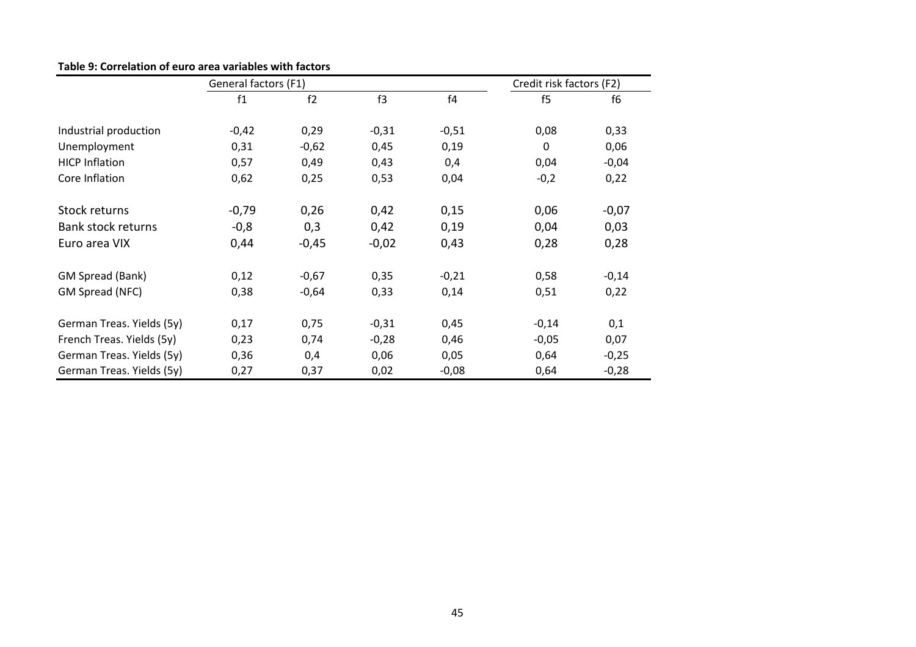**Table 9: Correlation of euro area variables with factors**

| | General factors (F1) | | | | Credit risk factors (F2) | |
|---|---|---|---|---|---|---|
| | f1 | f2 | f3 | f4 | f5 | f6 |
| Industrial production | -0,42 | 0,29 | -0,31 | -0,51 | 0,08 | 0,33 |
| Unemployment | 0,31 | -0,62 | 0,45 | 0,19 | 0 | 0,06 |
| HICP Inflation | 0,57 | 0,49 | 0,43 | 0,4 | 0,04 | -0,04 |
| Core Inflation | 0,62 | 0,25 | 0,53 | 0,04 | -0,2 | 0,22 |
| Stock returns | -0,79 | 0,26 | 0,42 | 0,15 | 0,06 | -0,07 |
| Bank stock returns | -0,8 | 0,3 | 0,42 | 0,19 | 0,04 | 0,03 |
| Euro area VIX | 0,44 | -0,45 | -0,02 | 0,43 | 0,28 | 0,28 |
| GM Spread (Bank) | 0,12 | -0,67 | 0,35 | -0,21 | 0,58 | -0,14 |
| GM Spread (NFC) | 0,38 | -0,64 | 0,33 | 0,14 | 0,51 | 0,22 |
| German Treas. Yields (5y) | 0,17 | 0,75 | -0,31 | 0,45 | -0,14 | 0,1 |
| French Treas. Yields (5y) | 0,23 | 0,74 | -0,28 | 0,46 | -0,05 | 0,07 |
| German Treas. Yields (5y) | 0,36 | 0,4 | 0,06 | 0,05 | 0,64 | -0,25 |
| German Treas. Yields (5y) | 0,27 | 0,37 | 0,02 | -0,08 | 0,64 | -0,28 |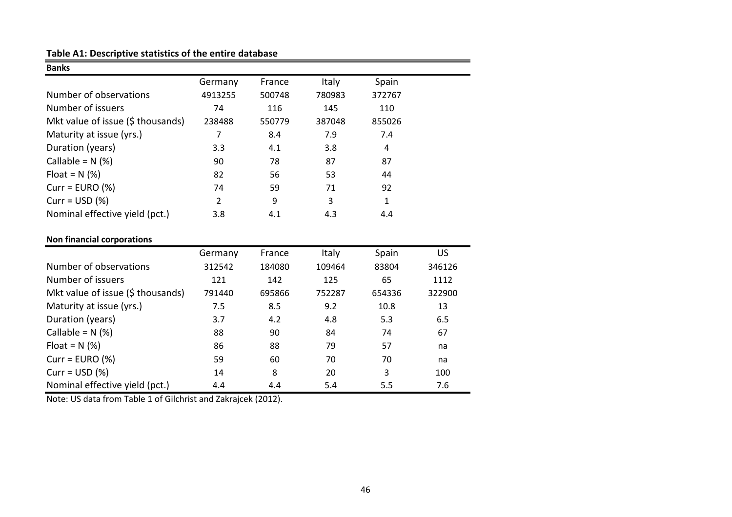**Table A1: Descriptive statistics of the entire database**

**Banks**

| | Germany | France | Italy | Spain |
|---|---|---|---|---|
| Number of observations | 4913255 | 500748 | 780983 | 372767 |
| Number of issuers | 74 | 116 | 145 | 110 |
| Mkt value of issue ($ thousands) | 238488 | 550779 | 387048 | 855026 |
| Maturity at issue (yrs.) | 7 | 8.4 | 7.9 | 7.4 |
| Duration (years) | 3.3 | 4.1 | 3.8 | 4 |
| Callable = N (%) | 90 | 78 | 87 | 87 |
| Float = N (%) | 82 | 56 | 53 | 44 |
| Curr = EURO (%) | 74 | 59 | 71 | 92 |
| Curr = USD (%) | 2 | 9 | 3 | 1 |
| Nominal effective yield (pct.) | 3.8 | 4.1 | 4.3 | 4.4 |

**Non financial corporations**

| | Germany | France | Italy | Spain | US |
|---|---|---|---|---|---|
| Number of observations | 312542 | 184080 | 109464 | 83804 | 346126 |
| Number of issuers | 121 | 142 | 125 | 65 | 1112 |
| Mkt value of issue ($ thousands) | 791440 | 695866 | 752287 | 654336 | 322900 |
| Maturity at issue (yrs.) | 7.5 | 8.5 | 9.2 | 10.8 | 13 |
| Duration (years) | 3.7 | 4.2 | 4.8 | 5.3 | 6.5 |
| Callable = N (%) | 88 | 90 | 84 | 74 | 67 |
| Float = N (%) | 86 | 88 | 79 | 57 | na |
| Curr = EURO (%) | 59 | 60 | 70 | 70 | na |
| Curr = USD (%) | 14 | 8 | 20 | 3 | 100 |
| Nominal effective yield (pct.) | 4.4 | 4.4 | 5.4 | 5.5 | 7.6 |

Note: US data from Table 1 of Gilchrist and Zakrajcek (2012).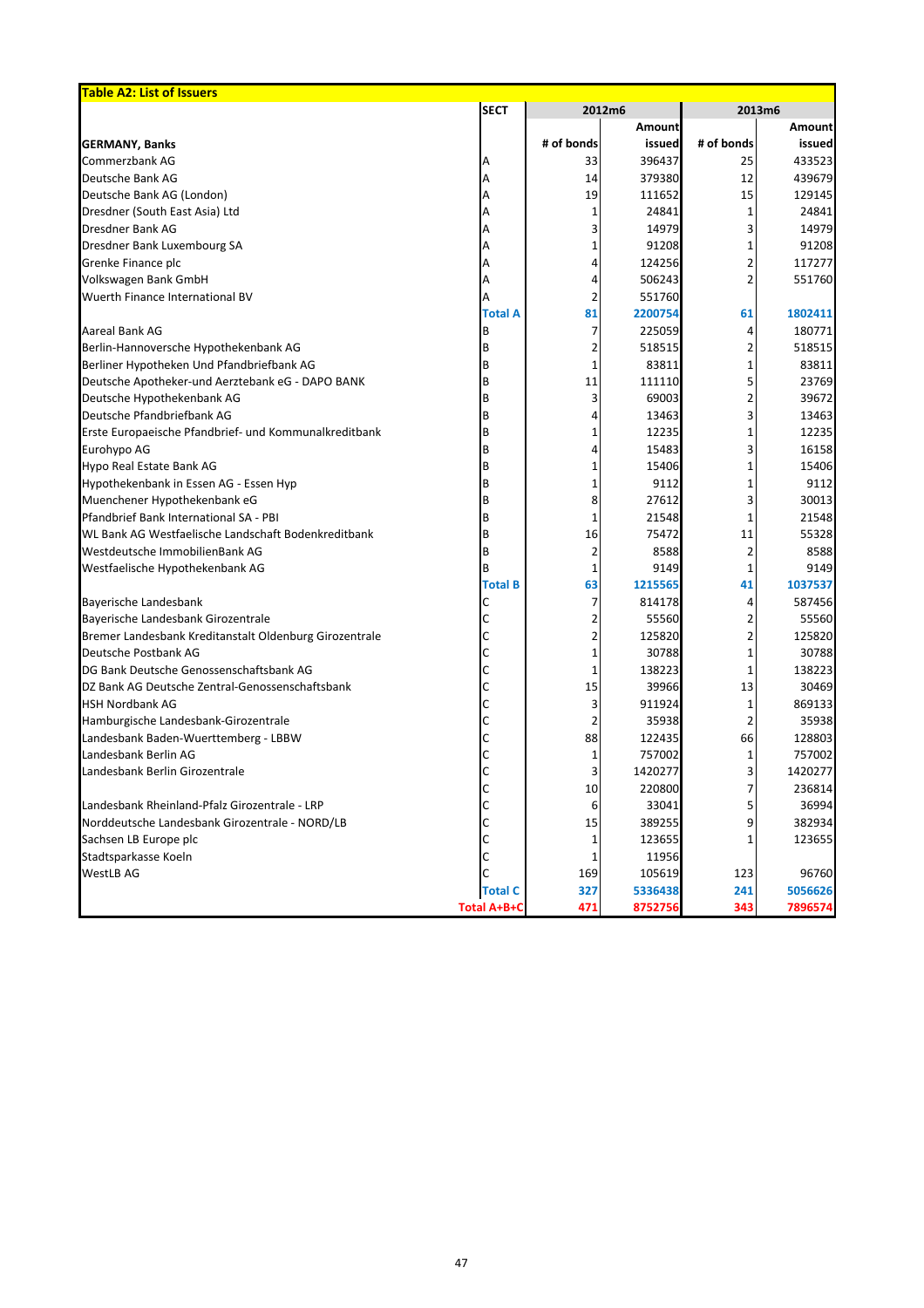**Table A2: List of Issuers**

| GERMANY, Banks | SECT | 2012m6 # of bonds | 2012m6 Amount issued | 2013m6 # of bonds | 2013m6 Amount issued |
|---|---|---|---|---|---|
| Commerzbank AG | A | 33 | 396437 | 25 | 433523 |
| Deutsche Bank AG | A | 14 | 379380 | 12 | 439679 |
| Deutsche Bank AG (London) | A | 19 | 111652 | 15 | 129145 |
| Dresdner (South East Asia) Ltd | A | 1 | 24841 | 1 | 24841 |
| Dresdner Bank AG | A | 3 | 14979 | 3 | 14979 |
| Dresdner Bank Luxembourg SA | A | 1 | 91208 | 1 | 91208 |
| Grenke Finance plc | A | 4 | 124256 | 2 | 117277 |
| Volkswagen Bank GmbH | A | 4 | 506243 | 2 | 551760 |
| Wuerth Finance International BV | A | 2 | 551760 | | |
| | **Total A** | **81** | **2200754** | **61** | **1802411** |
| Aareal Bank AG | B | 7 | 225059 | 4 | 180771 |
| Berlin-Hannoversche Hypothekenbank AG | B | 2 | 518515 | 2 | 518515 |
| Berliner Hypotheken Und Pfandbriefbank AG | B | 1 | 83811 | 1 | 83811 |
| Deutsche Apotheker-und Aerztebank eG - DAPO BANK | B | 11 | 111110 | 5 | 23769 |
| Deutsche Hypothekenbank AG | B | 3 | 69003 | 2 | 39672 |
| Deutsche Pfandbriefbank AG | B | 4 | 13463 | 3 | 13463 |
| Erste Europaeische Pfandbrief- und Kommunalkreditbank | B | 1 | 12235 | 1 | 12235 |
| Eurohypo AG | B | 4 | 15483 | 3 | 16158 |
| Hypo Real Estate Bank AG | B | 1 | 15406 | 1 | 15406 |
| Hypothekenbank in Essen AG - Essen Hyp | B | 1 | 9112 | 1 | 9112 |
| Muenchener Hypothekenbank eG | B | 8 | 27612 | 3 | 30013 |
| Pfandbrief Bank International SA - PBI | B | 1 | 21548 | 1 | 21548 |
| WL Bank AG Westfaelische Landschaft Bodenkreditbank | B | 16 | 75472 | 11 | 55328 |
| Westdeutsche ImmobilienBank AG | B | 2 | 8588 | 2 | 8588 |
| Westfaelische Hypothekenbank AG | B | 1 | 9149 | 1 | 9149 |
| | **Total B** | **63** | **1215565** | **41** | **1037537** |
| Bayerische Landesbank | C | 7 | 814178 | 4 | 587456 |
| Bayerische Landesbank Girozentrale | C | 2 | 55560 | 2 | 55560 |
| Bremer Landesbank Kreditanstalt Oldenburg Girozentrale | C | 2 | 125820 | 2 | 125820 |
| Deutsche Postbank AG | C | 1 | 30788 | 1 | 30788 |
| DG Bank Deutsche Genossenschaftsbank AG | C | 1 | 138223 | 1 | 138223 |
| DZ Bank AG Deutsche Zentral-Genossenschaftsbank | C | 15 | 39966 | 13 | 30469 |
| HSH Nordbank AG | C | 3 | 911924 | 1 | 869133 |
| Hamburgische Landesbank-Girozentrale | C | 2 | 35938 | 2 | 35938 |
| Landesbank Baden-Wuerttemberg - LBBW | C | 88 | 122435 | 66 | 128803 |
| Landesbank Berlin AG | C | 1 | 757002 | 1 | 757002 |
| Landesbank Berlin Girozentrale | C | 3 | 1420277 | 3 | 1420277 |
| | C | 10 | 220800 | 7 | 236814 |
| Landesbank Rheinland-Pfalz Girozentrale - LRP | C | 6 | 33041 | 5 | 36994 |
| Norddeutsche Landesbank Girozentrale - NORD/LB | C | 15 | 389255 | 9 | 382934 |
| Sachsen LB Europe plc | C | 1 | 123655 | 1 | 123655 |
| Stadtsparkasse Koeln | C | 1 | 11956 | | |
| WestLB AG | C | 169 | 105619 | 123 | 96760 |
| | **Total C** | **327** | **5336438** | **241** | **5056626** |
| | **Total A+B+C** | **471** | **8752756** | **343** | **7896574** |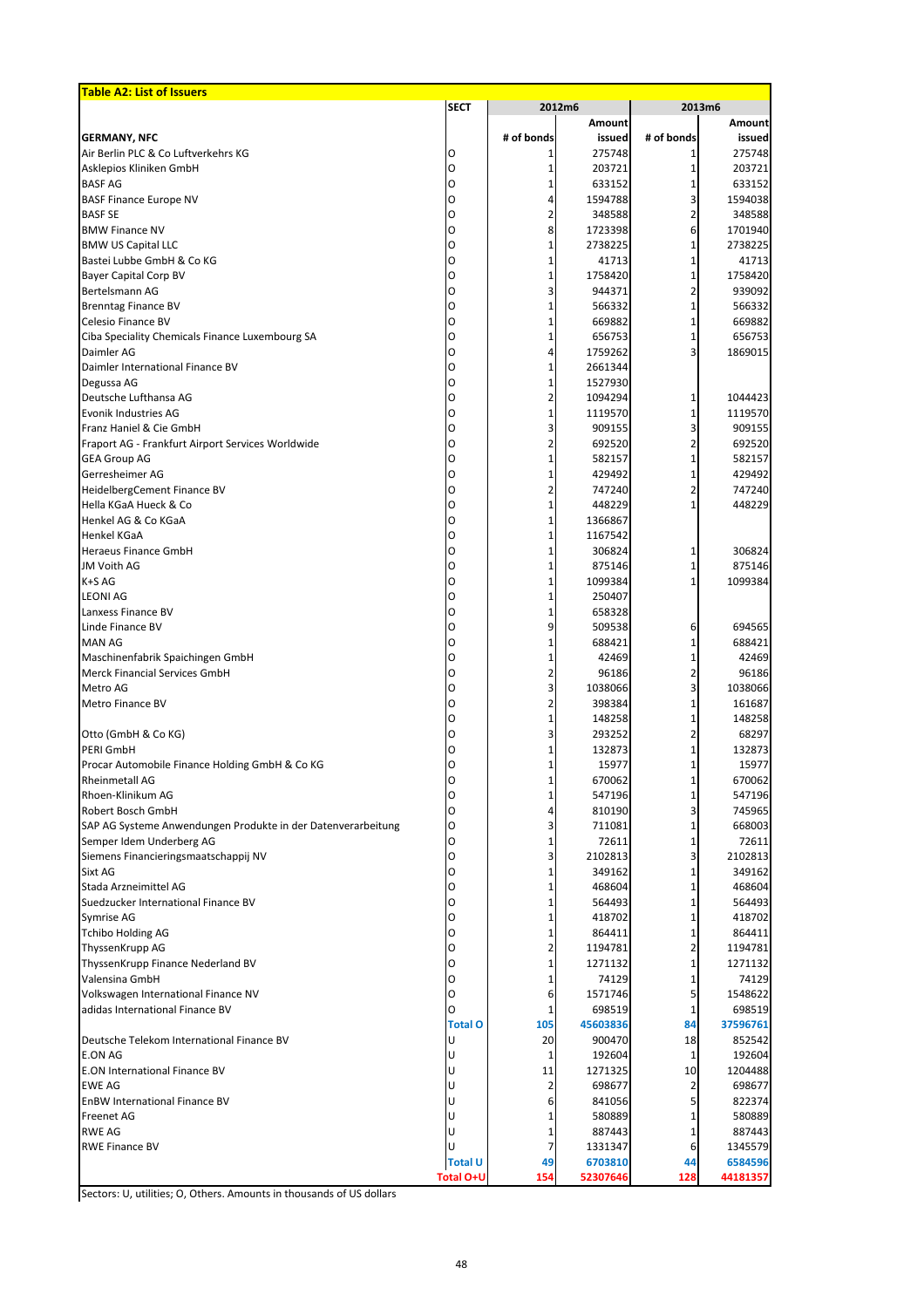**Table A2: List of Issuers**

| GERMANY, NFC | SECT | 2012m6 # of bonds | 2012m6 Amount issued | 2013m6 # of bonds | 2013m6 Amount issued |
|---|---|---|---|---|---|
| Air Berlin PLC & Co Luftverkehrs KG | O | 1 | 275748 | 1 | 275748 |
| Asklepios Kliniken GmbH | O | 1 | 203721 | 1 | 203721 |
| BASF AG | O | 1 | 633152 | 1 | 633152 |
| BASF Finance Europe NV | O | 4 | 1594788 | 3 | 1594038 |
| BASF SE | O | 2 | 348588 | 2 | 348588 |
| BMW Finance NV | O | 8 | 1723398 | 6 | 1701940 |
| BMW US Capital LLC | O | 1 | 2738225 | 1 | 2738225 |
| Bastei Lubbe GmbH & Co KG | O | 1 | 41713 | 1 | 41713 |
| Bayer Capital Corp BV | O | 1 | 1758420 | 1 | 1758420 |
| Bertelsmann AG | O | 3 | 944371 | 2 | 939092 |
| Brenntag Finance BV | O | 1 | 566332 | 1 | 566332 |
| Celesio Finance BV | O | 1 | 669882 | 1 | 669882 |
| Ciba Speciality Chemicals Finance Luxembourg SA | O | 1 | 656753 | 1 | 656753 |
| Daimler AG | O | 4 | 1759262 | 3 | 1869015 |
| Daimler International Finance BV | O | 1 | 2661344 | | |
| Degussa AG | O | 1 | 1527930 | | |
| Deutsche Lufthansa AG | O | 2 | 1094294 | 1 | 1044423 |
| Evonik Industries AG | O | 1 | 1119570 | 1 | 1119570 |
| Franz Haniel & Cie GmbH | O | 3 | 909155 | 3 | 909155 |
| Fraport AG - Frankfurt Airport Services Worldwide | O | 2 | 692520 | 2 | 692520 |
| GEA Group AG | O | 1 | 582157 | 1 | 582157 |
| Gerresheimer AG | O | 1 | 429492 | 1 | 429492 |
| HeidelbergCement Finance BV | O | 2 | 747240 | 2 | 747240 |
| Hella KGaA Hueck & Co | O | 1 | 448229 | 1 | 448229 |
| Henkel AG & Co KGaA | O | 1 | 1366867 | | |
| Henkel KGaA | O | 1 | 1167542 | | |
| Heraeus Finance GmbH | O | 1 | 306824 | 1 | 306824 |
| JM Voith AG | O | 1 | 875146 | 1 | 875146 |
| K+S AG | O | 1 | 1099384 | 1 | 1099384 |
| LEONI AG | O | 1 | 250407 | | |
| Lanxess Finance BV | O | 1 | 658328 | | |
| Linde Finance BV | O | 9 | 509538 | 6 | 694565 |
| MAN AG | O | 1 | 688421 | 1 | 688421 |
| Maschinenfabrik Spaichingen GmbH | O | 1 | 42469 | 1 | 42469 |
| Merck Financial Services GmbH | O | 2 | 96186 | 2 | 96186 |
| Metro AG | O | 3 | 1038066 | 3 | 1038066 |
| Metro Finance BV | O | 2 | 398384 | 1 | 161687 |
| | O | 1 | 148258 | 1 | 148258 |
| Otto (GmbH & Co KG) | O | 3 | 293252 | 2 | 68297 |
| PERI GmbH | O | 1 | 132873 | 1 | 132873 |
| Procar Automobile Finance Holding GmbH & Co KG | O | 1 | 15977 | 1 | 15977 |
| Rheinmetall AG | O | 1 | 670062 | 1 | 670062 |
| Rhoen-Klinikum AG | O | 1 | 547196 | 1 | 547196 |
| Robert Bosch GmbH | O | 4 | 810190 | 3 | 745965 |
| SAP AG Systeme Anwendungen Produkte in der Datenverarbeitung | O | 3 | 711081 | 1 | 668003 |
| Semper Idem Underberg AG | O | 1 | 72611 | 1 | 72611 |
| Siemens Financieringsmaatschappij NV | O | 3 | 2102813 | 3 | 2102813 |
| Sixt AG | O | 1 | 349162 | 1 | 349162 |
| Stada Arzneimittel AG | O | 1 | 468604 | 1 | 468604 |
| Suedzucker International Finance BV | O | 1 | 564493 | 1 | 564493 |
| Symrise AG | O | 1 | 418702 | 1 | 418702 |
| Tchibo Holding AG | O | 1 | 864411 | 1 | 864411 |
| ThyssenKrupp AG | O | 2 | 1194781 | 2 | 1194781 |
| ThyssenKrupp Finance Nederland BV | O | 1 | 1271132 | 1 | 1271132 |
| Valensina GmbH | O | 1 | 74129 | 1 | 74129 |
| Volkswagen International Finance NV | O | 6 | 1571746 | 5 | 1548622 |
| adidas International Finance BV | O | 1 | 698519 | 1 | 698519 |
| | **Total O** | **105** | **45603836** | **84** | **37596761** |
| Deutsche Telekom International Finance BV | U | 20 | 900470 | 18 | 852542 |
| E.ON AG | U | 1 | 192604 | 1 | 192604 |
| E.ON International Finance BV | U | 11 | 1271325 | 10 | 1204488 |
| EWE AG | U | 2 | 698677 | 2 | 698677 |
| EnBW International Finance BV | U | 6 | 841056 | 5 | 822374 |
| Freenet AG | U | 1 | 580889 | 1 | 580889 |
| RWE AG | U | 1 | 887443 | 1 | 887443 |
| RWE Finance BV | U | 7 | 1331347 | 6 | 1345579 |
| | **Total U** | **49** | **6703810** | **44** | **6584596** |
| | **Total O+U** | **154** | **52307646** | **128** | **44181357** |

Sectors: U, utilities; O, Others. Amounts in thousands of US dollars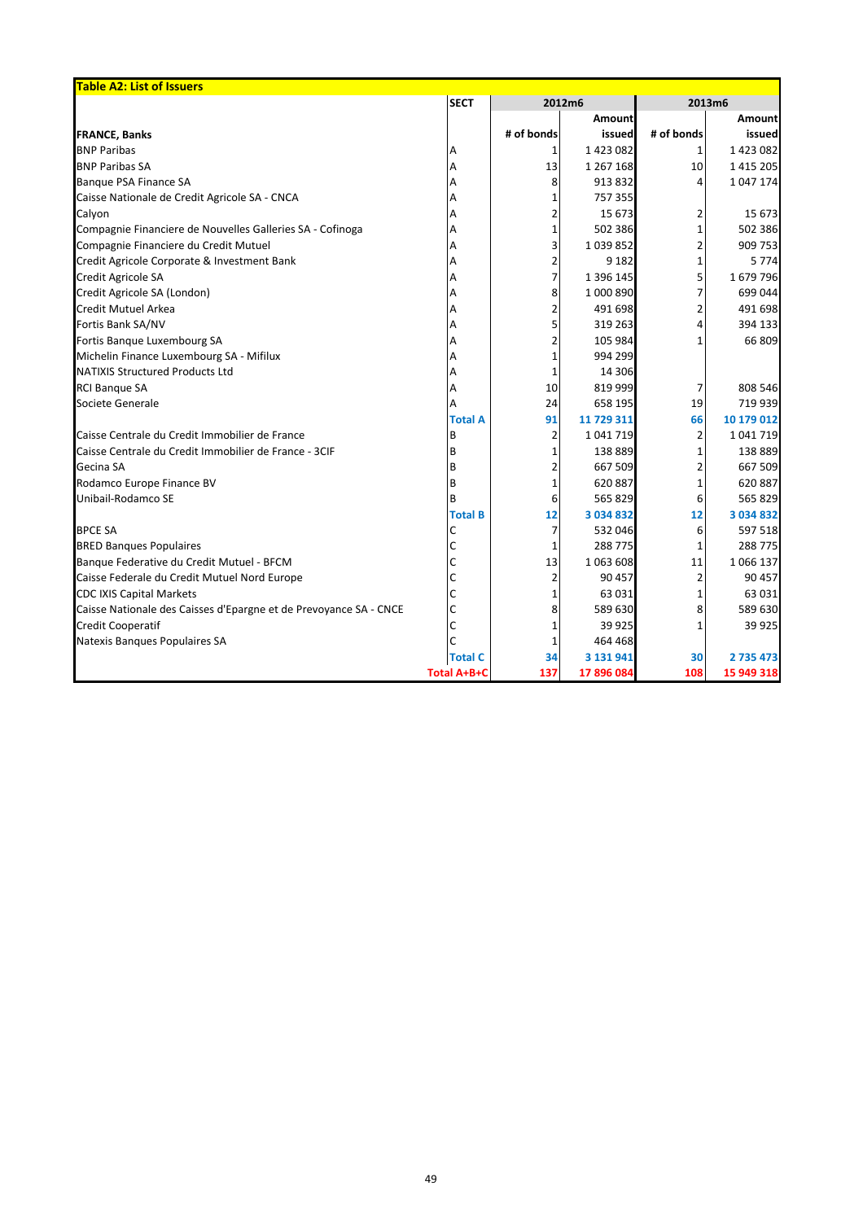**Table A2: List of Issuers**

| FRANCE, Banks | SECT | 2012m6 | | 2013m6 | |
|---|---|---|---|---|---|
| | | # of bonds | Amount issued | # of bonds | Amount issued |
| BNP Paribas | A | 1 | 1 423 082 | 1 | 1 423 082 |
| BNP Paribas SA | A | 13 | 1 267 168 | 10 | 1 415 205 |
| Banque PSA Finance SA | A | 8 | 913 832 | 4 | 1 047 174 |
| Caisse Nationale de Credit Agricole SA - CNCA | A | 1 | 757 355 | | |
| Calyon | A | 2 | 15 673 | 2 | 15 673 |
| Compagnie Financiere de Nouvelles Galleries SA - Cofinoga | A | 1 | 502 386 | 1 | 502 386 |
| Compagnie Financiere du Credit Mutuel | A | 3 | 1 039 852 | 2 | 909 753 |
| Credit Agricole Corporate & Investment Bank | A | 2 | 9 182 | 1 | 5 774 |
| Credit Agricole SA | A | 7 | 1 396 145 | 5 | 1 679 796 |
| Credit Agricole SA (London) | A | 8 | 1 000 890 | 7 | 699 044 |
| Credit Mutuel Arkea | A | 2 | 491 698 | 2 | 491 698 |
| Fortis Bank SA/NV | A | 5 | 319 263 | 4 | 394 133 |
| Fortis Banque Luxembourg SA | A | 2 | 105 984 | 1 | 66 809 |
| Michelin Finance Luxembourg SA - Mifilux | A | 1 | 994 299 | | |
| NATIXIS Structured Products Ltd | A | 1 | 14 306 | | |
| RCI Banque SA | A | 10 | 819 999 | 7 | 808 546 |
| Societe Generale | A | 24 | 658 195 | 19 | 719 939 |
| | **Total A** | **91** | **11 729 311** | **66** | **10 179 012** |
| Caisse Centrale du Credit Immobilier de France | B | 2 | 1 041 719 | 2 | 1 041 719 |
| Caisse Centrale du Credit Immobilier de France - 3CIF | B | 1 | 138 889 | 1 | 138 889 |
| Gecina SA | B | 2 | 667 509 | 2 | 667 509 |
| Rodamco Europe Finance BV | B | 1 | 620 887 | 1 | 620 887 |
| Unibail-Rodamco SE | B | 6 | 565 829 | 6 | 565 829 |
| | **Total B** | **12** | **3 034 832** | **12** | **3 034 832** |
| BPCE SA | C | 7 | 532 046 | 6 | 597 518 |
| BRED Banques Populaires | C | 1 | 288 775 | 1 | 288 775 |
| Banque Federative du Credit Mutuel - BFCM | C | 13 | 1 063 608 | 11 | 1 066 137 |
| Caisse Federale du Credit Mutuel Nord Europe | C | 2 | 90 457 | 2 | 90 457 |
| CDC IXIS Capital Markets | C | 1 | 63 031 | 1 | 63 031 |
| Caisse Nationale des Caisses d'Epargne et de Prevoyance SA - CNCE | C | 8 | 589 630 | 8 | 589 630 |
| Credit Cooperatif | C | 1 | 39 925 | 1 | 39 925 |
| Natexis Banques Populaires SA | C | 1 | 464 468 | | |
| | **Total C** | **34** | **3 131 941** | **30** | **2 735 473** |
| | **Total A+B+C** | **137** | **17 896 084** | **108** | **15 949 318** |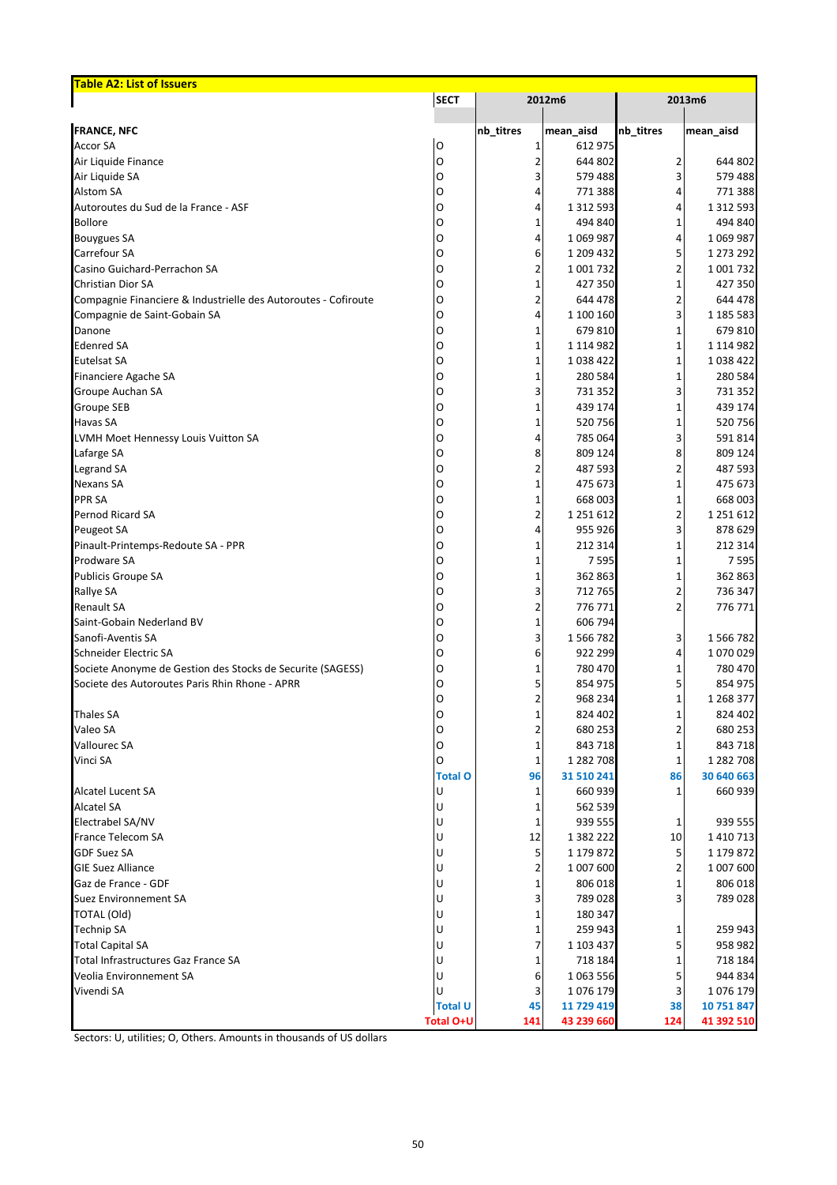## Table A2: List of Issuers

| | SECT | 2012m6 | | 2013m6 | |
|---|---|---|---|---|---|
| **FRANCE, NFC** | | nb_titres | mean_aisd | nb_titres | mean_aisd |
| Accor SA | O | 1 | 612 975 | | |
| Air Liquide Finance | O | 2 | 644 802 | 2 | 644 802 |
| Air Liquide SA | O | 3 | 579 488 | 3 | 579 488 |
| Alstom SA | O | 4 | 771 388 | 4 | 771 388 |
| Autoroutes du Sud de la France - ASF | O | 4 | 1 312 593 | 4 | 1 312 593 |
| Bollore | O | 1 | 494 840 | 1 | 494 840 |
| Bouygues SA | O | 4 | 1 069 987 | 4 | 1 069 987 |
| Carrefour SA | O | 6 | 1 209 432 | 5 | 1 273 292 |
| Casino Guichard-Perrachon SA | O | 2 | 1 001 732 | 2 | 1 001 732 |
| Christian Dior SA | O | 1 | 427 350 | 1 | 427 350 |
| Compagnie Financiere & Industrielle des Autoroutes - Cofiroute | O | 2 | 644 478 | 2 | 644 478 |
| Compagnie de Saint-Gobain SA | O | 4 | 1 100 160 | 3 | 1 185 583 |
| Danone | O | 1 | 679 810 | 1 | 679 810 |
| Edenred SA | O | 1 | 1 114 982 | 1 | 1 114 982 |
| Eutelsat SA | O | 1 | 1 038 422 | 1 | 1 038 422 |
| Financiere Agache SA | O | 1 | 280 584 | 1 | 280 584 |
| Groupe Auchan SA | O | 3 | 731 352 | 3 | 731 352 |
| Groupe SEB | O | 1 | 439 174 | 1 | 439 174 |
| Havas SA | O | 1 | 520 756 | 1 | 520 756 |
| LVMH Moet Hennessy Louis Vuitton SA | O | 4 | 785 064 | 3 | 591 814 |
| Lafarge SA | O | 8 | 809 124 | 8 | 809 124 |
| Legrand SA | O | 2 | 487 593 | 2 | 487 593 |
| Nexans SA | O | 1 | 475 673 | 1 | 475 673 |
| PPR SA | O | 1 | 668 003 | 1 | 668 003 |
| Pernod Ricard SA | O | 2 | 1 251 612 | 2 | 1 251 612 |
| Peugeot SA | O | 4 | 955 926 | 3 | 878 629 |
| Pinault-Printemps-Redoute SA - PPR | O | 1 | 212 314 | 1 | 212 314 |
| Prodware SA | O | 1 | 7 595 | 1 | 7 595 |
| Publicis Groupe SA | O | 1 | 362 863 | 1 | 362 863 |
| Rallye SA | O | 3 | 712 765 | 2 | 736 347 |
| Renault SA | O | 2 | 776 771 | 2 | 776 771 |
| Saint-Gobain Nederland BV | O | 1 | 606 794 | | |
| Sanofi-Aventis SA | O | 3 | 1 566 782 | 3 | 1 566 782 |
| Schneider Electric SA | O | 6 | 922 299 | 4 | 1 070 029 |
| Societe Anonyme de Gestion des Stocks de Securite (SAGESS) | O | 1 | 780 470 | 1 | 780 470 |
| Societe des Autoroutes Paris Rhin Rhone - APRR | O | 5 | 854 975 | 5 | 854 975 |
| | O | 2 | 968 234 | 1 | 1 268 377 |
| Thales SA | O | 1 | 824 402 | 1 | 824 402 |
| Valeo SA | O | 2 | 680 253 | 2 | 680 253 |
| Vallourec SA | O | 1 | 843 718 | 1 | 843 718 |
| Vinci SA | O | 1 | 1 282 708 | 1 | 1 282 708 |
| | **Total O** | **96** | **31 510 241** | **86** | **30 640 663** |
| Alcatel Lucent SA | U | 1 | 660 939 | 1 | 660 939 |
| Alcatel SA | U | 1 | 562 539 | | |
| Electrabel SA/NV | U | 1 | 939 555 | 1 | 939 555 |
| France Telecom SA | U | 12 | 1 382 222 | 10 | 1 410 713 |
| GDF Suez SA | U | 5 | 1 179 872 | 5 | 1 179 872 |
| GIE Suez Alliance | U | 2 | 1 007 600 | 2 | 1 007 600 |
| Gaz de France - GDF | U | 1 | 806 018 | 1 | 806 018 |
| Suez Environnement SA | U | 3 | 789 028 | 3 | 789 028 |
| TOTAL (Old) | U | 1 | 180 347 | | |
| Technip SA | U | 1 | 259 943 | 1 | 259 943 |
| Total Capital SA | U | 7 | 1 103 437 | 5 | 958 982 |
| Total Infrastructures Gaz France SA | U | 1 | 718 184 | 1 | 718 184 |
| Veolia Environnement SA | U | 6 | 1 063 556 | 5 | 944 834 |
| Vivendi SA | U | 3 | 1 076 179 | 3 | 1 076 179 |
| | **Total U** | **45** | **11 729 419** | **38** | **10 751 847** |
| | **Total O+U** | **141** | **43 239 660** | **124** | **41 392 510** |

Sectors: U, utilities; O, Others. Amounts in thousands of US dollars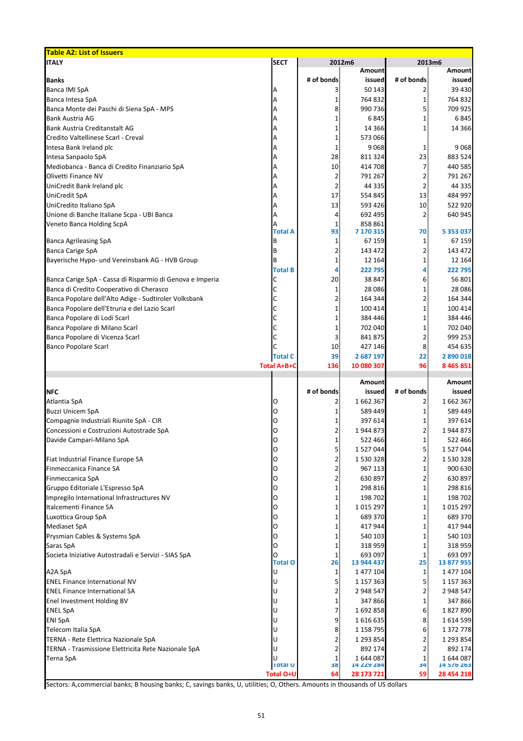**Table A2: List of Issuers**

| ITALY | SECT | 2012m6 | | 2013m6 | |
|---|---|---|---|---|---|
| **Banks** | | # of bonds | Amount issued | # of bonds | Amount issued |
| Banca IMI SpA | A | 3 | 50 143 | 2 | 39 430 |
| Banca Intesa SpA | A | 1 | 764 832 | 1 | 764 832 |
| Banca Monte dei Paschi di Siena SpA - MPS | A | 8 | 990 736 | 5 | 709 925 |
| Bank Austria AG | A | 1 | 6 845 | 1 | 6 845 |
| Bank Austria Creditanstalt AG | A | 1 | 14 366 | 1 | 14 366 |
| Credito Valtellinese Scarl - Creval | A | 1 | 573 066 | | |
| Intesa Bank Ireland plc | A | 1 | 9 068 | 1 | 9 068 |
| Intesa Sanpaolo SpA | A | 28 | 811 324 | 23 | 883 524 |
| Mediobanca - Banca di Credito Finanziario SpA | A | 10 | 414 708 | 7 | 440 585 |
| Olivetti Finance NV | A | 2 | 791 267 | 2 | 791 267 |
| UniCredit Bank Ireland plc | A | 2 | 44 335 | 2 | 44 335 |
| UniCredit SpA | A | 17 | 554 845 | 13 | 484 997 |
| UniCredito Italiano SpA | A | 13 | 593 426 | 10 | 522 920 |
| Unione di Banche Italiane Scpa - UBI Banca | A | 4 | 692 495 | 2 | 640 945 |
| Veneto Banca Holding ScpA | A | 1 | 858 861 | | |
| | Total A | 93 | 7 170 315 | 70 | 5 353 037 |
| Banca Agrileasing SpA | B | 1 | 67 159 | 1 | 67 159 |
| Banca Carige SpA | B | 2 | 143 472 | 2 | 143 472 |
| Bayerische Hypo- und Vereinsbank AG - HVB Group | B | 1 | 12 164 | 1 | 12 164 |
| | Total B | 4 | 222 795 | 4 | 222 795 |
| Banca Carige SpA - Cassa di Risparmio di Genova e Imperia | C | 20 | 38 847 | 6 | 56 801 |
| Banca di Credito Cooperativo di Cherasco | C | 1 | 28 086 | 1 | 28 086 |
| Banca Popolare dell'Alto Adige - Sudtiroler Volksbank | C | 2 | 164 344 | 2 | 164 344 |
| Banca Popolare dell'Etruria e del Lazio Scarl | C | 1 | 100 414 | 1 | 100 414 |
| Banca Popolare di Lodi Scarl | C | 1 | 384 446 | 1 | 384 446 |
| Banca Popolare di Milano Scarl | C | 1 | 702 040 | 1 | 702 040 |
| Banca Popolare di Vicenza Scarl | C | 3 | 841 875 | 2 | 999 253 |
| Banco Popolare Scarl | C | 10 | 427 146 | 8 | 454 635 |
| | Total C | 39 | 2 687 197 | 22 | 2 890 018 |
| | Total A+B+C | 136 | 10 080 307 | 96 | 8 465 851 |
| **NFC** | | # of bonds | Amount issued | # of bonds | Amount issued |
| Atlantia SpA | O | 2 | 1 662 367 | 2 | 1 662 367 |
| Buzzi Unicem SpA | O | 1 | 589 449 | 1 | 589 449 |
| Compagnie Industriali Riunite SpA - CIR | O | 1 | 397 614 | 1 | 397 614 |
| Concessioni e Costruzioni Autostrade SpA | O | 2 | 1 944 873 | 2 | 1 944 873 |
| Davide Campari-Milano SpA | O | 1 | 522 466 | 1 | 522 466 |
| | O | 5 | 1 527 044 | 5 | 1 527 044 |
| Fiat Industrial Finance Europe SA | O | 2 | 1 530 328 | 2 | 1 530 328 |
| Finmeccanica Finance SA | O | 2 | 967 113 | 1 | 900 630 |
| Finmeccanica SpA | O | 2 | 630 897 | 2 | 630 897 |
| Gruppo Editoriale L'Espresso SpA | O | 1 | 298 816 | 1 | 298 816 |
| Impregilo International Infrastructures NV | O | 1 | 198 702 | 1 | 198 702 |
| Italcementi Finance SA | O | 1 | 1 015 297 | 1 | 1 015 297 |
| Luxottica Group SpA | O | 1 | 689 370 | 1 | 689 370 |
| Mediaset SpA | O | 1 | 417 944 | 1 | 417 944 |
| Prysmian Cables & Systems SpA | O | 1 | 540 103 | 1 | 540 103 |
| Saras SpA | O | 1 | 318 959 | 1 | 318 959 |
| Societa Iniziative Autostradali e Servizi - SIAS SpA | O | 1 | 693 097 | 1 | 693 097 |
| | Total O | 26 | 13 944 437 | 25 | 13 877 955 |
| A2A SpA | U | 1 | 1 477 104 | 1 | 1 477 104 |
| ENEL Finance International NV | U | 5 | 1 157 363 | 5 | 1 157 363 |
| ENEL Finance International SA | U | 2 | 2 948 547 | 2 | 2 948 547 |
| Enel Investment Holding BV | U | 1 | 347 866 | 1 | 347 866 |
| ENEL SpA | U | 7 | 1 692 858 | 6 | 1 827 890 |
| ENI SpA | U | 9 | 1 616 635 | 8 | 1 614 599 |
| Telecom Italia SpA | U | 8 | 1 158 795 | 6 | 1 372 778 |
| TERNA - Rete Elettrica Nazionale SpA | U | 2 | 1 293 854 | 2 | 1 293 854 |
| TERNA - Trasmissione Elettricita Rete Nazionale SpA | U | 2 | 892 174 | 2 | 892 174 |
| Terna SpA | U | 1 | 1 644 087 | 1 | 1 644 087 |
| | Total U | 38 | 14 229 284 | 34 | 14 576 263 |
| | Total O+U | 64 | 28 173 721 | 59 | 28 454 218 |

Sectors: A,commercial banks; B housing banks; C, savings banks, U, utilities; O, Others. Amounts in thousands of US dollars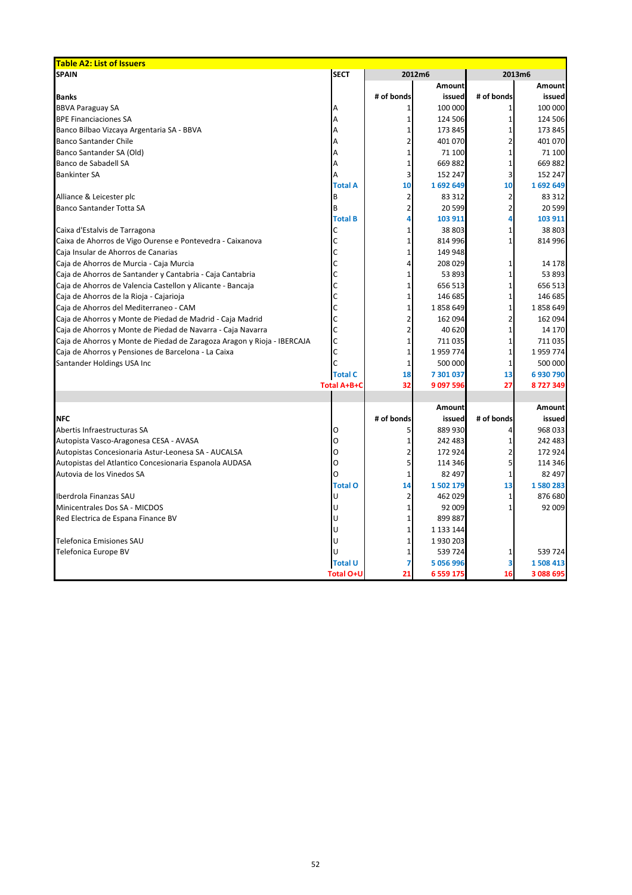**Table A2: List of Issuers**

| SPAIN | SECT | 2012m6 | | 2013m6 | |
|---|---|---|---|---|---|
| **Banks** | | # of bonds | Amount issued | # of bonds | Amount issued |
| BBVA Paraguay SA | A | 1 | 100 000 | 1 | 100 000 |
| BPE Financiaciones SA | A | 1 | 124 506 | 1 | 124 506 |
| Banco Bilbao Vizcaya Argentaria SA - BBVA | A | 1 | 173 845 | 1 | 173 845 |
| Banco Santander Chile | A | 2 | 401 070 | 2 | 401 070 |
| Banco Santander SA (Old) | A | 1 | 71 100 | 1 | 71 100 |
| Banco de Sabadell SA | A | 1 | 669 882 | 1 | 669 882 |
| Bankinter SA | A | 3 | 152 247 | 3 | 152 247 |
| | **Total A** | **10** | **1 692 649** | **10** | **1 692 649** |
| Alliance & Leicester plc | B | 2 | 83 312 | 2 | 83 312 |
| Banco Santander Totta SA | B | 2 | 20 599 | 2 | 20 599 |
| | **Total B** | **4** | **103 911** | **4** | **103 911** |
| Caixa d'Estalvis de Tarragona | C | 1 | 38 803 | 1 | 38 803 |
| Caixa de Ahorros de Vigo Ourense e Pontevedra - Caixanova | C | 1 | 814 996 | 1 | 814 996 |
| Caja Insular de Ahorros de Canarias | C | 1 | 149 948 | | |
| Caja de Ahorros de Murcia - Caja Murcia | C | 4 | 208 029 | 1 | 14 178 |
| Caja de Ahorros de Santander y Cantabria - Caja Cantabria | C | 1 | 53 893 | 1 | 53 893 |
| Caja de Ahorros de Valencia Castellon y Alicante - Bancaja | C | 1 | 656 513 | 1 | 656 513 |
| Caja de Ahorros de la Rioja - Cajarioja | C | 1 | 146 685 | 1 | 146 685 |
| Caja de Ahorros del Mediterraneo - CAM | C | 1 | 1 858 649 | 1 | 1 858 649 |
| Caja de Ahorros y Monte de Piedad de Madrid - Caja Madrid | C | 2 | 162 094 | 2 | 162 094 |
| Caja de Ahorros y Monte de Piedad de Navarra - Caja Navarra | C | 2 | 40 620 | 1 | 14 170 |
| Caja de Ahorros y Monte de Piedad de Zaragoza Aragon y Rioja - IBERCAJA | C | 1 | 711 035 | 1 | 711 035 |
| Caja de Ahorros y Pensiones de Barcelona - La Caixa | C | 1 | 1 959 774 | 1 | 1 959 774 |
| Santander Holdings USA Inc | C | 1 | 500 000 | 1 | 500 000 |
| | **Total C** | **18** | **7 301 037** | **13** | **6 930 790** |
| | **Total A+B+C** | **32** | **9 097 596** | **27** | **8 727 349** |
| | | | | | |
| **NFC** | | # of bonds | Amount issued | # of bonds | Amount issued |
| Abertis Infraestructuras SA | O | 5 | 889 930 | 4 | 968 033 |
| Autopista Vasco-Aragonesa CESA - AVASA | O | 1 | 242 483 | 1 | 242 483 |
| Autopistas Concesionaria Astur-Leonesa SA - AUCALSA | O | 2 | 172 924 | 2 | 172 924 |
| Autopistas del Atlantico Concesionaria Espanola AUDASA | O | 5 | 114 346 | 5 | 114 346 |
| Autovia de los Vinedos SA | O | 1 | 82 497 | 1 | 82 497 |
| | **Total O** | **14** | **1 502 179** | **13** | **1 580 283** |
| Iberdrola Finanzas SAU | U | 2 | 462 029 | 1 | 876 680 |
| Minicentrales Dos SA - MICDOS | U | 1 | 92 009 | 1 | 92 009 |
| Red Electrica de Espana Finance BV | U | 1 | 899 887 | | |
| | U | 1 | 1 133 144 | | |
| Telefonica Emisiones SAU | U | 1 | 1 930 203 | | |
| Telefonica Europe BV | U | 1 | 539 724 | 1 | 539 724 |
| | **Total U** | **7** | **5 056 996** | **3** | **1 508 413** |
| | **Total O+U** | **21** | **6 559 175** | **16** | **3 088 695** |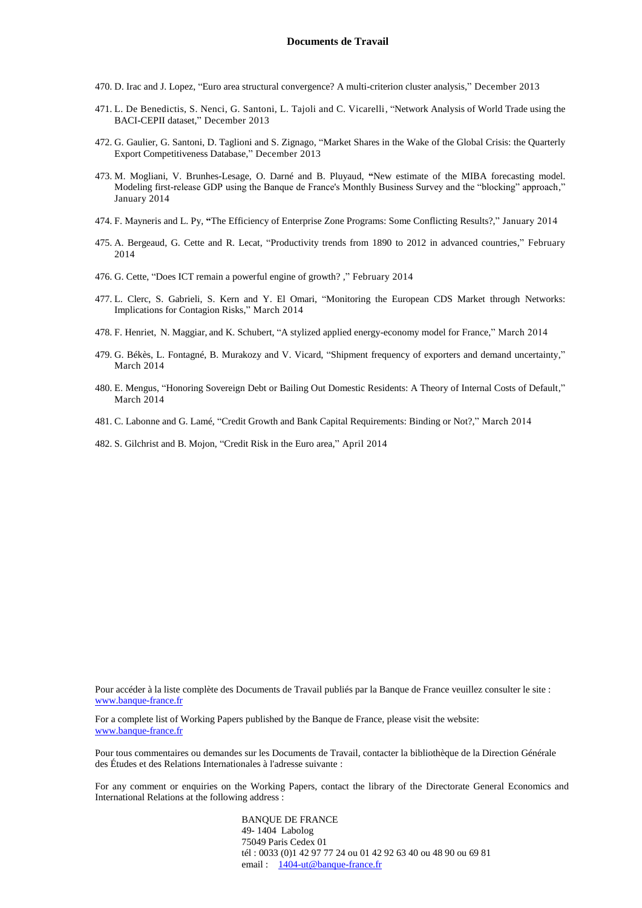# Documents de Travail

470. D. Irac and J. Lopez, "Euro area structural convergence? A multi-criterion cluster analysis," December 2013

471. L. De Benedictis, S. Nenci, G. Santoni, L. Tajoli and C. Vicarelli, "Network Analysis of World Trade using the BACI-CEPII dataset," December 2013

472. G. Gaulier, G. Santoni, D. Taglioni and S. Zignago, "Market Shares in the Wake of the Global Crisis: the Quarterly Export Competitiveness Database," December 2013

473. M. Mogliani, V. Brunhes-Lesage, O. Darné and B. Pluyaud, "New estimate of the MIBA forecasting model. Modeling first-release GDP using the Banque de France's Monthly Business Survey and the "blocking" approach," January 2014

474. F. Mayneris and L. Py, "The Efficiency of Enterprise Zone Programs: Some Conflicting Results?," January 2014

475. A. Bergeaud, G. Cette and R. Lecat, "Productivity trends from 1890 to 2012 in advanced countries," February 2014

476. G. Cette, "Does ICT remain a powerful engine of growth? ," February 2014

477. L. Clerc, S. Gabrieli, S. Kern and Y. El Omari, "Monitoring the European CDS Market through Networks: Implications for Contagion Risks," March 2014

478. F. Henriet, N. Maggiar, and K. Schubert, "A stylized applied energy-economy model for France," March 2014

479. G. Békès, L. Fontagné, B. Murakozy and V. Vicard, "Shipment frequency of exporters and demand uncertainty," March 2014

480. E. Mengus, "Honoring Sovereign Debt or Bailing Out Domestic Residents: A Theory of Internal Costs of Default," March 2014

481. C. Labonne and G. Lamé, "Credit Growth and Bank Capital Requirements: Binding or Not?," March 2014

482. S. Gilchrist and B. Mojon, "Credit Risk in the Euro area," April 2014

Pour accéder à la liste complète des Documents de Travail publiés par la Banque de France veuillez consulter le site : www.banque-france.fr

For a complete list of Working Papers published by the Banque de France, please visit the website: www.banque-france.fr

Pour tous commentaires ou demandes sur les Documents de Travail, contacter la bibliothèque de la Direction Générale des Études et des Relations Internationales à l'adresse suivante :

For any comment or enquiries on the Working Papers, contact the library of the Directorate General Economics and International Relations at the following address :

BANQUE DE FRANCE
49- 1404 Labolog
75049 Paris Cedex 01
tél : 0033 (0)1 42 97 77 24 ou 01 42 92 63 40 ou 48 90 ou 69 81
email : 1404-ut@banque-france.fr